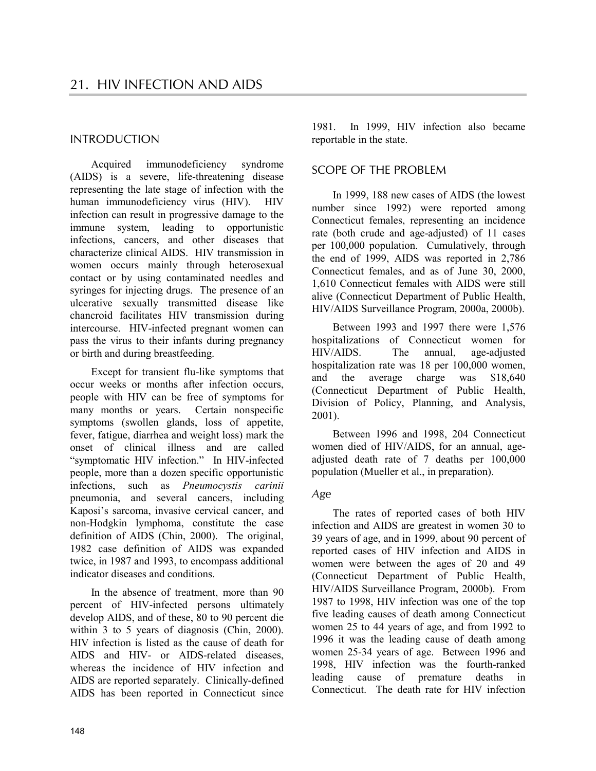# 21. HIV INFECTION AND AIDS

## INTRODUCTION

Acquired immunodeficiency syndrome (AIDS) is a severe, life-threatening disease representing the late stage of infection with the human immunodeficiency virus (HIV). HIV infection can result in progressive damage to the immune system, leading to opportunistic infections, cancers, and other diseases that characterize clinical AIDS. HIV transmission in women occurs mainly through heterosexual contact or by using contaminated needles and syringes for injecting drugs. The presence of an ulcerative sexually transmitted disease like chancroid facilitates HIV transmission during intercourse. HIV-infected pregnant women can pass the virus to their infants during pregnancy or birth and during breastfeeding.

Except for transient flu-like symptoms that occur weeks or months after infection occurs, people with HIV can be free of symptoms for many months or years. Certain nonspecific symptoms (swollen glands, loss of appetite, fever, fatigue, diarrhea and weight loss) mark the onset of clinical illness and are called "symptomatic HIV infection." In HIV-infected people, more than a dozen specific opportunistic infections, such as *Pneumocystis carinii* pneumonia, and several cancers, including Kaposi's sarcoma, invasive cervical cancer, and non-Hodgkin lymphoma, constitute the case definition of AIDS (Chin, 2000). The original, 1982 case definition of AIDS was expanded twice, in 1987 and 1993, to encompass additional indicator diseases and conditions.

In the absence of treatment, more than 90 percent of HIV-infected persons ultimately develop AIDS, and of these, 80 to 90 percent die within 3 to 5 years of diagnosis (Chin, 2000). HIV infection is listed as the cause of death for AIDS and HIV- or AIDS-related diseases, whereas the incidence of HIV infection and AIDS are reported separately. Clinically-defined AIDS has been reported in Connecticut since 1981. In 1999, HIV infection also became reportable in the state.

## SCOPE OF THE PROBLEM

In 1999, 188 new cases of AIDS (the lowest number since 1992) were reported among Connecticut females, representing an incidence rate (both crude and age-adjusted) of 11 cases per 100,000 population. Cumulatively, through the end of 1999, AIDS was reported in 2,786 Connecticut females, and as of June 30, 2000, 1,610 Connecticut females with AIDS were still alive (Connecticut Department of Public Health, HIV/AIDS Surveillance Program, 2000a, 2000b).

Between 1993 and 1997 there were 1,576 hospitalizations of Connecticut women for HIV/AIDS. The annual, age-adjusted hospitalization rate was 18 per 100,000 women, and the average charge was $18,640 (Connecticut Department of Public Health, Division of Policy, Planning, and Analysis, 2001).

Between 1996 and 1998, 204 Connecticut women died of HIV/AIDS, for an annual, age-adjusted death rate of 7 deaths per 100,000 population (Mueller et al., in preparation).

### *Age*

The rates of reported cases of both HIV infection and AIDS are greatest in women 30 to 39 years of age, and in 1999, about 90 percent of reported cases of HIV infection and AIDS in women were between the ages of 20 and 49 (Connecticut Department of Public Health, HIV/AIDS Surveillance Program, 2000b). From 1987 to 1998, HIV infection was one of the top five leading causes of death among Connecticut women 25 to 44 years of age, and from 1992 to 1996 it was the leading cause of death among women 25-34 years of age. Between 1996 and 1998, HIV infection was the fourth-ranked leading cause of premature deaths in Connecticut. The death rate for HIV infection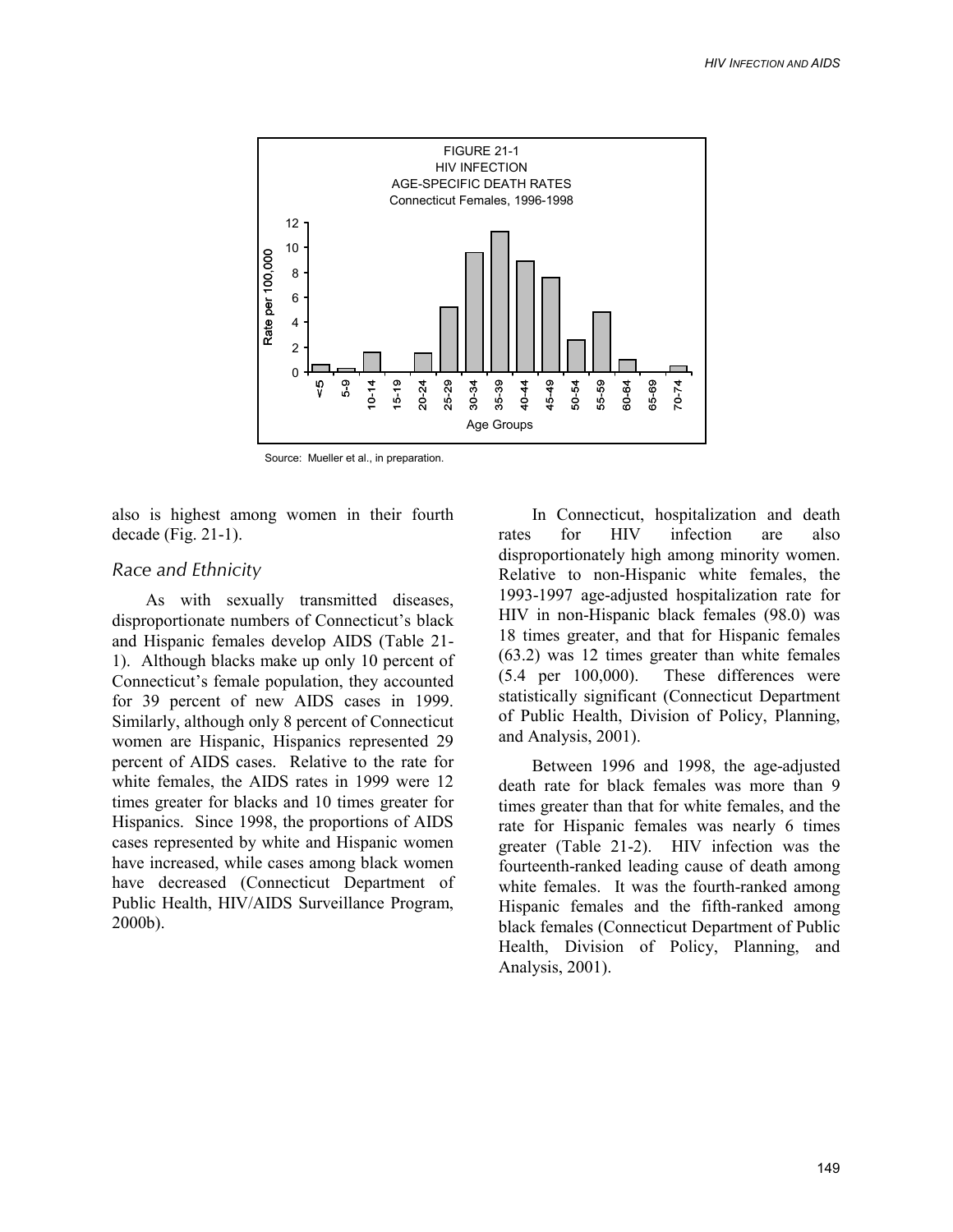FIGURE 21-1
HIV INFECTION
AGE-SPECIFIC DEATH RATES
Connecticut Females, 1996-1998

Source: Mueller et al., in preparation.

also is highest among women in their fourth decade (Fig. 21-1).

### *Race and Ethnicity*

As with sexually transmitted diseases, disproportionate numbers of Connecticut's black and Hispanic females develop AIDS (Table 21-1). Although blacks make up only 10 percent of Connecticut's female population, they accounted for 39 percent of new AIDS cases in 1999. Similarly, although only 8 percent of Connecticut women are Hispanic, Hispanics represented 29 percent of AIDS cases. Relative to the rate for white females, the AIDS rates in 1999 were 12 times greater for blacks and 10 times greater for Hispanics. Since 1998, the proportions of AIDS cases represented by white and Hispanic women have increased, while cases among black women have decreased (Connecticut Department of Public Health, HIV/AIDS Surveillance Program, 2000b).

In Connecticut, hospitalization and death rates for HIV infection are also disproportionately high among minority women. Relative to non-Hispanic white females, the 1993-1997 age-adjusted hospitalization rate for HIV in non-Hispanic black females (98.0) was 18 times greater, and that for Hispanic females (63.2) was 12 times greater than white females (5.4 per 100,000). These differences were statistically significant (Connecticut Department of Public Health, Division of Policy, Planning, and Analysis, 2001).

Between 1996 and 1998, the age-adjusted death rate for black females was more than 9 times greater than that for white females, and the rate for Hispanic females was nearly 6 times greater (Table 21-2). HIV infection was the fourteenth-ranked leading cause of death among white females. It was the fourth-ranked among Hispanic females and the fifth-ranked among black females (Connecticut Department of Public Health, Division of Policy, Planning, and Analysis, 2001).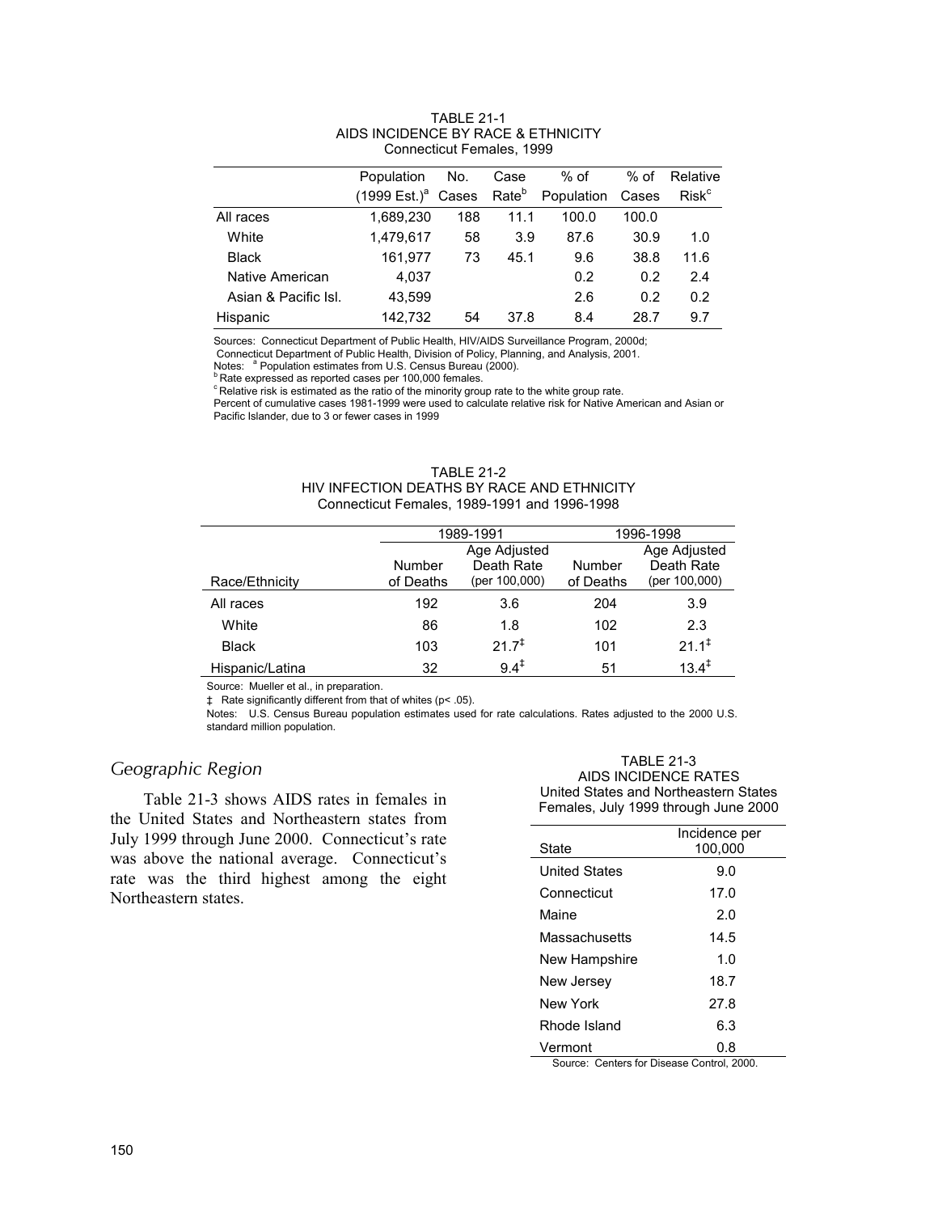TABLE 21-1
AIDS INCIDENCE BY RACE & ETHNICITY
Connecticut Females, 1999

| | Population (1999 Est.)[a] | No. Cases | Case Rate[b] | % of Population | % of Cases | Relative Risk[c] |
|---|---|---|---|---|---|---|
| All races | 1,689,230 | 188 | 11.1 | 100.0 | 100.0 | |
| White | 1,479,617 | 58 | 3.9 | 87.6 | 30.9 | 1.0 |
| Black | 161,977 | 73 | 45.1 | 9.6 | 38.8 | 11.6 |
| Native American | 4,037 | | | 0.2 | 0.2 | 2.4 |
| Asian & Pacific Isl. | 43,599 | | | 2.6 | 0.2 | 0.2 |
| Hispanic | 142,732 | 54 | 37.8 | 8.4 | 28.7 | 9.7 |

Sources: Connecticut Department of Public Health, HIV/AIDS Surveillance Program, 2000d; Connecticut Department of Public Health, Division of Policy, Planning, and Analysis, 2001.
Notes: [a] Population estimates from U.S. Census Bureau (2000).
[b] Rate expressed as reported cases per 100,000 females.
[c] Relative risk is estimated as the ratio of the minority group rate to the white group rate.
Percent of cumulative cases 1981-1999 were used to calculate relative risk for Native American and Asian or Pacific Islander, due to 3 or fewer cases in 1999

TABLE 21-2
HIV INFECTION DEATHS BY RACE AND ETHNICITY
Connecticut Females, 1989-1991 and 1996-1998

| | 1989-1991 | | 1996-1998 | |
|---|---|---|---|---|
| Race/Ethnicity | Number of Deaths | Age Adjusted Death Rate (per 100,000) | Number of Deaths | Age Adjusted Death Rate (per 100,000) |
| All races | 192 | 3.6 | 204 | 3.9 |
| White | 86 | 1.8 | 102 | 2.3 |
| Black | 103 | 21.7‡ | 101 | 21.1‡ |
| Hispanic/Latina | 32 | 9.4‡ | 51 | 13.4‡ |

Source: Mueller et al., in preparation.
‡ Rate significantly different from that of whites ($p < .05$).
Notes: U.S. Census Bureau population estimates used for rate calculations. Rates adjusted to the 2000 U.S. standard million population.

## *Geographic Region*

Table 21-3 shows AIDS rates in females in the United States and Northeastern states from July 1999 through June 2000. Connecticut's rate was above the national average. Connecticut's rate was the third highest among the eight Northeastern states.

TABLE 21-3
AIDS INCIDENCE RATES
United States and Northeastern States
Females, July 1999 through June 2000

| State | Incidence per 100,000 |
|---|---|
| United States | 9.0 |
| Connecticut | 17.0 |
| Maine | 2.0 |
| Massachusetts | 14.5 |
| New Hampshire | 1.0 |
| New Jersey | 18.7 |
| New York | 27.8 |
| Rhode Island | 6.3 |
| Vermont | 0.8 |

Source: Centers for Disease Control, 2000.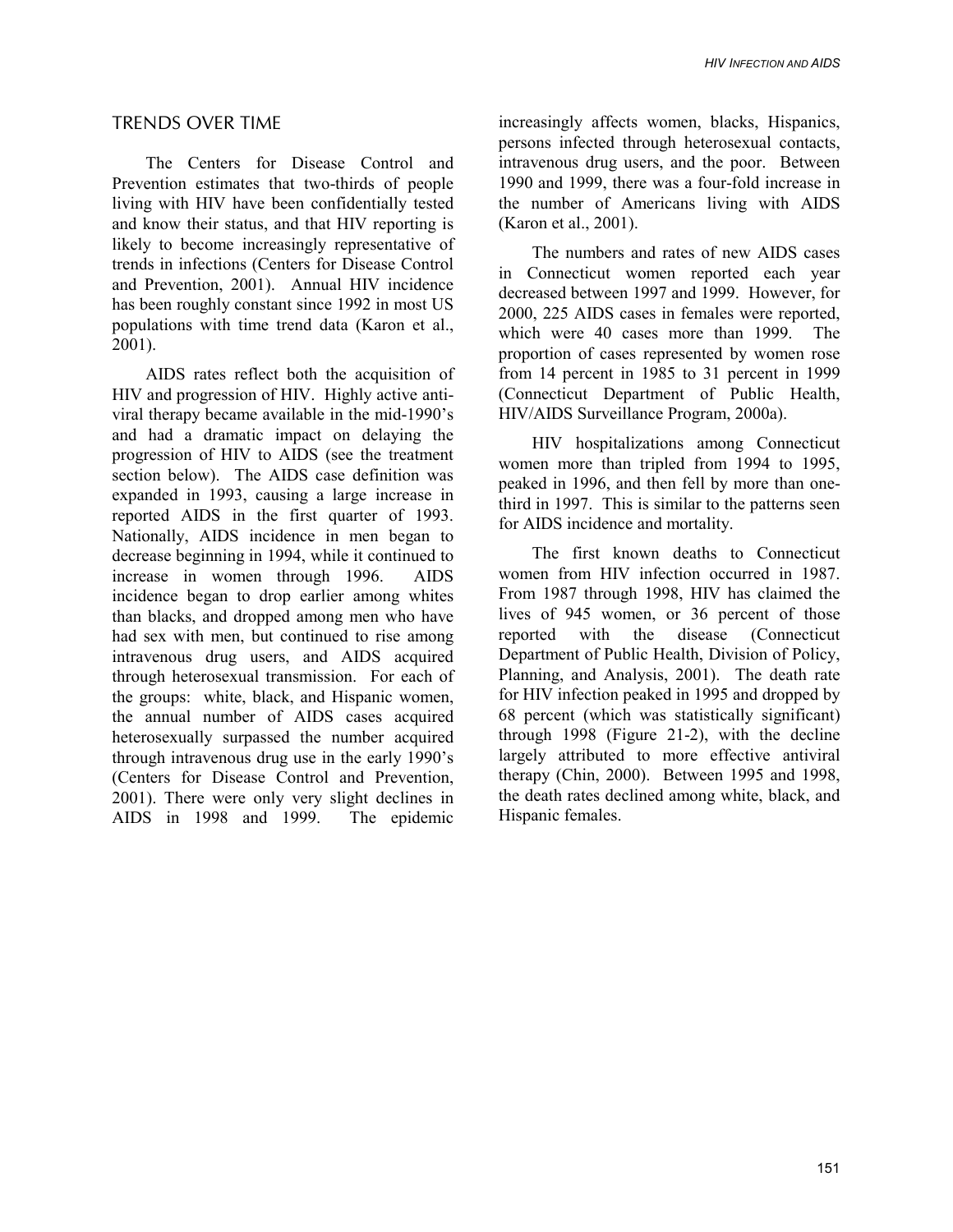## TRENDS OVER TIME

The Centers for Disease Control and Prevention estimates that two-thirds of people living with HIV have been confidentially tested and know their status, and that HIV reporting is likely to become increasingly representative of trends in infections (Centers for Disease Control and Prevention, 2001). Annual HIV incidence has been roughly constant since 1992 in most US populations with time trend data (Karon et al., 2001).

AIDS rates reflect both the acquisition of HIV and progression of HIV. Highly active anti-viral therapy became available in the mid-1990's and had a dramatic impact on delaying the progression of HIV to AIDS (see the treatment section below). The AIDS case definition was expanded in 1993, causing a large increase in reported AIDS in the first quarter of 1993. Nationally, AIDS incidence in men began to decrease beginning in 1994, while it continued to increase in women through 1996. AIDS incidence began to drop earlier among whites than blacks, and dropped among men who have had sex with men, but continued to rise among intravenous drug users, and AIDS acquired through heterosexual transmission. For each of the groups: white, black, and Hispanic women, the annual number of AIDS cases acquired heterosexually surpassed the number acquired through intravenous drug use in the early 1990's (Centers for Disease Control and Prevention, 2001). There were only very slight declines in AIDS in 1998 and 1999. The epidemic increasingly affects women, blacks, Hispanics, persons infected through heterosexual contacts, intravenous drug users, and the poor. Between 1990 and 1999, there was a four-fold increase in the number of Americans living with AIDS (Karon et al., 2001).

The numbers and rates of new AIDS cases in Connecticut women reported each year decreased between 1997 and 1999. However, for 2000, 225 AIDS cases in females were reported, which were 40 cases more than 1999. The proportion of cases represented by women rose from 14 percent in 1985 to 31 percent in 1999 (Connecticut Department of Public Health, HIV/AIDS Surveillance Program, 2000a).

HIV hospitalizations among Connecticut women more than tripled from 1994 to 1995, peaked in 1996, and then fell by more than one-third in 1997. This is similar to the patterns seen for AIDS incidence and mortality.

The first known deaths to Connecticut women from HIV infection occurred in 1987. From 1987 through 1998, HIV has claimed the lives of 945 women, or 36 percent of those reported with the disease (Connecticut Department of Public Health, Division of Policy, Planning, and Analysis, 2001). The death rate for HIV infection peaked in 1995 and dropped by 68 percent (which was statistically significant) through 1998 (Figure 21-2), with the decline largely attributed to more effective antiviral therapy (Chin, 2000). Between 1995 and 1998, the death rates declined among white, black, and Hispanic females.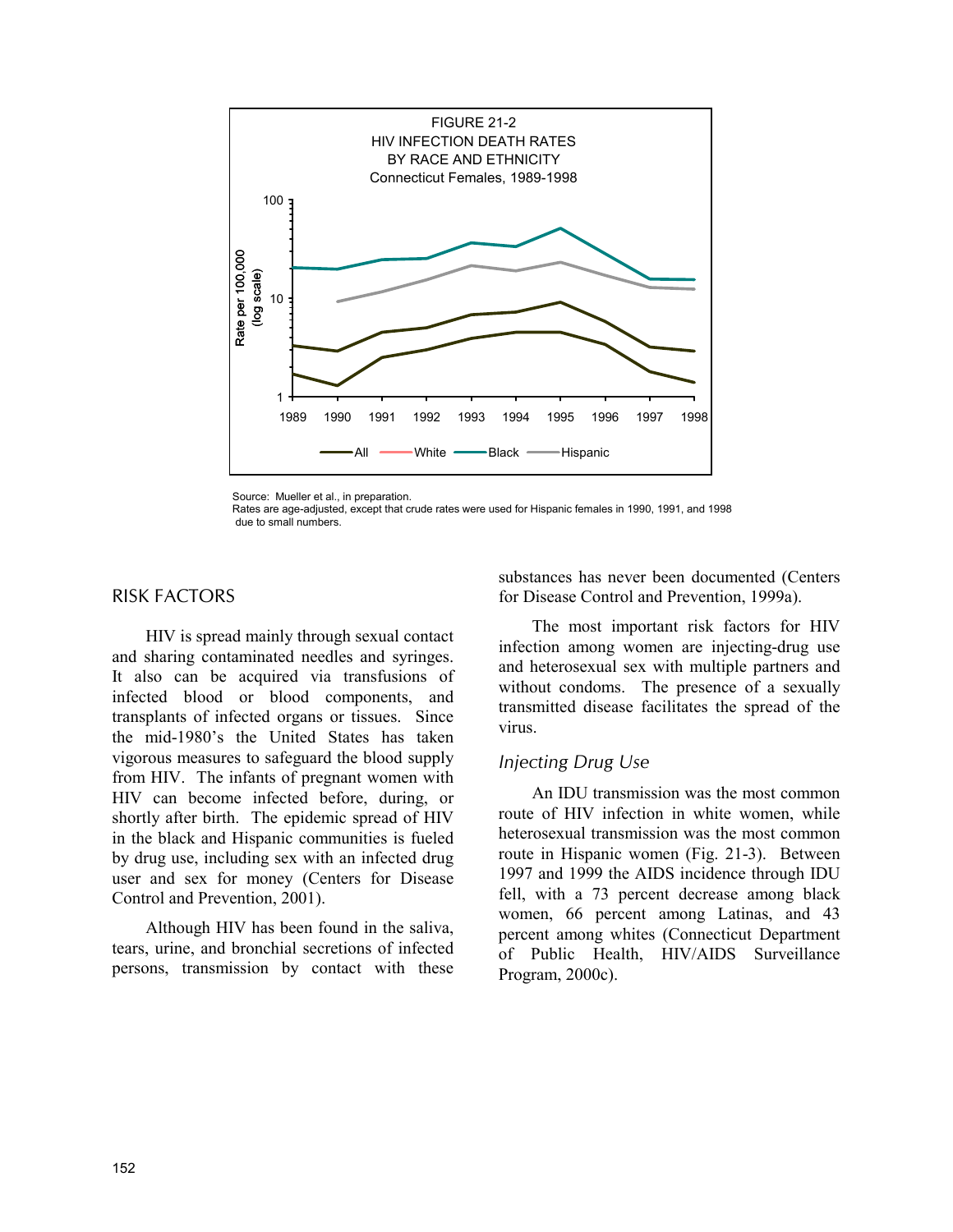FIGURE 21-2
HIV INFECTION DEATH RATES
BY RACE AND ETHNICITY
Connecticut Females, 1989-1998

Source: Mueller et al., in preparation.
Rates are age-adjusted, except that crude rates were used for Hispanic females in 1990, 1991, and 1998 due to small numbers.

## RISK FACTORS

HIV is spread mainly through sexual contact and sharing contaminated needles and syringes. It also can be acquired via transfusions of infected blood or blood components, and transplants of infected organs or tissues. Since the mid-1980's the United States has taken vigorous measures to safeguard the blood supply from HIV. The infants of pregnant women with HIV can become infected before, during, or shortly after birth. The epidemic spread of HIV in the black and Hispanic communities is fueled by drug use, including sex with an infected drug user and sex for money (Centers for Disease Control and Prevention, 2001).

Although HIV has been found in the saliva, tears, urine, and bronchial secretions of infected persons, transmission by contact with these substances has never been documented (Centers for Disease Control and Prevention, 1999a).

The most important risk factors for HIV infection among women are injecting-drug use and heterosexual sex with multiple partners and without condoms. The presence of a sexually transmitted disease facilitates the spread of the virus.

### *Injecting Drug Use*

An IDU transmission was the most common route of HIV infection in white women, while heterosexual transmission was the most common route in Hispanic women (Fig. 21-3). Between 1997 and 1999 the AIDS incidence through IDU fell, with a 73 percent decrease among black women, 66 percent among Latinas, and 43 percent among whites (Connecticut Department of Public Health, HIV/AIDS Surveillance Program, 2000c).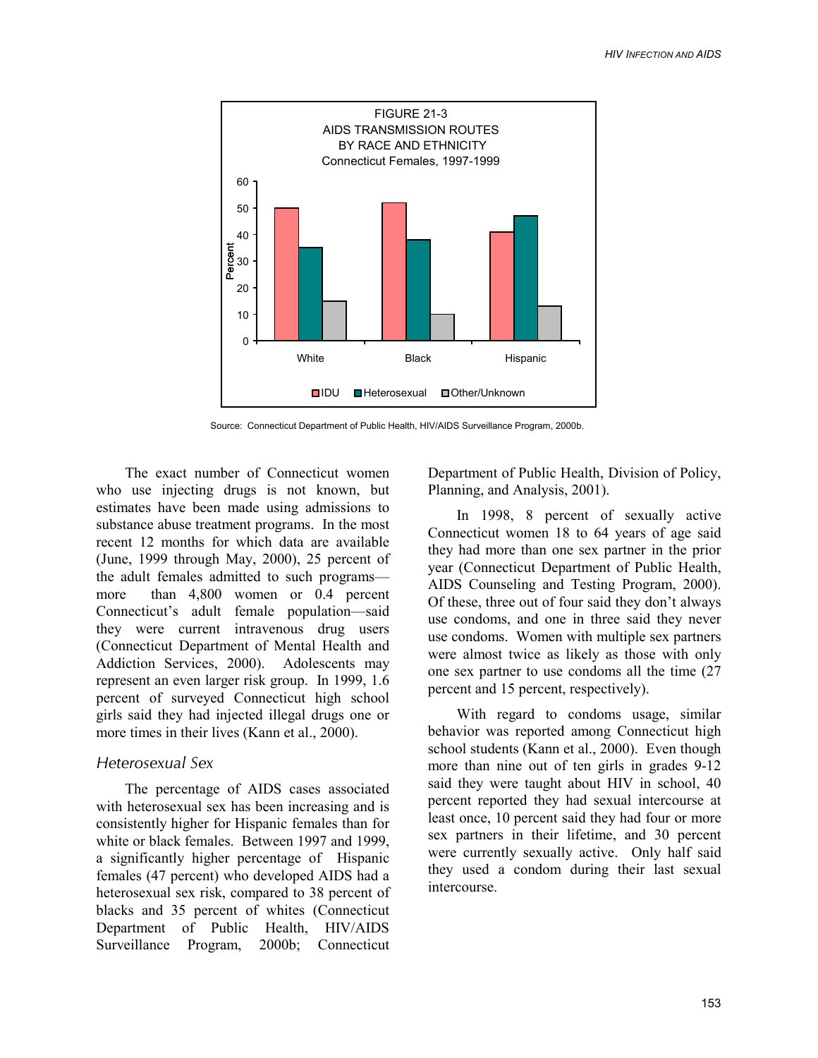FIGURE 21-3
AIDS TRANSMISSION ROUTES BY RACE AND ETHNICITY
Connecticut Females, 1997-1999

Source: Connecticut Department of Public Health, HIV/AIDS Surveillance Program, 2000b.

The exact number of Connecticut women who use injecting drugs is not known, but estimates have been made using admissions to substance abuse treatment programs. In the most recent 12 months for which data are available (June, 1999 through May, 2000), 25 percent of the adult females admitted to such programs—more than 4,800 women or 0.4 percent Connecticut's adult female population—said they were current intravenous drug users (Connecticut Department of Mental Health and Addiction Services, 2000). Adolescents may represent an even larger risk group. In 1999, 1.6 percent of surveyed Connecticut high school girls said they had injected illegal drugs one or more times in their lives (Kann et al., 2000).

### Heterosexual Sex

The percentage of AIDS cases associated with heterosexual sex has been increasing and is consistently higher for Hispanic females than for white or black females. Between 1997 and 1999, a significantly higher percentage of Hispanic females (47 percent) who developed AIDS had a heterosexual sex risk, compared to 38 percent of blacks and 35 percent of whites (Connecticut Department of Public Health, HIV/AIDS Surveillance Program, 2000b; Connecticut Department of Public Health, Division of Policy, Planning, and Analysis, 2001).

In 1998, 8 percent of sexually active Connecticut women 18 to 64 years of age said they had more than one sex partner in the prior year (Connecticut Department of Public Health, AIDS Counseling and Testing Program, 2000). Of these, three out of four said they don't always use condoms, and one in three said they never use condoms. Women with multiple sex partners were almost twice as likely as those with only one sex partner to use condoms all the time (27 percent and 15 percent, respectively).

With regard to condoms usage, similar behavior was reported among Connecticut high school students (Kann et al., 2000). Even though more than nine out of ten girls in grades 9-12 said they were taught about HIV in school, 40 percent reported they had sexual intercourse at least once, 10 percent said they had four or more sex partners in their lifetime, and 30 percent were currently sexually active. Only half said they used a condom during their last sexual intercourse.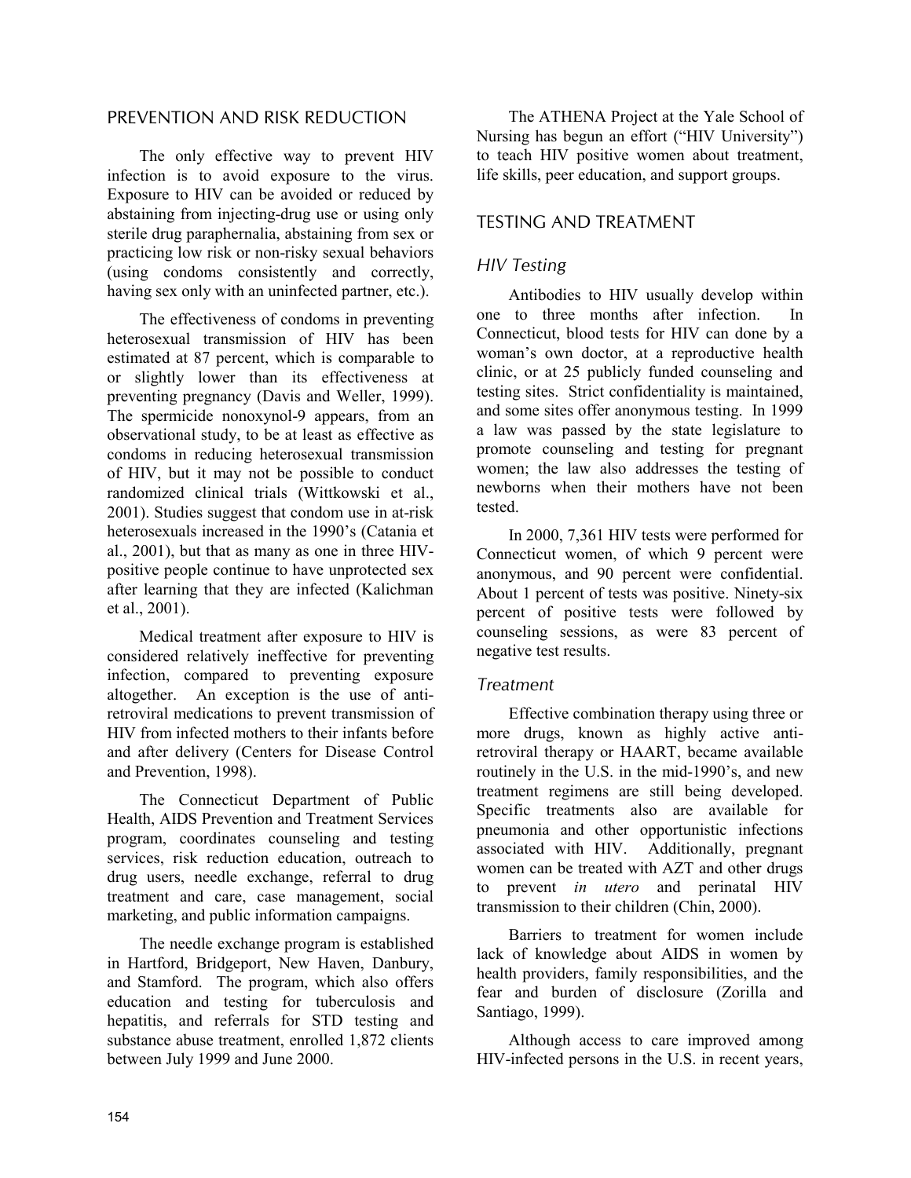## PREVENTION AND RISK REDUCTION

The only effective way to prevent HIV infection is to avoid exposure to the virus. Exposure to HIV can be avoided or reduced by abstaining from injecting-drug use or using only sterile drug paraphernalia, abstaining from sex or practicing low risk or non-risky sexual behaviors (using condoms consistently and correctly, having sex only with an uninfected partner, etc.).

The effectiveness of condoms in preventing heterosexual transmission of HIV has been estimated at 87 percent, which is comparable to or slightly lower than its effectiveness at preventing pregnancy (Davis and Weller, 1999). The spermicide nonoxynol-9 appears, from an observational study, to be at least as effective as condoms in reducing heterosexual transmission of HIV, but it may not be possible to conduct randomized clinical trials (Wittkowski et al., 2001). Studies suggest that condom use in at-risk heterosexuals increased in the 1990's (Catania et al., 2001), but that as many as one in three HIV-positive people continue to have unprotected sex after learning that they are infected (Kalichman et al., 2001).

Medical treatment after exposure to HIV is considered relatively ineffective for preventing infection, compared to preventing exposure altogether. An exception is the use of anti-retroviral medications to prevent transmission of HIV from infected mothers to their infants before and after delivery (Centers for Disease Control and Prevention, 1998).

The Connecticut Department of Public Health, AIDS Prevention and Treatment Services program, coordinates counseling and testing services, risk reduction education, outreach to drug users, needle exchange, referral to drug treatment and care, case management, social marketing, and public information campaigns.

The needle exchange program is established in Hartford, Bridgeport, New Haven, Danbury, and Stamford. The program, which also offers education and testing for tuberculosis and hepatitis, and referrals for STD testing and substance abuse treatment, enrolled 1,872 clients between July 1999 and June 2000.

The ATHENA Project at the Yale School of Nursing has begun an effort ("HIV University") to teach HIV positive women about treatment, life skills, peer education, and support groups.

## TESTING AND TREATMENT

### *HIV Testing*

Antibodies to HIV usually develop within one to three months after infection. In Connecticut, blood tests for HIV can done by a woman's own doctor, at a reproductive health clinic, or at 25 publicly funded counseling and testing sites. Strict confidentiality is maintained, and some sites offer anonymous testing. In 1999 a law was passed by the state legislature to promote counseling and testing for pregnant women; the law also addresses the testing of newborns when their mothers have not been tested.

In 2000, 7,361 HIV tests were performed for Connecticut women, of which 9 percent were anonymous, and 90 percent were confidential. About 1 percent of tests was positive. Ninety-six percent of positive tests were followed by counseling sessions, as were 83 percent of negative test results.

### *Treatment*

Effective combination therapy using three or more drugs, known as highly active anti-retroviral therapy or HAART, became available routinely in the U.S. in the mid-1990's, and new treatment regimens are still being developed. Specific treatments also are available for pneumonia and other opportunistic infections associated with HIV. Additionally, pregnant women can be treated with AZT and other drugs to prevent *in utero* and perinatal HIV transmission to their children (Chin, 2000).

Barriers to treatment for women include lack of knowledge about AIDS in women by health providers, family responsibilities, and the fear and burden of disclosure (Zorilla and Santiago, 1999).

Although access to care improved among HIV-infected persons in the U.S. in recent years,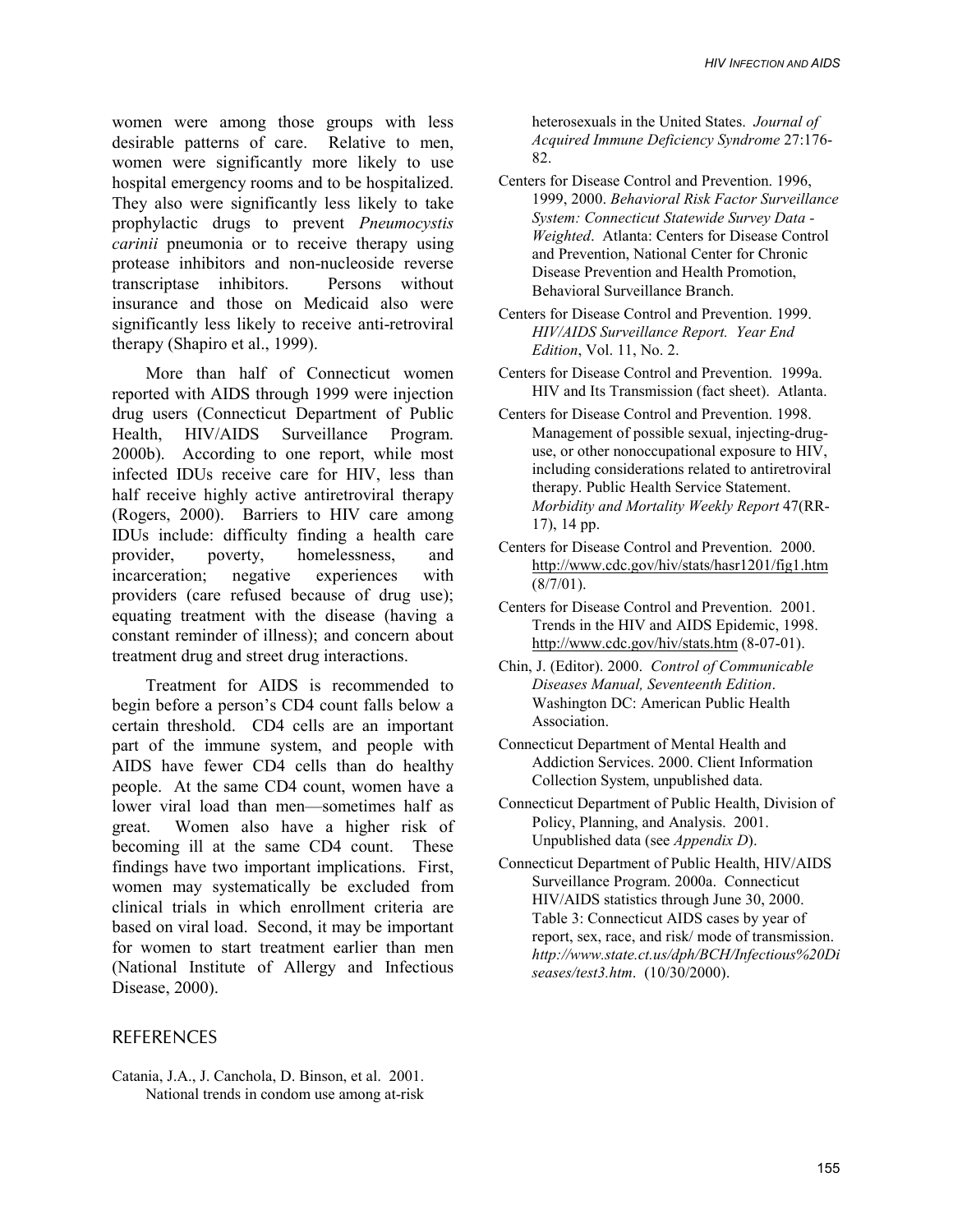women were among those groups with less desirable patterns of care. Relative to men, women were significantly more likely to use hospital emergency rooms and to be hospitalized. They also were significantly less likely to take prophylactic drugs to prevent *Pneumocystis carinii* pneumonia or to receive therapy using protease inhibitors and non-nucleoside reverse transcriptase inhibitors. Persons without insurance and those on Medicaid also were significantly less likely to receive anti-retroviral therapy (Shapiro et al., 1999).

More than half of Connecticut women reported with AIDS through 1999 were injection drug users (Connecticut Department of Public Health, HIV/AIDS Surveillance Program. 2000b). According to one report, while most infected IDUs receive care for HIV, less than half receive highly active antiretroviral therapy (Rogers, 2000). Barriers to HIV care among IDUs include: difficulty finding a health care provider, poverty, homelessness, and incarceration; negative experiences with providers (care refused because of drug use); equating treatment with the disease (having a constant reminder of illness); and concern about treatment drug and street drug interactions.

Treatment for AIDS is recommended to begin before a person's CD4 count falls below a certain threshold. CD4 cells are an important part of the immune system, and people with AIDS have fewer CD4 cells than do healthy people. At the same CD4 count, women have a lower viral load than men—sometimes half as great. Women also have a higher risk of becoming ill at the same CD4 count. These findings have two important implications. First, women may systematically be excluded from clinical trials in which enrollment criteria are based on viral load. Second, it may be important for women to start treatment earlier than men (National Institute of Allergy and Infectious Disease, 2000).

## REFERENCES

Catania, J.A., J. Canchola, D. Binson, et al. 2001. National trends in condom use among at-risk heterosexuals in the United States. *Journal of Acquired Immune Deficiency Syndrome* 27:176-82.

Centers for Disease Control and Prevention. 1996, 1999, 2000. *Behavioral Risk Factor Surveillance System: Connecticut Statewide Survey Data - Weighted*. Atlanta: Centers for Disease Control and Prevention, National Center for Chronic Disease Prevention and Health Promotion, Behavioral Surveillance Branch.

Centers for Disease Control and Prevention. 1999. *HIV/AIDS Surveillance Report. Year End Edition*, Vol. 11, No. 2.

Centers for Disease Control and Prevention. 1999a. HIV and Its Transmission (fact sheet). Atlanta.

Centers for Disease Control and Prevention. 1998. Management of possible sexual, injecting-drug-use, or other nonoccupational exposure to HIV, including considerations related to antiretroviral therapy. Public Health Service Statement. *Morbidity and Mortality Weekly Report* 47(RR-17), 14 pp.

Centers for Disease Control and Prevention. 2000. http://www.cdc.gov/hiv/stats/hasr1201/fig1.htm (8/7/01).

Centers for Disease Control and Prevention. 2001. Trends in the HIV and AIDS Epidemic, 1998. http://www.cdc.gov/hiv/stats.htm (8-07-01).

Chin, J. (Editor). 2000. *Control of Communicable Diseases Manual, Seventeenth Edition*. Washington DC: American Public Health Association.

Connecticut Department of Mental Health and Addiction Services. 2000. Client Information Collection System, unpublished data.

Connecticut Department of Public Health, Division of Policy, Planning, and Analysis. 2001. Unpublished data (see *Appendix D*).

Connecticut Department of Public Health, HIV/AIDS Surveillance Program. 2000a. Connecticut HIV/AIDS statistics through June 30, 2000. Table 3: Connecticut AIDS cases by year of report, sex, race, and risk/ mode of transmission. *http://www.state.ct.us/dph/BCH/Infectious%20Diseases/test3.htm*. (10/30/2000).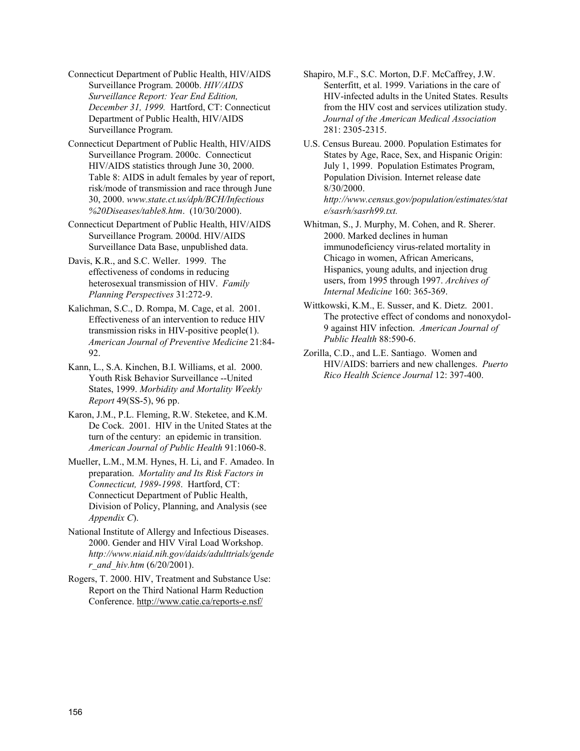Connecticut Department of Public Health, HIV/AIDS Surveillance Program. 2000b. *HIV/AIDS Surveillance Report: Year End Edition, December 31, 1999.* Hartford, CT: Connecticut Department of Public Health, HIV/AIDS Surveillance Program.

Connecticut Department of Public Health, HIV/AIDS Surveillance Program. 2000c. Connecticut HIV/AIDS statistics through June 30, 2000. Table 8: AIDS in adult females by year of report, risk/mode of transmission and race through June 30, 2000. *www.state.ct.us/dph/BCH/Infectious%20Diseases/table8.htm*. (10/30/2000).

Connecticut Department of Public Health, HIV/AIDS Surveillance Program. 2000d. HIV/AIDS Surveillance Data Base, unpublished data.

Davis, K.R., and S.C. Weller. 1999. The effectiveness of condoms in reducing heterosexual transmission of HIV. *Family Planning Perspectives* 31:272-9.

Kalichman, S.C., D. Rompa, M. Cage, et al. 2001. Effectiveness of an intervention to reduce HIV transmission risks in HIV-positive people(1). *American Journal of Preventive Medicine* 21:84-92.

Kann, L., S.A. Kinchen, B.I. Williams, et al. 2000. Youth Risk Behavior Surveillance --United States, 1999. *Morbidity and Mortality Weekly Report* 49(SS-5), 96 pp.

Karon, J.M., P.L. Fleming, R.W. Steketee, and K.M. De Cock. 2001. HIV in the United States at the turn of the century: an epidemic in transition. *American Journal of Public Health* 91:1060-8.

Mueller, L.M., M.M. Hynes, H. Li, and F. Amadeo. In preparation. *Mortality and Its Risk Factors in Connecticut, 1989-1998*. Hartford, CT: Connecticut Department of Public Health, Division of Policy, Planning, and Analysis (see *Appendix C*).

National Institute of Allergy and Infectious Diseases. 2000. Gender and HIV Viral Load Workshop. *http://www.niaid.nih.gov/daids/adulttrials/gender_and_hiv.htm* (6/20/2001).

Rogers, T. 2000. HIV, Treatment and Substance Use: Report on the Third National Harm Reduction Conference. http://www.catie.ca/reports-e.nsf/

Shapiro, M.F., S.C. Morton, D.F. McCaffrey, J.W. Senterfitt, et al. 1999. Variations in the care of HIV-infected adults in the United States. Results from the HIV cost and services utilization study. *Journal of the American Medical Association* 281: 2305-2315.

U.S. Census Bureau. 2000. Population Estimates for States by Age, Race, Sex, and Hispanic Origin: July 1, 1999. Population Estimates Program, Population Division. Internet release date 8/30/2000. *http://www.census.gov/population/estimates/state/sasrh/sasrh99.txt.*

Whitman, S., J. Murphy, M. Cohen, and R. Sherer. 2000. Marked declines in human immunodeficiency virus-related mortality in Chicago in women, African Americans, Hispanics, young adults, and injection drug users, from 1995 through 1997. *Archives of Internal Medicine* 160: 365-369.

Wittkowski, K.M., E. Susser, and K. Dietz. 2001. The protective effect of condoms and nonoxydol-9 against HIV infection. *American Journal of Public Health* 88:590-6.

Zorilla, C.D., and L.E. Santiago. Women and HIV/AIDS: barriers and new challenges. *Puerto Rico Health Science Journal* 12: 397-400.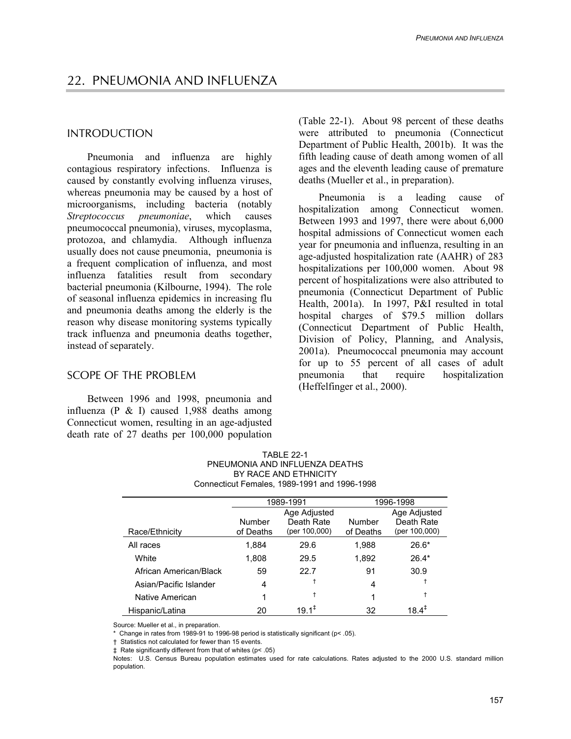# 22. PNEUMONIA AND INFLUENZA

## INTRODUCTION

Pneumonia and influenza are highly contagious respiratory infections. Influenza is caused by constantly evolving influenza viruses, whereas pneumonia may be caused by a host of microorganisms, including bacteria (notably *Streptococcus pneumoniae*, which causes pneumococcal pneumonia), viruses, mycoplasma, protozoa, and chlamydia. Although influenza usually does not cause pneumonia, pneumonia is a frequent complication of influenza, and most influenza fatalities result from secondary bacterial pneumonia (Kilbourne, 1994). The role of seasonal influenza epidemics in increasing flu and pneumonia deaths among the elderly is the reason why disease monitoring systems typically track influenza and pneumonia deaths together, instead of separately.

## SCOPE OF THE PROBLEM

Between 1996 and 1998, pneumonia and influenza (P & I) caused 1,988 deaths among Connecticut women, resulting in an age-adjusted death rate of 27 deaths per 100,000 population (Table 22-1). About 98 percent of these deaths were attributed to pneumonia (Connecticut Department of Public Health, 2001b). It was the fifth leading cause of death among women of all ages and the eleventh leading cause of premature deaths (Mueller et al., in preparation).

Pneumonia is a leading cause of hospitalization among Connecticut women. Between 1993 and 1997, there were about 6,000 hospital admissions of Connecticut women each year for pneumonia and influenza, resulting in an age-adjusted hospitalization rate (AAHR) of 283 hospitalizations per 100,000 women. About 98 percent of hospitalizations were also attributed to pneumonia (Connecticut Department of Public Health, 2001a). In 1997, P&I resulted in total hospital charges of $79.5 million dollars (Connecticut Department of Public Health, Division of Policy, Planning, and Analysis, 2001a). Pneumococcal pneumonia may account for up to 55 percent of all cases of adult pneumonia that require hospitalization (Heffelfinger et al., 2000).

TABLE 22-1
PNEUMONIA AND INFLUENZA DEATHS
BY RACE AND ETHNICITY
Connecticut Females, 1989-1991 and 1996-1998

| | 1989-1991 | | 1996-1998 | |
|---|---|---|---|---|
| Race/Ethnicity | Number of Deaths | Age Adjusted Death Rate (per 100,000) | Number of Deaths | Age Adjusted Death Rate (per 100,000) |
| All races | 1,884 | 29.6 | 1,988 | 26.6* |
| White | 1,808 | 29.5 | 1,892 | 26.4* |
| African American/Black | 59 | 22.7 | 91 | 30.9 |
| Asian/Pacific Islander | 4 | † | 4 | † |
| Native American | 1 | † | 1 | † |
| Hispanic/Latina | 20 | 19.1‡ | 32 | 18.4‡ |

Source: Mueller et al., in preparation.

\* Change in rates from 1989-91 to 1996-98 period is statistically significant (p< .05).

† Statistics not calculated for fewer than 15 events.

‡ Rate significantly different from that of whites (p< .05)

Notes: U.S. Census Bureau population estimates used for rate calculations. Rates adjusted to the 2000 U.S. standard million population.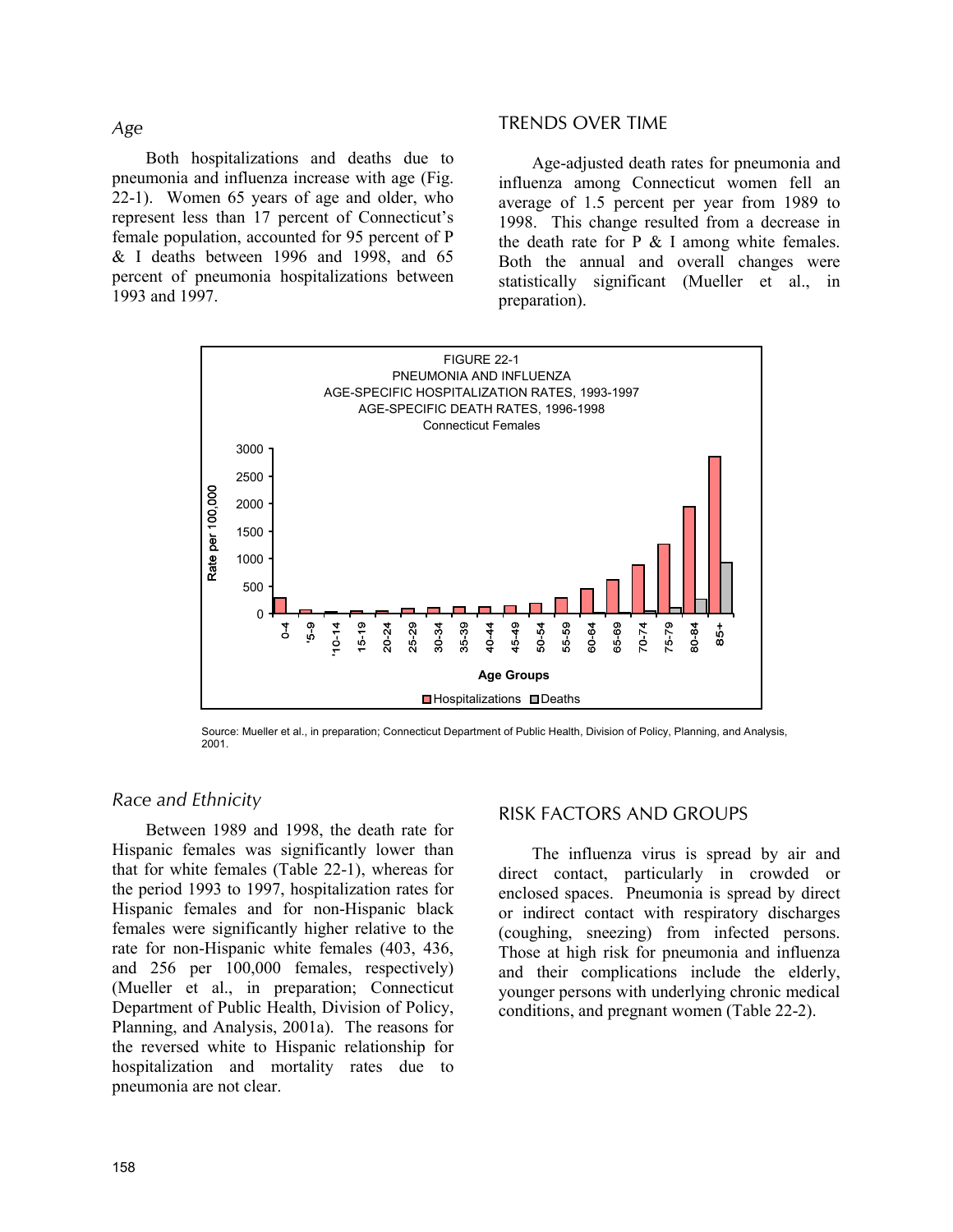### *Age*

Both hospitalizations and deaths due to pneumonia and influenza increase with age (Fig. 22-1). Women 65 years of age and older, who represent less than 17 percent of Connecticut's female population, accounted for 95 percent of P & I deaths between 1996 and 1998, and 65 percent of pneumonia hospitalizations between 1993 and 1997.

## TRENDS OVER TIME

Age-adjusted death rates for pneumonia and influenza among Connecticut women fell an average of 1.5 percent per year from 1989 to 1998. This change resulted from a decrease in the death rate for P & I among white females. Both the annual and overall changes were statistically significant (Mueller et al., in preparation).

FIGURE 22-1
PNEUMONIA AND INFLUENZA
AGE-SPECIFIC HOSPITALIZATION RATES, 1993-1997
AGE-SPECIFIC DEATH RATES, 1996-1998
Connecticut Females

Source: Mueller et al., in preparation; Connecticut Department of Public Health, Division of Policy, Planning, and Analysis, 2001.

### *Race and Ethnicity*

Between 1989 and 1998, the death rate for Hispanic females was significantly lower than that for white females (Table 22-1), whereas for the period 1993 to 1997, hospitalization rates for Hispanic females and for non-Hispanic black females were significantly higher relative to the rate for non-Hispanic white females (403, 436, and 256 per 100,000 females, respectively) (Mueller et al., in preparation; Connecticut Department of Public Health, Division of Policy, Planning, and Analysis, 2001a). The reasons for the reversed white to Hispanic relationship for hospitalization and mortality rates due to pneumonia are not clear.

## RISK FACTORS AND GROUPS

The influenza virus is spread by air and direct contact, particularly in crowded or enclosed spaces. Pneumonia is spread by direct or indirect contact with respiratory discharges (coughing, sneezing) from infected persons. Those at high risk for pneumonia and influenza and their complications include the elderly, younger persons with underlying chronic medical conditions, and pregnant women (Table 22-2).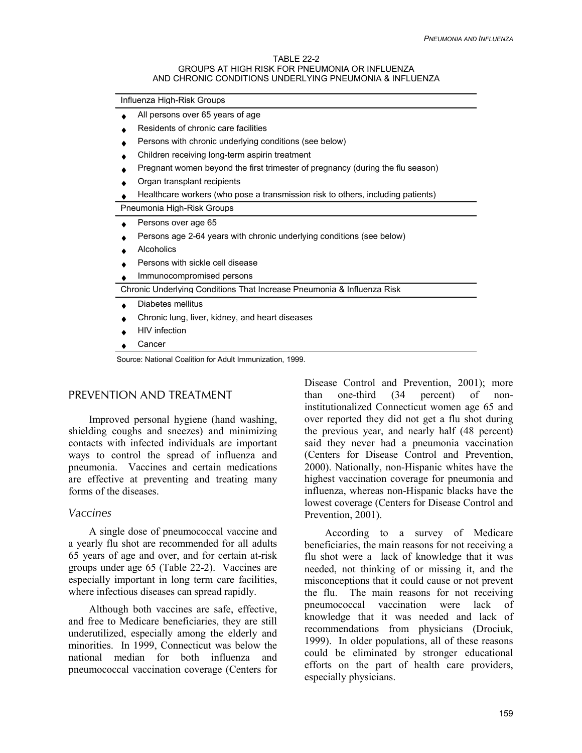TABLE 22-2
GROUPS AT HIGH RISK FOR PNEUMONIA OR INFLUENZA
AND CHRONIC CONDITIONS UNDERLYING PNEUMONIA & INFLUENZA

| Influenza High-Risk Groups |
|---|
| ♦ All persons over 65 years of age |
| ♦ Residents of chronic care facilities |
| ♦ Persons with chronic underlying conditions (see below) |
| ♦ Children receiving long-term aspirin treatment |
| ♦ Pregnant women beyond the first trimester of pregnancy (during the flu season) |
| ♦ Organ transplant recipients |
| ♦ Healthcare workers (who pose a transmission risk to others, including patients) |
| **Pneumonia High-Risk Groups** |
| ♦ Persons over age 65 |
| ♦ Persons age 2-64 years with chronic underlying conditions (see below) |
| ♦ Alcoholics |
| ♦ Persons with sickle cell disease |
| ♦ Immunocompromised persons |
| **Chronic Underlying Conditions That Increase Pneumonia & Influenza Risk** |
| ♦ Diabetes mellitus |
| ♦ Chronic lung, liver, kidney, and heart diseases |
| ♦ HIV infection |
| ♦ Cancer |

Source: National Coalition for Adult Immunization, 1999.

## PREVENTION AND TREATMENT

Improved personal hygiene (hand washing, shielding coughs and sneezes) and minimizing contacts with infected individuals are important ways to control the spread of influenza and pneumonia. Vaccines and certain medications are effective at preventing and treating many forms of the diseases.

### *Vaccines*

A single dose of pneumococcal vaccine and a yearly flu shot are recommended for all adults 65 years of age and over, and for certain at-risk groups under age 65 (Table 22-2). Vaccines are especially important in long term care facilities, where infectious diseases can spread rapidly.

Although both vaccines are safe, effective, and free to Medicare beneficiaries, they are still underutilized, especially among the elderly and minorities. In 1999, Connecticut was below the national median for both influenza and pneumococcal vaccination coverage (Centers for Disease Control and Prevention, 2001); more than one-third (34 percent) of non-institutionalized Connecticut women age 65 and over reported they did not get a flu shot during the previous year, and nearly half (48 percent) said they never had a pneumonia vaccination (Centers for Disease Control and Prevention, 2000). Nationally, non-Hispanic whites have the highest vaccination coverage for pneumonia and influenza, whereas non-Hispanic blacks have the lowest coverage (Centers for Disease Control and Prevention, 2001).

According to a survey of Medicare beneficiaries, the main reasons for not receiving a flu shot were a lack of knowledge that it was needed, not thinking of or missing it, and the misconceptions that it could cause or not prevent the flu. The main reasons for not receiving pneumococcal vaccination were lack of knowledge that it was needed and lack of recommendations from physicians (Drociuk, 1999). In older populations, all of these reasons could be eliminated by stronger educational efforts on the part of health care providers, especially physicians.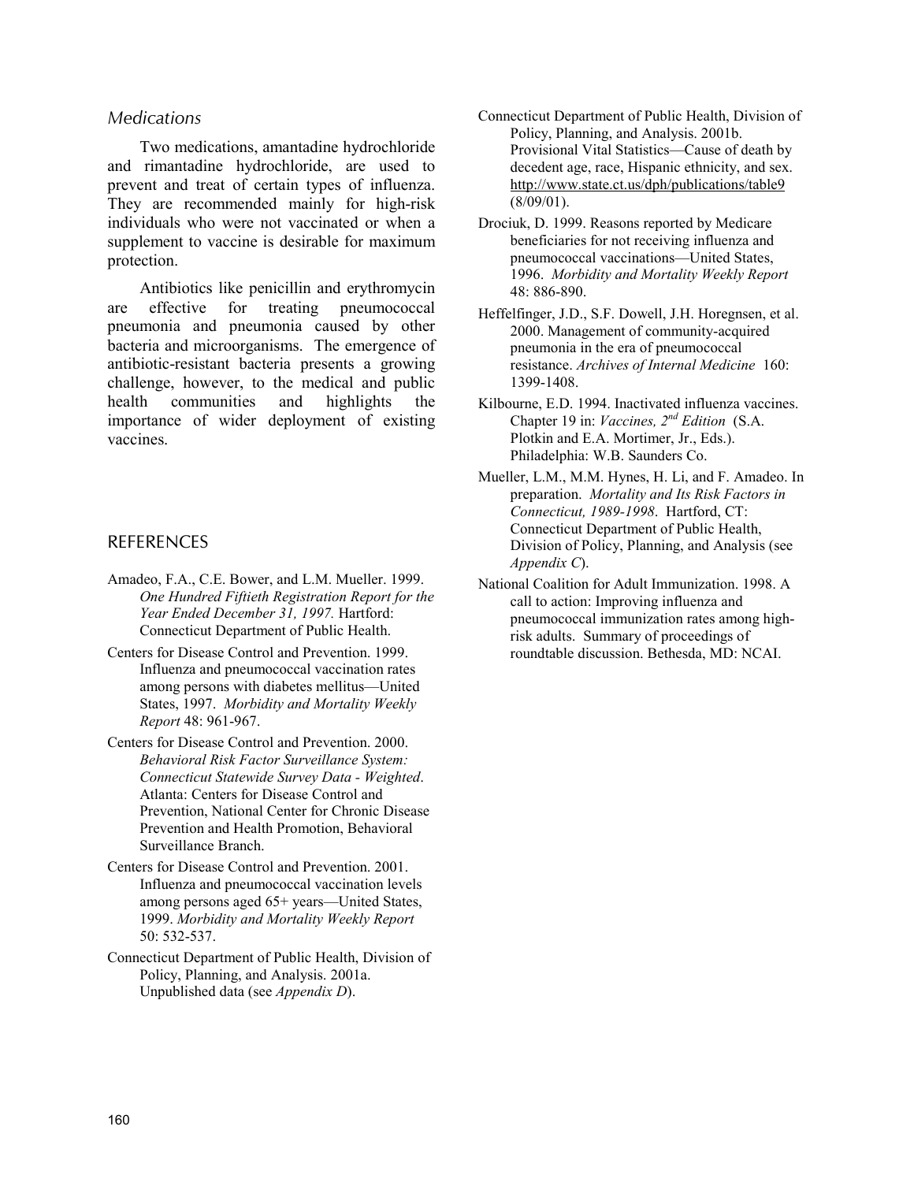### Medications

Two medications, amantadine hydrochloride and rimantadine hydrochloride, are used to prevent and treat of certain types of influenza. They are recommended mainly for high-risk individuals who were not vaccinated or when a supplement to vaccine is desirable for maximum protection.

Antibiotics like penicillin and erythromycin are effective for treating pneumococcal pneumonia and pneumonia caused by other bacteria and microorganisms. The emergence of antibiotic-resistant bacteria presents a growing challenge, however, to the medical and public health communities and highlights the importance of wider deployment of existing vaccines.

## REFERENCES

Amadeo, F.A., C.E. Bower, and L.M. Mueller. 1999. *One Hundred Fiftieth Registration Report for the Year Ended December 31, 1997.* Hartford: Connecticut Department of Public Health.

Centers for Disease Control and Prevention. 1999. Influenza and pneumococcal vaccination rates among persons with diabetes mellitus—United States, 1997. *Morbidity and Mortality Weekly Report* 48: 961-967.

Centers for Disease Control and Prevention. 2000. *Behavioral Risk Factor Surveillance System: Connecticut Statewide Survey Data - Weighted*. Atlanta: Centers for Disease Control and Prevention, National Center for Chronic Disease Prevention and Health Promotion, Behavioral Surveillance Branch.

Centers for Disease Control and Prevention. 2001. Influenza and pneumococcal vaccination levels among persons aged 65+ years—United States, 1999. *Morbidity and Mortality Weekly Report* 50: 532-537.

Connecticut Department of Public Health, Division of Policy, Planning, and Analysis. 2001a. Unpublished data (see *Appendix D*).

Connecticut Department of Public Health, Division of Policy, Planning, and Analysis. 2001b. Provisional Vital Statistics—Cause of death by decedent age, race, Hispanic ethnicity, and sex. http://www.state.ct.us/dph/publications/table9 (8/09/01).

Drociuk, D. 1999. Reasons reported by Medicare beneficiaries for not receiving influenza and pneumococcal vaccinations—United States, 1996. *Morbidity and Mortality Weekly Report* 48: 886-890.

Heffelfinger, J.D., S.F. Dowell, J.H. Horegnsen, et al. 2000. Management of community-acquired pneumonia in the era of pneumococcal resistance. *Archives of Internal Medicine* 160: 1399-1408.

Kilbourne, E.D. 1994. Inactivated influenza vaccines. Chapter 19 in: *Vaccines, 2nd Edition* (S.A. Plotkin and E.A. Mortimer, Jr., Eds.). Philadelphia: W.B. Saunders Co.

Mueller, L.M., M.M. Hynes, H. Li, and F. Amadeo. In preparation. *Mortality and Its Risk Factors in Connecticut, 1989-1998*. Hartford, CT: Connecticut Department of Public Health, Division of Policy, Planning, and Analysis (see *Appendix C*).

National Coalition for Adult Immunization. 1998. A call to action: Improving influenza and pneumococcal immunization rates among high-risk adults. Summary of proceedings of roundtable discussion. Bethesda, MD: NCAI.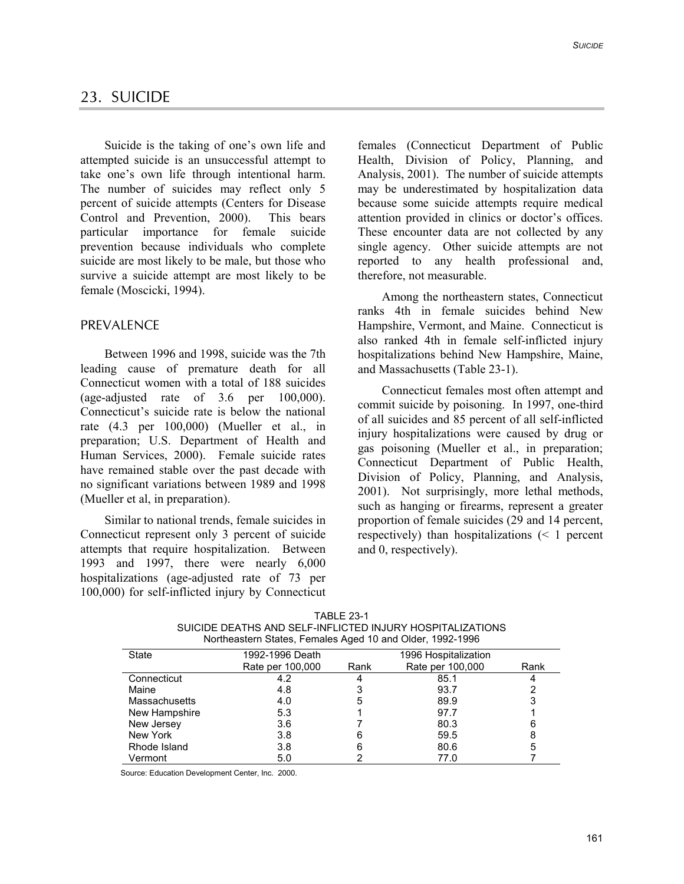# 23. SUICIDE

Suicide is the taking of one's own life and attempted suicide is an unsuccessful attempt to take one's own life through intentional harm. The number of suicides may reflect only 5 percent of suicide attempts (Centers for Disease Control and Prevention, 2000). This bears particular importance for female suicide prevention because individuals who complete suicide are most likely to be male, but those who survive a suicide attempt are most likely to be female (Moscicki, 1994).

## PREVALENCE

Between 1996 and 1998, suicide was the 7th leading cause of premature death for all Connecticut women with a total of 188 suicides (age-adjusted rate of 3.6 per 100,000). Connecticut's suicide rate is below the national rate (4.3 per 100,000) (Mueller et al., in preparation; U.S. Department of Health and Human Services, 2000). Female suicide rates have remained stable over the past decade with no significant variations between 1989 and 1998 (Mueller et al, in preparation).

Similar to national trends, female suicides in Connecticut represent only 3 percent of suicide attempts that require hospitalization. Between 1993 and 1997, there were nearly 6,000 hospitalizations (age-adjusted rate of 73 per 100,000) for self-inflicted injury by Connecticut females (Connecticut Department of Public Health, Division of Policy, Planning, and Analysis, 2001). The number of suicide attempts may be underestimated by hospitalization data because some suicide attempts require medical attention provided in clinics or doctor's offices. These encounter data are not collected by any single agency. Other suicide attempts are not reported to any health professional and, therefore, not measurable.

Among the northeastern states, Connecticut ranks 4th in female suicides behind New Hampshire, Vermont, and Maine. Connecticut is also ranked 4th in female self-inflicted injury hospitalizations behind New Hampshire, Maine, and Massachusetts (Table 23-1).

Connecticut females most often attempt and commit suicide by poisoning. In 1997, one-third of all suicides and 85 percent of all self-inflicted injury hospitalizations were caused by drug or gas poisoning (Mueller et al., in preparation; Connecticut Department of Public Health, Division of Policy, Planning, and Analysis, 2001). Not surprisingly, more lethal methods, such as hanging or firearms, represent a greater proportion of female suicides (29 and 14 percent, respectively) than hospitalizations (< 1 percent and 0, respectively).

TABLE 23-1
SUICIDE DEATHS AND SELF-INFLICTED INJURY HOSPITALIZATIONS
Northeastern States, Females Aged 10 and Older, 1992-1996

| State | 1992-1996 Death Rate per 100,000 | Rank | 1996 Hospitalization Rate per 100,000 | Rank |
|---|---|---|---|---|
| Connecticut | 4.2 | 4 | 85.1 | 4 |
| Maine | 4.8 | 3 | 93.7 | 2 |
| Massachusetts | 4.0 | 5 | 89.9 | 3 |
| New Hampshire | 5.3 | 1 | 97.7 | 1 |
| New Jersey | 3.6 | 7 | 80.3 | 6 |
| New York | 3.8 | 6 | 59.5 | 8 |
| Rhode Island | 3.8 | 6 | 80.6 | 5 |
| Vermont | 5.0 | 2 | 77.0 | 7 |

Source: Education Development Center, Inc. 2000.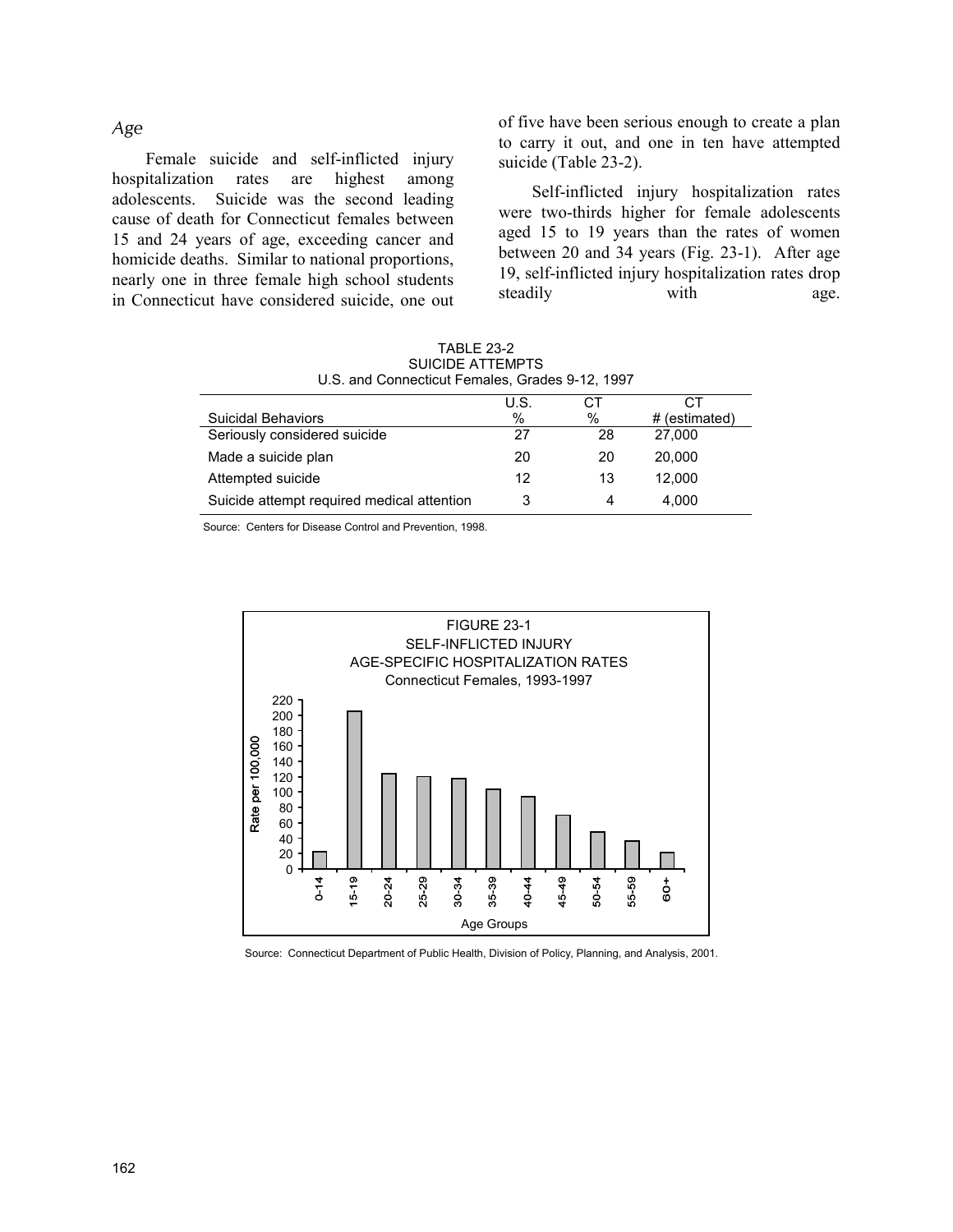### *Age*

Female suicide and self-inflicted injury hospitalization rates are highest among adolescents. Suicide was the second leading cause of death for Connecticut females between 15 and 24 years of age, exceeding cancer and homicide deaths. Similar to national proportions, nearly one in three female high school students in Connecticut have considered suicide, one out of five have been serious enough to create a plan to carry it out, and one in ten have attempted suicide (Table 23-2).

Self-inflicted injury hospitalization rates were two-thirds higher for female adolescents aged 15 to 19 years than the rates of women between 20 and 34 years (Fig. 23-1). After age 19, self-inflicted injury hospitalization rates drop steadily with age.

TABLE 23-2
SUICIDE ATTEMPTS
U.S. and Connecticut Females, Grades 9-12, 1997

| Suicidal Behaviors | U.S. % | CT % | CT # (estimated) |
|---|---|---|---|
| Seriously considered suicide | 27 | 28 | 27,000 |
| Made a suicide plan | 20 | 20 | 20,000 |
| Attempted suicide | 12 | 13 | 12,000 |
| Suicide attempt required medical attention | 3 | 4 | 4,000 |

Source: Centers for Disease Control and Prevention, 1998.

FIGURE 23-1
SELF-INFLICTED INJURY
AGE-SPECIFIC HOSPITALIZATION RATES
Connecticut Females, 1993-1997

Source: Connecticut Department of Public Health, Division of Policy, Planning, and Analysis, 2001.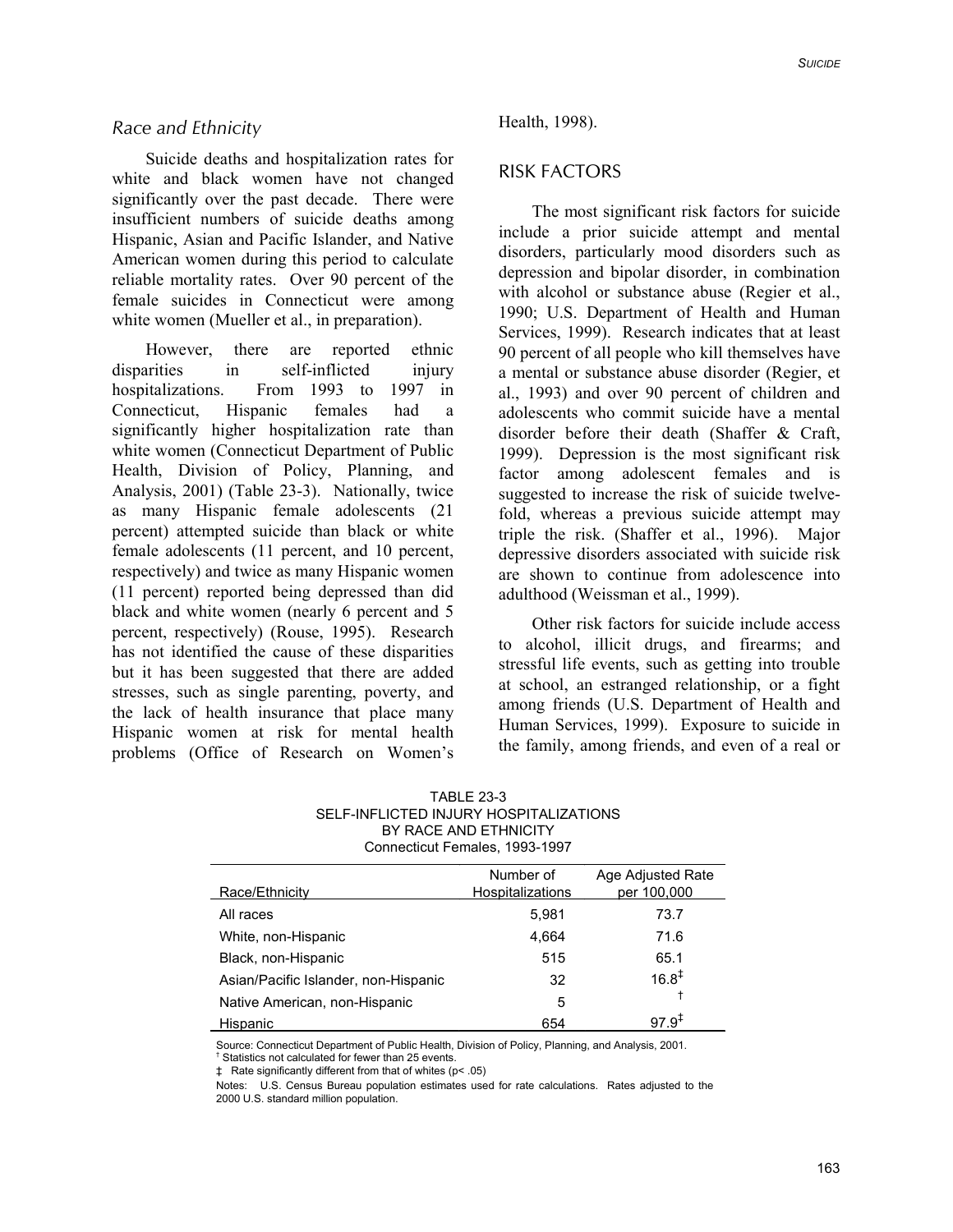### *Race and Ethnicity*

Suicide deaths and hospitalization rates for white and black women have not changed significantly over the past decade. There were insufficient numbers of suicide deaths among Hispanic, Asian and Pacific Islander, and Native American women during this period to calculate reliable mortality rates. Over 90 percent of the female suicides in Connecticut were among white women (Mueller et al., in preparation).

However, there are reported ethnic disparities in self-inflicted injury hospitalizations. From 1993 to 1997 in Connecticut, Hispanic females had a significantly higher hospitalization rate than white women (Connecticut Department of Public Health, Division of Policy, Planning, and Analysis, 2001) (Table 23-3). Nationally, twice as many Hispanic female adolescents (21 percent) attempted suicide than black or white female adolescents (11 percent, and 10 percent, respectively) and twice as many Hispanic women (11 percent) reported being depressed than did black and white women (nearly 6 percent and 5 percent, respectively) (Rouse, 1995). Research has not identified the cause of these disparities but it has been suggested that there are added stresses, such as single parenting, poverty, and the lack of health insurance that place many Hispanic women at risk for mental health problems (Office of Research on Women's Health, 1998).

## RISK FACTORS

The most significant risk factors for suicide include a prior suicide attempt and mental disorders, particularly mood disorders such as depression and bipolar disorder, in combination with alcohol or substance abuse (Regier et al., 1990; U.S. Department of Health and Human Services, 1999). Research indicates that at least 90 percent of all people who kill themselves have a mental or substance abuse disorder (Regier, et al., 1993) and over 90 percent of children and adolescents who commit suicide have a mental disorder before their death (Shaffer & Craft, 1999). Depression is the most significant risk factor among adolescent females and is suggested to increase the risk of suicide twelve-fold, whereas a previous suicide attempt may triple the risk. (Shaffer et al., 1996). Major depressive disorders associated with suicide risk are shown to continue from adolescence into adulthood (Weissman et al., 1999).

Other risk factors for suicide include access to alcohol, illicit drugs, and firearms; and stressful life events, such as getting into trouble at school, an estranged relationship, or a fight among friends (U.S. Department of Health and Human Services, 1999). Exposure to suicide in the family, among friends, and even of a real or

TABLE 23-3
SELF-INFLICTED INJURY HOSPITALIZATIONS
BY RACE AND ETHNICITY
Connecticut Females, 1993-1997

| Race/Ethnicity | Number of Hospitalizations | Age Adjusted Rate per 100,000 |
|---|---|---|
| All races | 5,981 | 73.7 |
| White, non-Hispanic | 4,664 | 71.6 |
| Black, non-Hispanic | 515 | 65.1 |
| Asian/Pacific Islander, non-Hispanic | 32 | 16.8‡ |
| Native American, non-Hispanic | 5 | † |
| Hispanic | 654 | 97.9‡ |

Source: Connecticut Department of Public Health, Division of Policy, Planning, and Analysis, 2001.
† Statistics not calculated for fewer than 25 events.
‡ Rate significantly different from that of whites ($p< .05$)
Notes: U.S. Census Bureau population estimates used for rate calculations. Rates adjusted to the 2000 U.S. standard million population.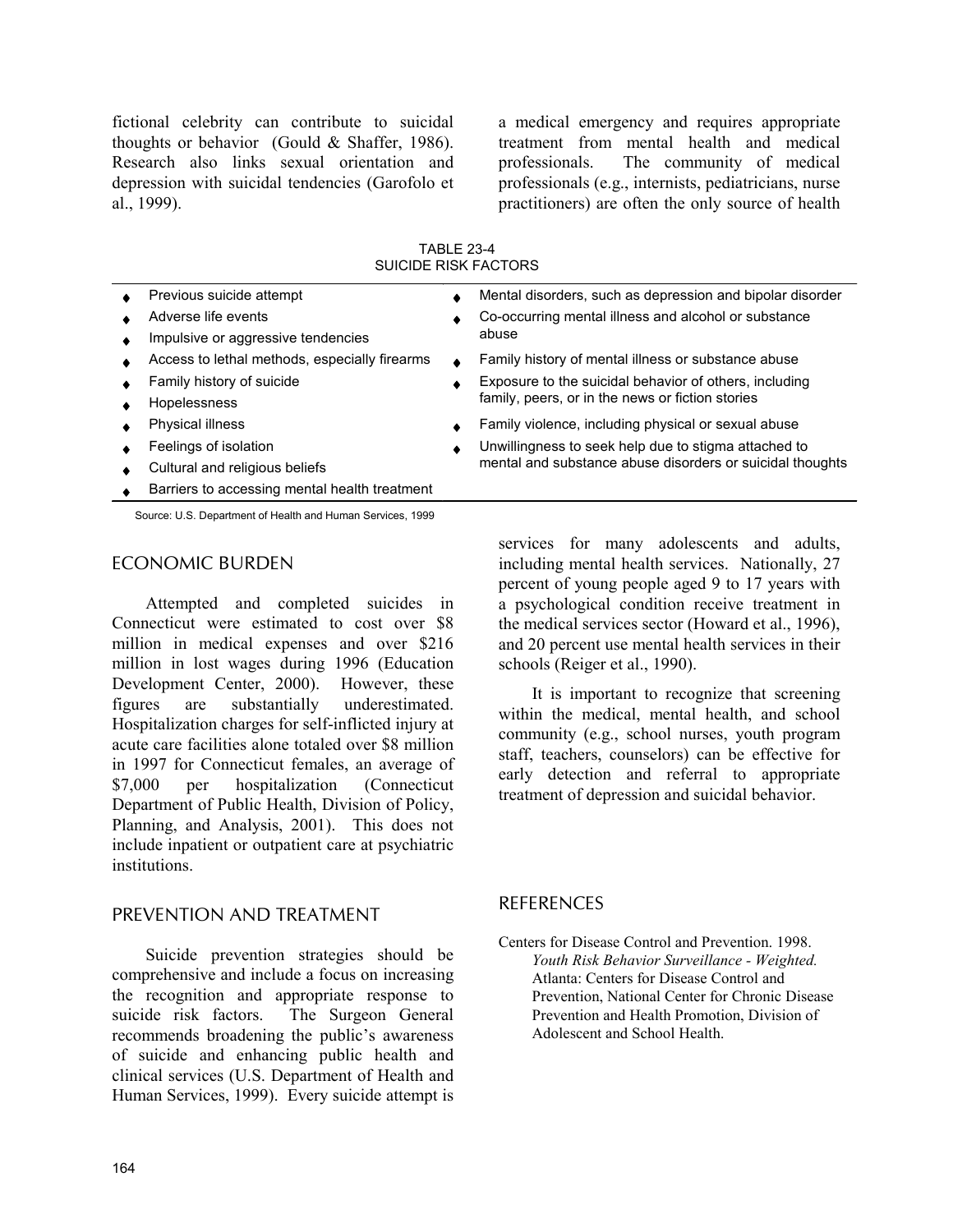fictional celebrity can contribute to suicidal thoughts or behavior (Gould & Shaffer, 1986). Research also links sexual orientation and depression with suicidal tendencies (Garofolo et al., 1999).

TABLE 23-4
SUICIDE RISK FACTORS

| | |
|---|---|
| ♦ Previous suicide attempt | ♦ Mental disorders, such as depression and bipolar disorder |
| ♦ Adverse life events | ♦ Co-occurring mental illness and alcohol or substance abuse |
| ♦ Impulsive or aggressive tendencies | |
| ♦ Access to lethal methods, especially firearms | ♦ Family history of mental illness or substance abuse |
| ♦ Family history of suicide | ♦ Exposure to the suicidal behavior of others, including family, peers, or in the news or fiction stories |
| ♦ Hopelessness | |
| ♦ Physical illness | ♦ Family violence, including physical or sexual abuse |
| ♦ Feelings of isolation | ♦ Unwillingness to seek help due to stigma attached to mental and substance abuse disorders or suicidal thoughts |
| ♦ Cultural and religious beliefs | |
| ♦ Barriers to accessing mental health treatment | |

Source: U.S. Department of Health and Human Services, 1999

## ECONOMIC BURDEN

Attempted and completed suicides in Connecticut were estimated to cost over $8 million in medical expenses and over $216 million in lost wages during 1996 (Education Development Center, 2000). However, these figures are substantially underestimated. Hospitalization charges for self-inflicted injury at acute care facilities alone totaled over $8 million in 1997 for Connecticut females, an average of $7,000 per hospitalization (Connecticut Department of Public Health, Division of Policy, Planning, and Analysis, 2001). This does not include inpatient or outpatient care at psychiatric institutions.

## PREVENTION AND TREATMENT

Suicide prevention strategies should be comprehensive and include a focus on increasing the recognition and appropriate response to suicide risk factors. The Surgeon General recommends broadening the public's awareness of suicide and enhancing public health and clinical services (U.S. Department of Health and Human Services, 1999). Every suicide attempt is a medical emergency and requires appropriate treatment from mental health and medical professionals. The community of medical professionals (e.g., internists, pediatricians, nurse practitioners) are often the only source of health services for many adolescents and adults, including mental health services. Nationally, 27 percent of young people aged 9 to 17 years with a psychological condition receive treatment in the medical services sector (Howard et al., 1996), and 20 percent use mental health services in their schools (Reiger et al., 1990).

It is important to recognize that screening within the medical, mental health, and school community (e.g., school nurses, youth program staff, teachers, counselors) can be effective for early detection and referral to appropriate treatment of depression and suicidal behavior.

## REFERENCES

Centers for Disease Control and Prevention. 1998. *Youth Risk Behavior Surveillance - Weighted.* Atlanta: Centers for Disease Control and Prevention, National Center for Chronic Disease Prevention and Health Promotion, Division of Adolescent and School Health.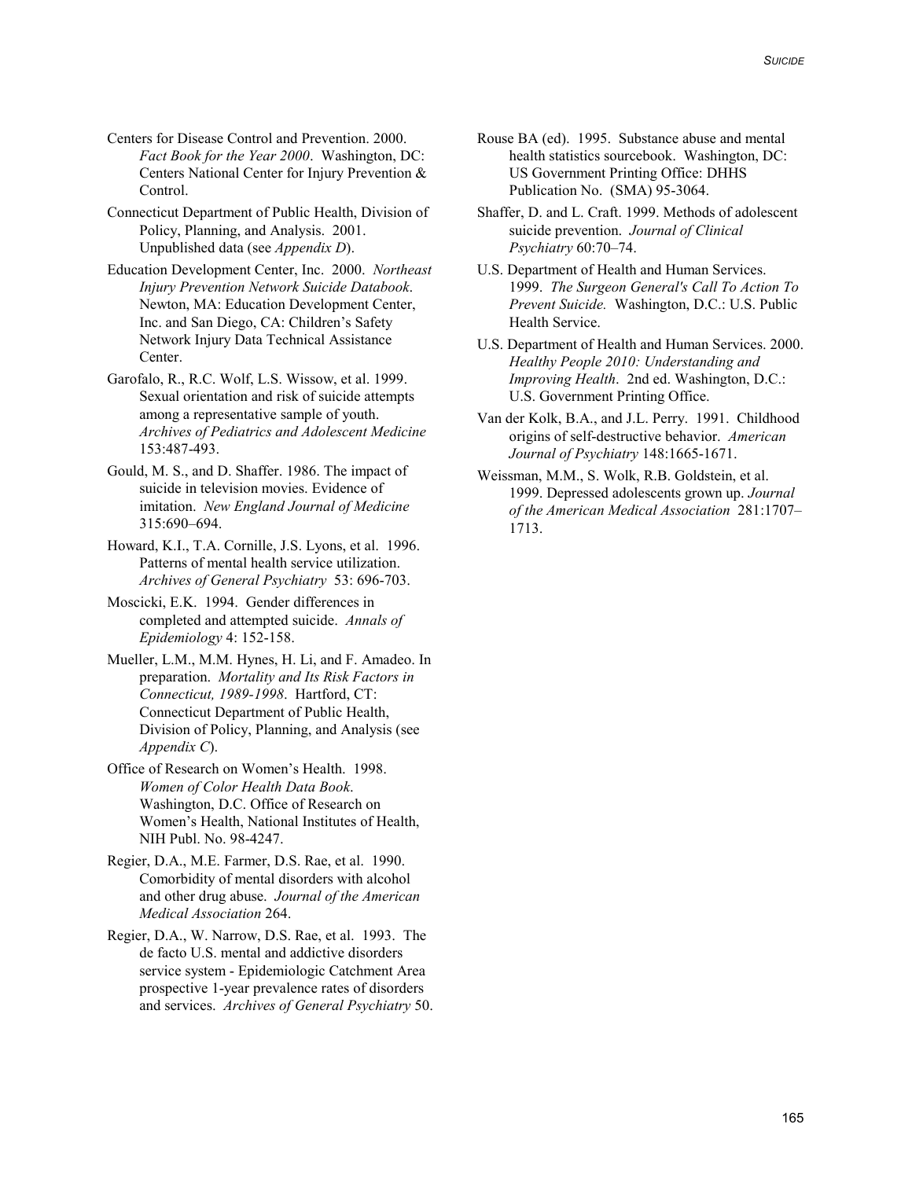Centers for Disease Control and Prevention. 2000. *Fact Book for the Year 2000*. Washington, DC: Centers National Center for Injury Prevention & Control.

Connecticut Department of Public Health, Division of Policy, Planning, and Analysis. 2001. Unpublished data (see *Appendix D*).

Education Development Center, Inc. 2000. *Northeast Injury Prevention Network Suicide Databook*. Newton, MA: Education Development Center, Inc. and San Diego, CA: Children's Safety Network Injury Data Technical Assistance Center.

Garofalo, R., R.C. Wolf, L.S. Wissow, et al. 1999. Sexual orientation and risk of suicide attempts among a representative sample of youth. *Archives of Pediatrics and Adolescent Medicine* 153:487-493.

Gould, M. S., and D. Shaffer. 1986. The impact of suicide in television movies. Evidence of imitation. *New England Journal of Medicine* 315:690–694.

Howard, K.I., T.A. Cornille, J.S. Lyons, et al. 1996. Patterns of mental health service utilization. *Archives of General Psychiatry* 53: 696-703.

Moscicki, E.K. 1994. Gender differences in completed and attempted suicide. *Annals of Epidemiology* 4: 152-158.

Mueller, L.M., M.M. Hynes, H. Li, and F. Amadeo. In preparation. *Mortality and Its Risk Factors in Connecticut, 1989-1998*. Hartford, CT: Connecticut Department of Public Health, Division of Policy, Planning, and Analysis (see *Appendix C*).

Office of Research on Women's Health. 1998. *Women of Color Health Data Book*. Washington, D.C. Office of Research on Women's Health, National Institutes of Health, NIH Publ. No. 98-4247.

Regier, D.A., M.E. Farmer, D.S. Rae, et al. 1990. Comorbidity of mental disorders with alcohol and other drug abuse. *Journal of the American Medical Association* 264.

Regier, D.A., W. Narrow, D.S. Rae, et al. 1993. The de facto U.S. mental and addictive disorders service system - Epidemiologic Catchment Area prospective 1-year prevalence rates of disorders and services. *Archives of General Psychiatry* 50.

Rouse BA (ed). 1995. Substance abuse and mental health statistics sourcebook. Washington, DC: US Government Printing Office: DHHS Publication No. (SMA) 95-3064.

Shaffer, D. and L. Craft. 1999. Methods of adolescent suicide prevention. *Journal of Clinical Psychiatry* 60:70–74.

U.S. Department of Health and Human Services. 1999. *The Surgeon General's Call To Action To Prevent Suicide.* Washington, D.C.: U.S. Public Health Service.

U.S. Department of Health and Human Services. 2000. *Healthy People 2010: Understanding and Improving Health*. 2nd ed. Washington, D.C.: U.S. Government Printing Office.

Van der Kolk, B.A., and J.L. Perry. 1991. Childhood origins of self-destructive behavior. *American Journal of Psychiatry* 148:1665-1671.

Weissman, M.M., S. Wolk, R.B. Goldstein, et al. 1999. Depressed adolescents grown up. *Journal of the American Medical Association* 281:1707–1713.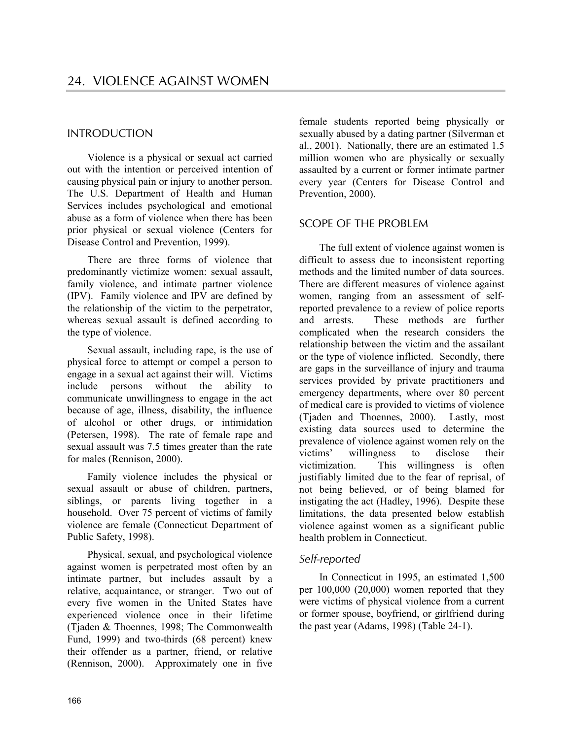# 24. VIOLENCE AGAINST WOMEN

## INTRODUCTION

Violence is a physical or sexual act carried out with the intention or perceived intention of causing physical pain or injury to another person. The U.S. Department of Health and Human Services includes psychological and emotional abuse as a form of violence when there has been prior physical or sexual violence (Centers for Disease Control and Prevention, 1999).

There are three forms of violence that predominantly victimize women: sexual assault, family violence, and intimate partner violence (IPV). Family violence and IPV are defined by the relationship of the victim to the perpetrator, whereas sexual assault is defined according to the type of violence.

Sexual assault, including rape, is the use of physical force to attempt or compel a person to engage in a sexual act against their will. Victims include persons without the ability to communicate unwillingness to engage in the act because of age, illness, disability, the influence of alcohol or other drugs, or intimidation (Petersen, 1998). The rate of female rape and sexual assault was 7.5 times greater than the rate for males (Rennison, 2000).

Family violence includes the physical or sexual assault or abuse of children, partners, siblings, or parents living together in a household. Over 75 percent of victims of family violence are female (Connecticut Department of Public Safety, 1998).

Physical, sexual, and psychological violence against women is perpetrated most often by an intimate partner, but includes assault by a relative, acquaintance, or stranger. Two out of every five women in the United States have experienced violence once in their lifetime (Tjaden & Thoennes, 1998; The Commonwealth Fund, 1999) and two-thirds (68 percent) knew their offender as a partner, friend, or relative (Rennison, 2000). Approximately one in five female students reported being physically or sexually abused by a dating partner (Silverman et al., 2001). Nationally, there are an estimated 1.5 million women who are physically or sexually assaulted by a current or former intimate partner every year (Centers for Disease Control and Prevention, 2000).

## SCOPE OF THE PROBLEM

The full extent of violence against women is difficult to assess due to inconsistent reporting methods and the limited number of data sources. There are different measures of violence against women, ranging from an assessment of self-reported prevalence to a review of police reports and arrests. These methods are further complicated when the research considers the relationship between the victim and the assailant or the type of violence inflicted. Secondly, there are gaps in the surveillance of injury and trauma services provided by private practitioners and emergency departments, where over 80 percent of medical care is provided to victims of violence (Tjaden and Thoennes, 2000). Lastly, most existing data sources used to determine the prevalence of violence against women rely on the victims' willingness to disclose their victimization. This willingness is often justifiably limited due to the fear of reprisal, of not being believed, or of being blamed for instigating the act (Hadley, 1996). Despite these limitations, the data presented below establish violence against women as a significant public health problem in Connecticut.

### *Self-reported*

In Connecticut in 1995, an estimated 1,500 per 100,000 (20,000) women reported that they were victims of physical violence from a current or former spouse, boyfriend, or girlfriend during the past year (Adams, 1998) (Table 24-1).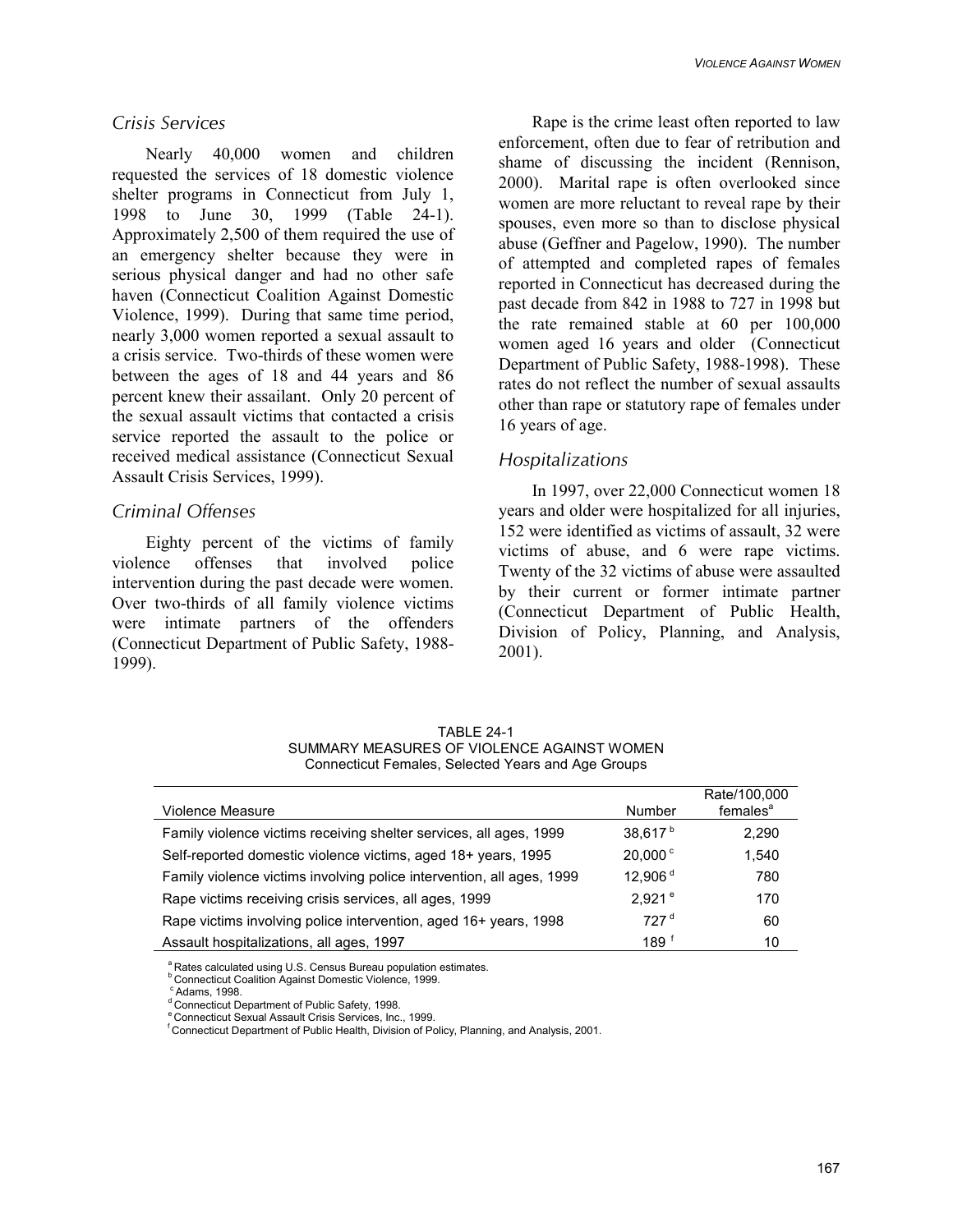### Crisis Services

Nearly 40,000 women and children requested the services of 18 domestic violence shelter programs in Connecticut from July 1, 1998 to June 30, 1999 (Table 24-1). Approximately 2,500 of them required the use of an emergency shelter because they were in serious physical danger and had no other safe haven (Connecticut Coalition Against Domestic Violence, 1999). During that same time period, nearly 3,000 women reported a sexual assault to a crisis service. Two-thirds of these women were between the ages of 18 and 44 years and 86 percent knew their assailant. Only 20 percent of the sexual assault victims that contacted a crisis service reported the assault to the police or received medical assistance (Connecticut Sexual Assault Crisis Services, 1999).

### Criminal Offenses

Eighty percent of the victims of family violence offenses that involved police intervention during the past decade were women. Over two-thirds of all family violence victims were intimate partners of the offenders (Connecticut Department of Public Safety, 1988-1999).

Rape is the crime least often reported to law enforcement, often due to fear of retribution and shame of discussing the incident (Rennison, 2000). Marital rape is often overlooked since women are more reluctant to reveal rape by their spouses, even more so than to disclose physical abuse (Geffner and Pagelow, 1990). The number of attempted and completed rapes of females reported in Connecticut has decreased during the past decade from 842 in 1988 to 727 in 1998 but the rate remained stable at 60 per 100,000 women aged 16 years and older (Connecticut Department of Public Safety, 1988-1998). These rates do not reflect the number of sexual assaults other than rape or statutory rape of females under 16 years of age.

### Hospitalizations

In 1997, over 22,000 Connecticut women 18 years and older were hospitalized for all injuries, 152 were identified as victims of assault, 32 were victims of abuse, and 6 were rape victims. Twenty of the 32 victims of abuse were assaulted by their current or former intimate partner (Connecticut Department of Public Health, Division of Policy, Planning, and Analysis, 2001).

TABLE 24-1
SUMMARY MEASURES OF VIOLENCE AGAINST WOMEN
Connecticut Females, Selected Years and Age Groups

| Violence Measure | Number | Rate/100,000 females[a] |
|---|---|---|
| Family violence victims receiving shelter services, all ages, 1999 | 38,617[b] | 2,290 |
| Self-reported domestic violence victims, aged 18+ years, 1995 | 20,000[c] | 1,540 |
| Family violence victims involving police intervention, all ages, 1999 | 12,906[d] | 780 |
| Rape victims receiving crisis services, all ages, 1999 | 2,921[e] | 170 |
| Rape victims involving police intervention, aged 16+ years, 1998 | 727[d] | 60 |
| Assault hospitalizations, all ages, 1997 | 189[f] | 10 |

[a] Rates calculated using U.S. Census Bureau population estimates.
[b] Connecticut Coalition Against Domestic Violence, 1999.
[c] Adams, 1998.
[d] Connecticut Department of Public Safety, 1998.
[e] Connecticut Sexual Assault Crisis Services, Inc., 1999.
[f] Connecticut Department of Public Health, Division of Policy, Planning, and Analysis, 2001.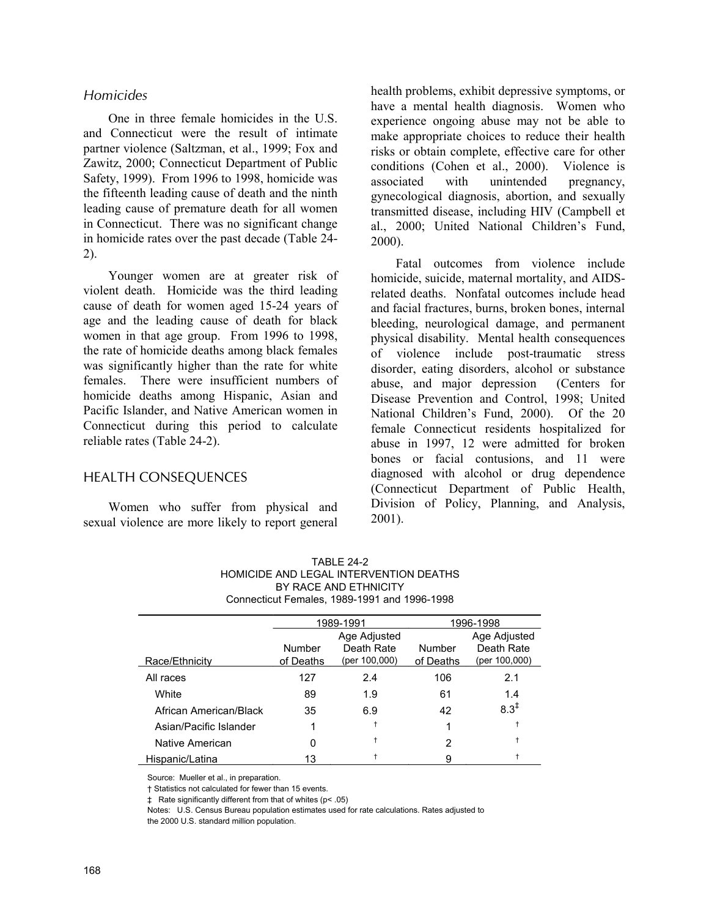### *Homicides*

One in three female homicides in the U.S. and Connecticut were the result of intimate partner violence (Saltzman, et al., 1999; Fox and Zawitz, 2000; Connecticut Department of Public Safety, 1999). From 1996 to 1998, homicide was the fifteenth leading cause of death and the ninth leading cause of premature death for all women in Connecticut. There was no significant change in homicide rates over the past decade (Table 24-2).

Younger women are at greater risk of violent death. Homicide was the third leading cause of death for women aged 15-24 years of age and the leading cause of death for black women in that age group. From 1996 to 1998, the rate of homicide deaths among black females was significantly higher than the rate for white females. There were insufficient numbers of homicide deaths among Hispanic, Asian and Pacific Islander, and Native American women in Connecticut during this period to calculate reliable rates (Table 24-2).

## HEALTH CONSEQUENCES

Women who suffer from physical and sexual violence are more likely to report general health problems, exhibit depressive symptoms, or have a mental health diagnosis. Women who experience ongoing abuse may not be able to make appropriate choices to reduce their health risks or obtain complete, effective care for other conditions (Cohen et al., 2000). Violence is associated with unintended pregnancy, gynecological diagnosis, abortion, and sexually transmitted disease, including HIV (Campbell et al., 2000; United National Children's Fund, 2000).

Fatal outcomes from violence include homicide, suicide, maternal mortality, and AIDS-related deaths. Nonfatal outcomes include head and facial fractures, burns, broken bones, internal bleeding, neurological damage, and permanent physical disability. Mental health consequences of violence include post-traumatic stress disorder, eating disorders, alcohol or substance abuse, and major depression (Centers for Disease Prevention and Control, 1998; United National Children's Fund, 2000). Of the 20 female Connecticut residents hospitalized for abuse in 1997, 12 were admitted for broken bones or facial contusions, and 11 were diagnosed with alcohol or drug dependence (Connecticut Department of Public Health, Division of Policy, Planning, and Analysis, 2001).

TABLE 24-2
HOMICIDE AND LEGAL INTERVENTION DEATHS
BY RACE AND ETHNICITY
Connecticut Females, 1989-1991 and 1996-1998

| | 1989-1991 | | 1996-1998 | |
|---|---|---|---|---|
| Race/Ethnicity | Number of Deaths | Age Adjusted Death Rate (per 100,000) | Number of Deaths | Age Adjusted Death Rate (per 100,000) |
| All races | 127 | 2.4 | 106 | 2.1 |
| White | 89 | 1.9 | 61 | 1.4 |
| African American/Black | 35 | 6.9 | 42 | 8.3‡ |
| Asian/Pacific Islander | 1 | † | 1 | † |
| Native American | 0 | † | 2 | † |
| Hispanic/Latina | 13 | † | 9 | † |

Source: Mueller et al., in preparation.

† Statistics not calculated for fewer than 15 events.

‡ Rate significantly different from that of whites ($p < .05$)

Notes: U.S. Census Bureau population estimates used for rate calculations. Rates adjusted to the 2000 U.S. standard million population.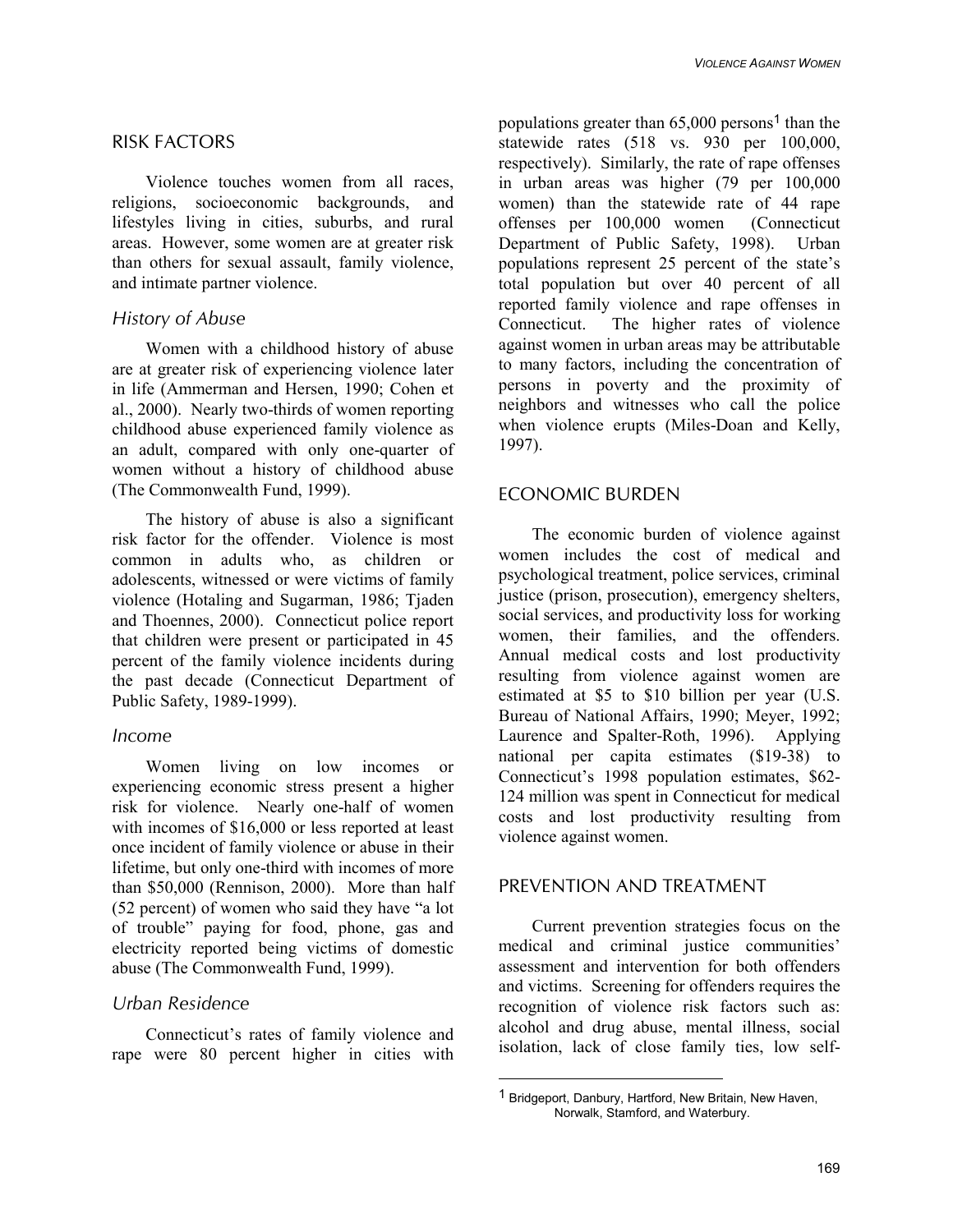## RISK FACTORS

Violence touches women from all races, religions, socioeconomic backgrounds, and lifestyles living in cities, suburbs, and rural areas. However, some women are at greater risk than others for sexual assault, family violence, and intimate partner violence.

### *History of Abuse*

Women with a childhood history of abuse are at greater risk of experiencing violence later in life (Ammerman and Hersen, 1990; Cohen et al., 2000). Nearly two-thirds of women reporting childhood abuse experienced family violence as an adult, compared with only one-quarter of women without a history of childhood abuse (The Commonwealth Fund, 1999).

The history of abuse is also a significant risk factor for the offender. Violence is most common in adults who, as children or adolescents, witnessed or were victims of family violence (Hotaling and Sugarman, 1986; Tjaden and Thoennes, 2000). Connecticut police report that children were present or participated in 45 percent of the family violence incidents during the past decade (Connecticut Department of Public Safety, 1989-1999).

### *Income*

Women living on low incomes or experiencing economic stress present a higher risk for violence. Nearly one-half of women with incomes of $16,000 or less reported at least once incident of family violence or abuse in their lifetime, but only one-third with incomes of more than $50,000 (Rennison, 2000). More than half (52 percent) of women who said they have "a lot of trouble" paying for food, phone, gas and electricity reported being victims of domestic abuse (The Commonwealth Fund, 1999).

### *Urban Residence*

Connecticut's rates of family violence and rape were 80 percent higher in cities with populations greater than 65,000 persons[1] than the statewide rates (518 vs. 930 per 100,000, respectively). Similarly, the rate of rape offenses in urban areas was higher (79 per 100,000 women) than the statewide rate of 44 rape offenses per 100,000 women (Connecticut Department of Public Safety, 1998). Urban populations represent 25 percent of the state's total population but over 40 percent of all reported family violence and rape offenses in Connecticut. The higher rates of violence against women in urban areas may be attributable to many factors, including the concentration of persons in poverty and the proximity of neighbors and witnesses who call the police when violence erupts (Miles-Doan and Kelly, 1997).

## ECONOMIC BURDEN

The economic burden of violence against women includes the cost of medical and psychological treatment, police services, criminal justice (prison, prosecution), emergency shelters, social services, and productivity loss for working women, their families, and the offenders. Annual medical costs and lost productivity resulting from violence against women are estimated at $5 to $10 billion per year (U.S. Bureau of National Affairs, 1990; Meyer, 1992; Laurence and Spalter-Roth, 1996). Applying national per capita estimates ($19-38) to Connecticut's 1998 population estimates, $62-124 million was spent in Connecticut for medical costs and lost productivity resulting from violence against women.

## PREVENTION AND TREATMENT

Current prevention strategies focus on the medical and criminal justice communities' assessment and intervention for both offenders and victims. Screening for offenders requires the recognition of violence risk factors such as: alcohol and drug abuse, mental illness, social isolation, lack of close family ties, low self-

[1] Bridgeport, Danbury, Hartford, New Britain, New Haven, Norwalk, Stamford, and Waterbury.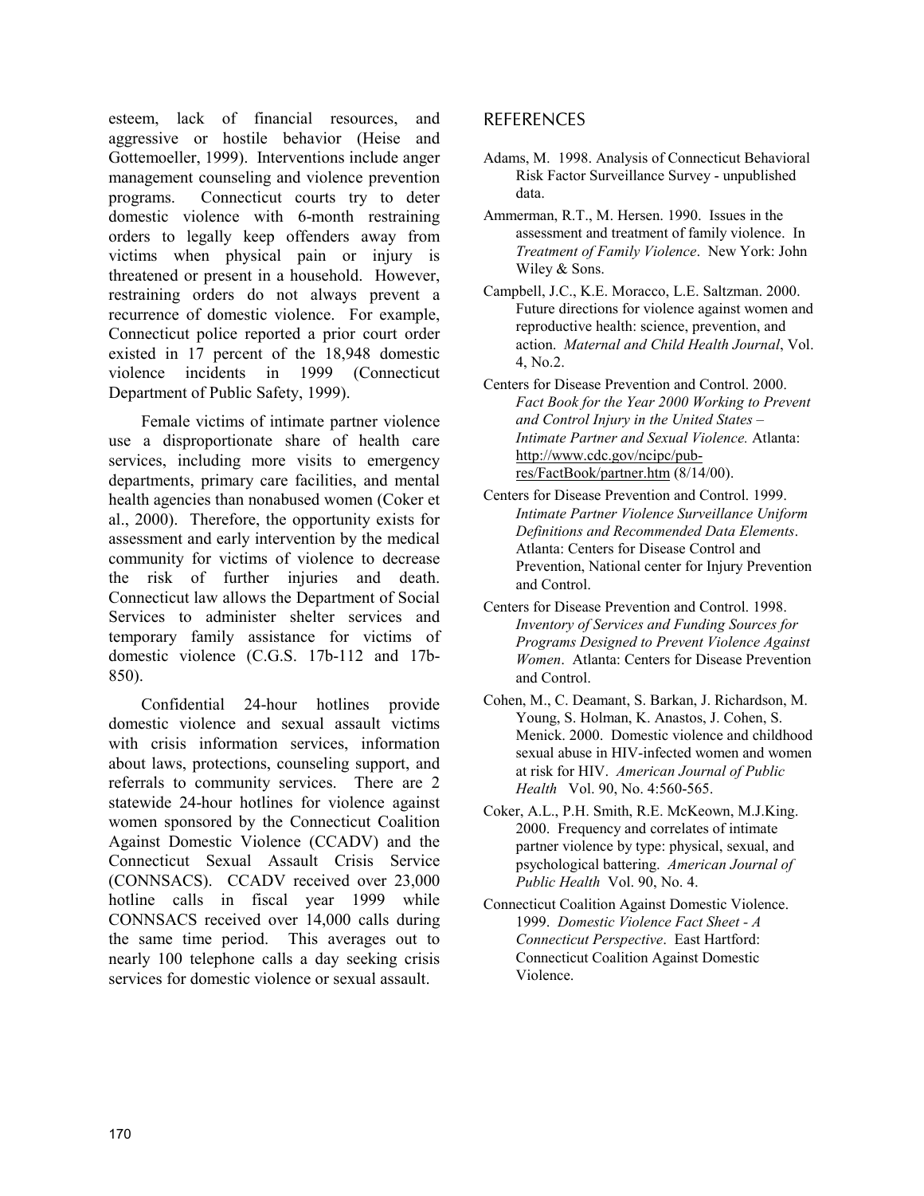esteem, lack of financial resources, and aggressive or hostile behavior (Heise and Gottemoeller, 1999). Interventions include anger management counseling and violence prevention programs. Connecticut courts try to deter domestic violence with 6-month restraining orders to legally keep offenders away from victims when physical pain or injury is threatened or present in a household. However, restraining orders do not always prevent a recurrence of domestic violence. For example, Connecticut police reported a prior court order existed in 17 percent of the 18,948 domestic violence incidents in 1999 (Connecticut Department of Public Safety, 1999).

Female victims of intimate partner violence use a disproportionate share of health care services, including more visits to emergency departments, primary care facilities, and mental health agencies than nonabused women (Coker et al., 2000). Therefore, the opportunity exists for assessment and early intervention by the medical community for victims of violence to decrease the risk of further injuries and death. Connecticut law allows the Department of Social Services to administer shelter services and temporary family assistance for victims of domestic violence (C.G.S. 17b-112 and 17b-850).

Confidential 24-hour hotlines provide domestic violence and sexual assault victims with crisis information services, information about laws, protections, counseling support, and referrals to community services. There are 2 statewide 24-hour hotlines for violence against women sponsored by the Connecticut Coalition Against Domestic Violence (CCADV) and the Connecticut Sexual Assault Crisis Service (CONNSACS). CCADV received over 23,000 hotline calls in fiscal year 1999 while CONNSACS received over 14,000 calls during the same time period. This averages out to nearly 100 telephone calls a day seeking crisis services for domestic violence or sexual assault.

## REFERENCES

Adams, M. 1998. Analysis of Connecticut Behavioral Risk Factor Surveillance Survey - unpublished data.

Ammerman, R.T., M. Hersen. 1990. Issues in the assessment and treatment of family violence. In *Treatment of Family Violence*. New York: John Wiley & Sons.

Campbell, J.C., K.E. Moracco, L.E. Saltzman. 2000. Future directions for violence against women and reproductive health: science, prevention, and action. *Maternal and Child Health Journal*, Vol. 4, No.2.

Centers for Disease Prevention and Control. 2000. *Fact Book for the Year 2000 Working to Prevent and Control Injury in the United States – Intimate Partner and Sexual Violence.* Atlanta: http://www.cdc.gov/ncipc/pub-res/FactBook/partner.htm (8/14/00).

Centers for Disease Prevention and Control. 1999. *Intimate Partner Violence Surveillance Uniform Definitions and Recommended Data Elements*. Atlanta: Centers for Disease Control and Prevention, National center for Injury Prevention and Control.

Centers for Disease Prevention and Control. 1998. *Inventory of Services and Funding Sources for Programs Designed to Prevent Violence Against Women*. Atlanta: Centers for Disease Prevention and Control.

Cohen, M., C. Deamant, S. Barkan, J. Richardson, M. Young, S. Holman, K. Anastos, J. Cohen, S. Menick. 2000. Domestic violence and childhood sexual abuse in HIV-infected women and women at risk for HIV. *American Journal of Public Health* Vol. 90, No. 4:560-565.

Coker, A.L., P.H. Smith, R.E. McKeown, M.J.King. 2000. Frequency and correlates of intimate partner violence by type: physical, sexual, and psychological battering. *American Journal of Public Health* Vol. 90, No. 4.

Connecticut Coalition Against Domestic Violence. 1999. *Domestic Violence Fact Sheet - A Connecticut Perspective*. East Hartford: Connecticut Coalition Against Domestic Violence.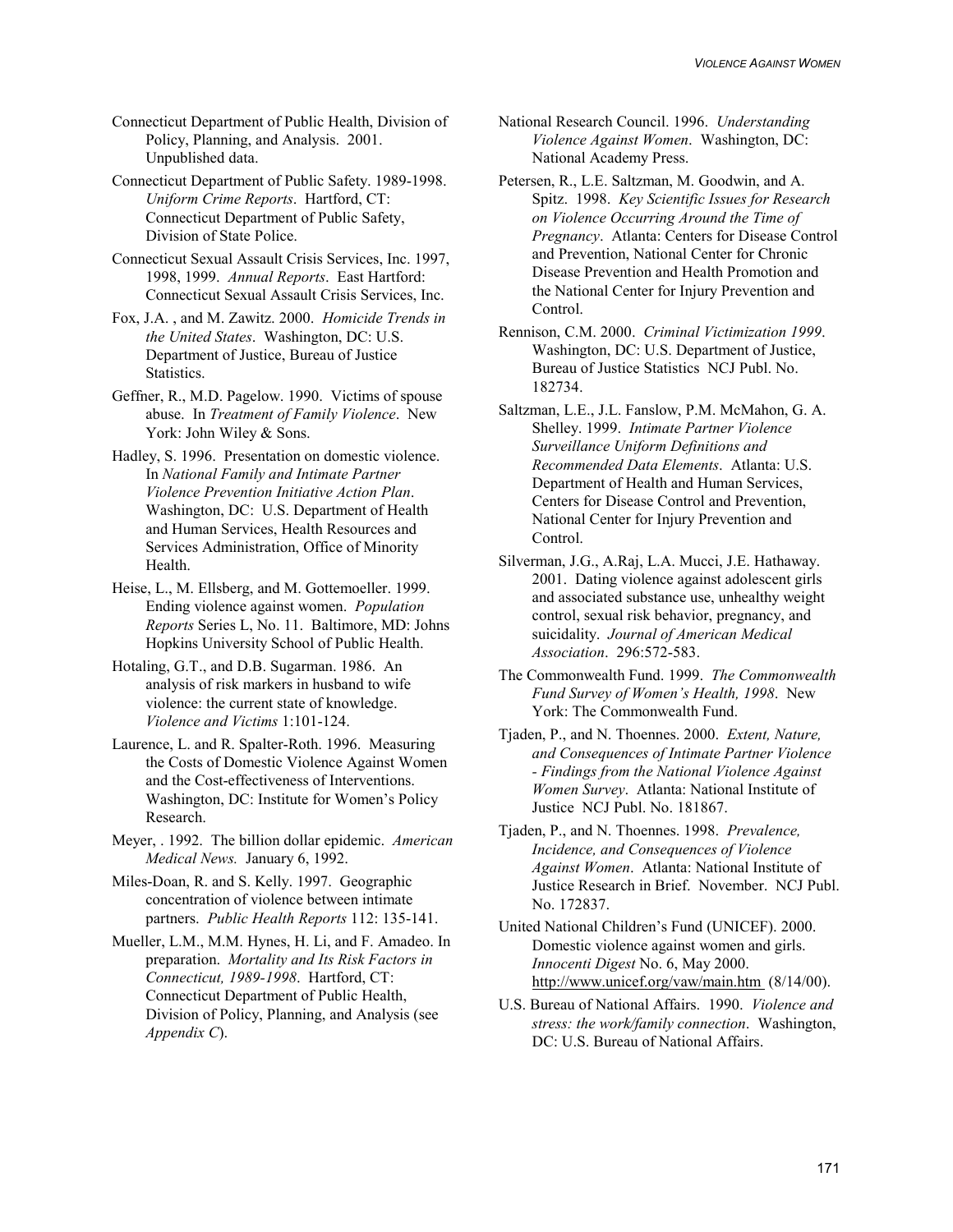Connecticut Department of Public Health, Division of Policy, Planning, and Analysis. 2001. Unpublished data.

Connecticut Department of Public Safety. 1989-1998. *Uniform Crime Reports*. Hartford, CT: Connecticut Department of Public Safety, Division of State Police.

Connecticut Sexual Assault Crisis Services, Inc. 1997, 1998, 1999. *Annual Reports*. East Hartford: Connecticut Sexual Assault Crisis Services, Inc.

Fox, J.A. , and M. Zawitz. 2000. *Homicide Trends in the United States*. Washington, DC: U.S. Department of Justice, Bureau of Justice Statistics.

Geffner, R., M.D. Pagelow. 1990. Victims of spouse abuse. In *Treatment of Family Violence*. New York: John Wiley & Sons.

Hadley, S. 1996. Presentation on domestic violence. In *National Family and Intimate Partner Violence Prevention Initiative Action Plan*. Washington, DC: U.S. Department of Health and Human Services, Health Resources and Services Administration, Office of Minority Health.

Heise, L., M. Ellsberg, and M. Gottemoeller. 1999. Ending violence against women. *Population Reports* Series L, No. 11. Baltimore, MD: Johns Hopkins University School of Public Health.

Hotaling, G.T., and D.B. Sugarman. 1986. An analysis of risk markers in husband to wife violence: the current state of knowledge. *Violence and Victims* 1:101-124.

Laurence, L. and R. Spalter-Roth. 1996. Measuring the Costs of Domestic Violence Against Women and the Cost-effectiveness of Interventions. Washington, DC: Institute for Women's Policy Research.

Meyer, . 1992. The billion dollar epidemic. *American Medical News.* January 6, 1992.

Miles-Doan, R. and S. Kelly. 1997. Geographic concentration of violence between intimate partners. *Public Health Reports* 112: 135-141.

Mueller, L.M., M.M. Hynes, H. Li, and F. Amadeo. In preparation. *Mortality and Its Risk Factors in Connecticut, 1989-1998*. Hartford, CT: Connecticut Department of Public Health, Division of Policy, Planning, and Analysis (see *Appendix C*).

National Research Council. 1996. *Understanding Violence Against Women*. Washington, DC: National Academy Press.

Petersen, R., L.E. Saltzman, M. Goodwin, and A. Spitz. 1998. *Key Scientific Issues for Research on Violence Occurring Around the Time of Pregnancy*. Atlanta: Centers for Disease Control and Prevention, National Center for Chronic Disease Prevention and Health Promotion and the National Center for Injury Prevention and Control.

Rennison, C.M. 2000. *Criminal Victimization 1999*. Washington, DC: U.S. Department of Justice, Bureau of Justice Statistics NCJ Publ. No. 182734.

Saltzman, L.E., J.L. Fanslow, P.M. McMahon, G. A. Shelley. 1999. *Intimate Partner Violence Surveillance Uniform Definitions and Recommended Data Elements*. Atlanta: U.S. Department of Health and Human Services, Centers for Disease Control and Prevention, National Center for Injury Prevention and Control.

Silverman, J.G., A.Raj, L.A. Mucci, J.E. Hathaway. 2001. Dating violence against adolescent girls and associated substance use, unhealthy weight control, sexual risk behavior, pregnancy, and suicidality. *Journal of American Medical Association*. 296:572-583.

The Commonwealth Fund. 1999. *The Commonwealth Fund Survey of Women's Health, 1998*. New York: The Commonwealth Fund.

Tjaden, P., and N. Thoennes. 2000. *Extent, Nature, and Consequences of Intimate Partner Violence - Findings from the National Violence Against Women Survey*. Atlanta: National Institute of Justice NCJ Publ. No. 181867.

Tjaden, P., and N. Thoennes. 1998. *Prevalence, Incidence, and Consequences of Violence Against Women*. Atlanta: National Institute of Justice Research in Brief. November. NCJ Publ. No. 172837.

United National Children's Fund (UNICEF). 2000. Domestic violence against women and girls. *Innocenti Digest* No. 6, May 2000. http://www.unicef.org/vaw/main.htm (8/14/00).

U.S. Bureau of National Affairs. 1990. *Violence and stress: the work/family connection*. Washington, DC: U.S. Bureau of National Affairs.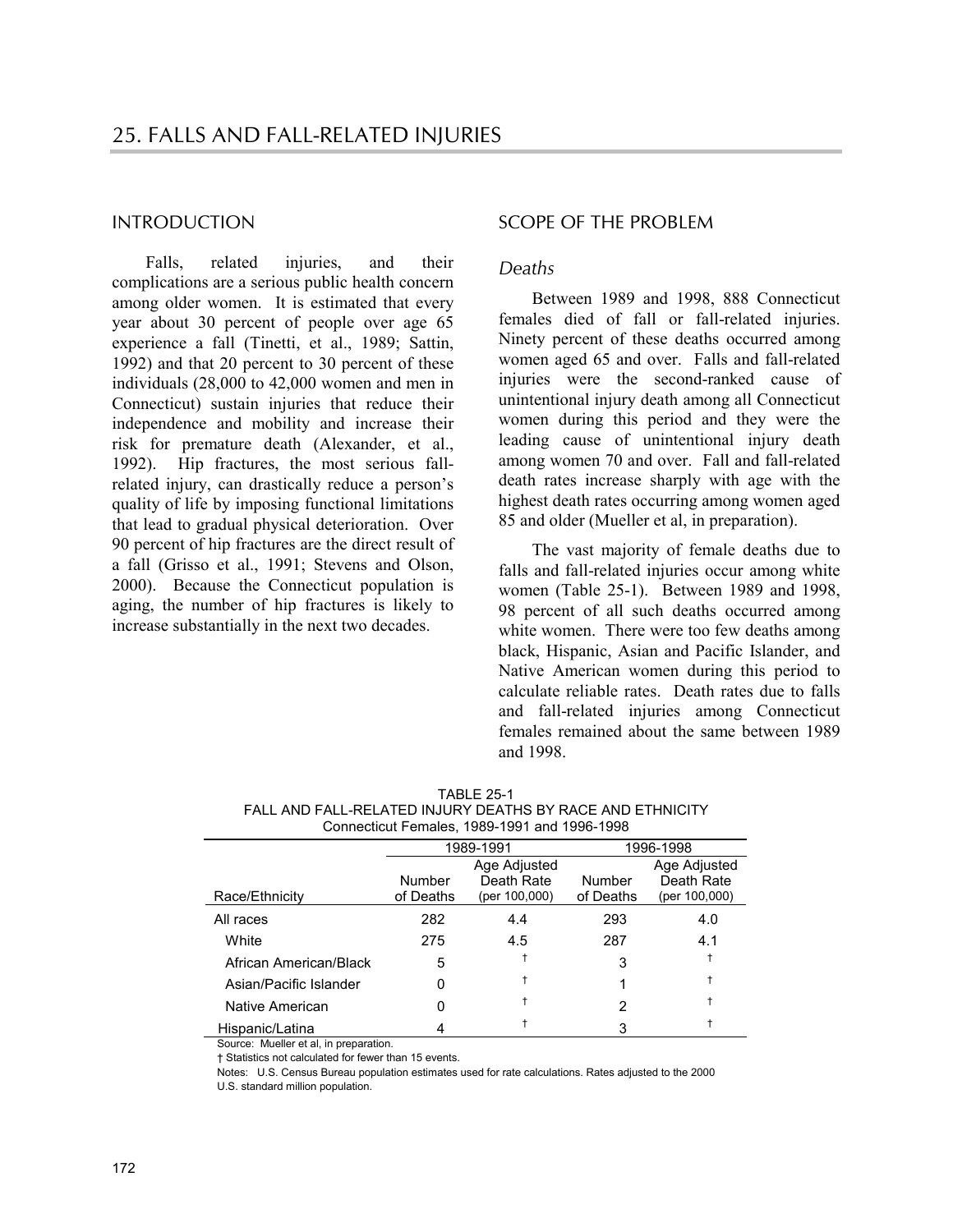# 25. FALLS AND FALL-RELATED INJURIES

## INTRODUCTION

Falls, related injuries, and their complications are a serious public health concern among older women. It is estimated that every year about 30 percent of people over age 65 experience a fall (Tinetti, et al., 1989; Sattin, 1992) and that 20 percent to 30 percent of these individuals (28,000 to 42,000 women and men in Connecticut) sustain injuries that reduce their independence and mobility and increase their risk for premature death (Alexander, et al., 1992). Hip fractures, the most serious fall-related injury, can drastically reduce a person's quality of life by imposing functional limitations that lead to gradual physical deterioration. Over 90 percent of hip fractures are the direct result of a fall (Grisso et al., 1991; Stevens and Olson, 2000). Because the Connecticut population is aging, the number of hip fractures is likely to increase substantially in the next two decades.

## SCOPE OF THE PROBLEM

### *Deaths*

Between 1989 and 1998, 888 Connecticut females died of fall or fall-related injuries. Ninety percent of these deaths occurred among women aged 65 and over. Falls and fall-related injuries were the second-ranked cause of unintentional injury death among all Connecticut women during this period and they were the leading cause of unintentional injury death among women 70 and over. Fall and fall-related death rates increase sharply with age with the highest death rates occurring among women aged 85 and older (Mueller et al, in preparation).

The vast majority of female deaths due to falls and fall-related injuries occur among white women (Table 25-1). Between 1989 and 1998, 98 percent of all such deaths occurred among white women. There were too few deaths among black, Hispanic, Asian and Pacific Islander, and Native American women during this period to calculate reliable rates. Death rates due to falls and fall-related injuries among Connecticut females remained about the same between 1989 and 1998.

TABLE 25-1
FALL AND FALL-RELATED INJURY DEATHS BY RACE AND ETHNICITY
Connecticut Females, 1989-1991 and 1996-1998

| | 1989-1991 | | 1996-1998 | |
|---|---|---|---|---|
| Race/Ethnicity | Number of Deaths | Age Adjusted Death Rate (per 100,000) | Number of Deaths | Age Adjusted Death Rate (per 100,000) |
| All races | 282 | 4.4 | 293 | 4.0 |
| White | 275 | 4.5 | 287 | 4.1 |
| African American/Black | 5 | † | 3 | † |
| Asian/Pacific Islander | 0 | † | 1 | † |
| Native American | 0 | † | 2 | † |
| Hispanic/Latina | 4 | † | 3 | † |

Source: Mueller et al, in preparation.

† Statistics not calculated for fewer than 15 events.

Notes: U.S. Census Bureau population estimates used for rate calculations. Rates adjusted to the 2000 U.S. standard million population.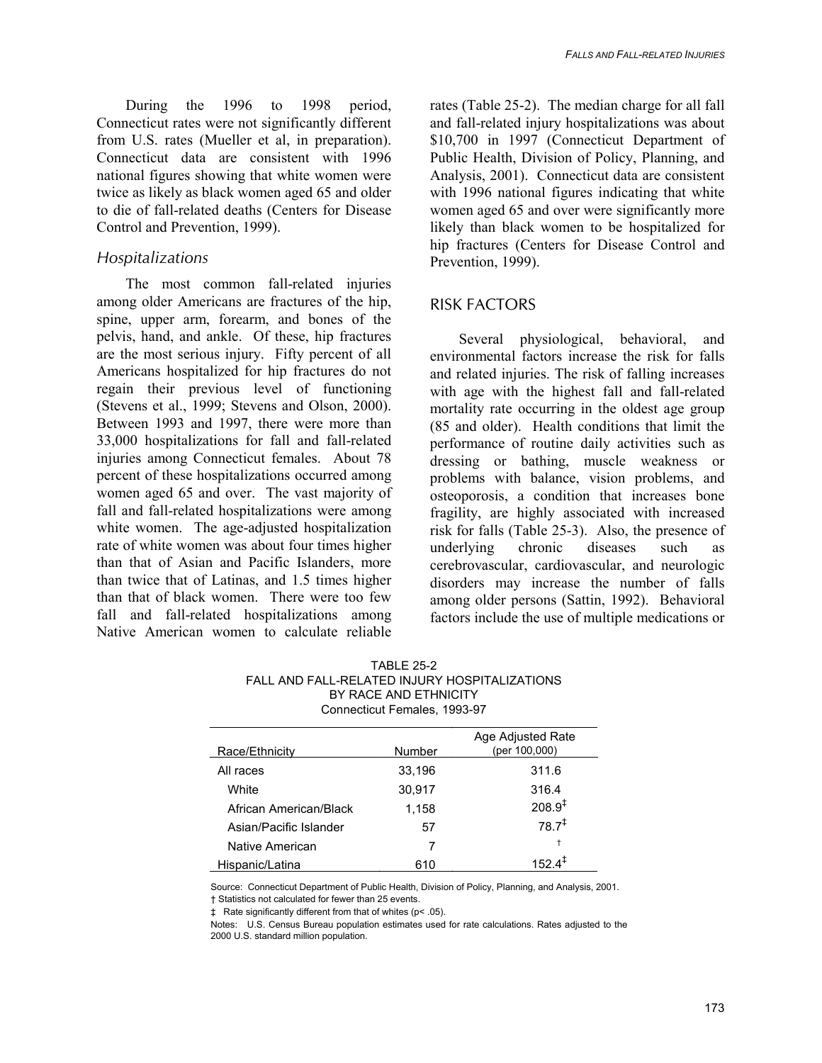During the 1996 to 1998 period, Connecticut rates were not significantly different from U.S. rates (Mueller et al, in preparation). Connecticut data are consistent with 1996 national figures showing that white women were twice as likely as black women aged 65 and older to die of fall-related deaths (Centers for Disease Control and Prevention, 1999).

### *Hospitalizations*

The most common fall-related injuries among older Americans are fractures of the hip, spine, upper arm, forearm, and bones of the pelvis, hand, and ankle. Of these, hip fractures are the most serious injury. Fifty percent of all Americans hospitalized for hip fractures do not regain their previous level of functioning (Stevens et al., 1999; Stevens and Olson, 2000). Between 1993 and 1997, there were more than 33,000 hospitalizations for fall and fall-related injuries among Connecticut females. About 78 percent of these hospitalizations occurred among women aged 65 and over. The vast majority of fall and fall-related hospitalizations were among white women. The age-adjusted hospitalization rate of white women was about four times higher than that of Asian and Pacific Islanders, more than twice that of Latinas, and 1.5 times higher than that of black women. There were too few fall and fall-related hospitalizations among Native American women to calculate reliable rates (Table 25-2). The median charge for all fall and fall-related injury hospitalizations was about $10,700 in 1997 (Connecticut Department of Public Health, Division of Policy, Planning, and Analysis, 2001). Connecticut data are consistent with 1996 national figures indicating that white women aged 65 and over were significantly more likely than black women to be hospitalized for hip fractures (Centers for Disease Control and Prevention, 1999).

## RISK FACTORS

Several physiological, behavioral, and environmental factors increase the risk for falls and related injuries. The risk of falling increases with age with the highest fall and fall-related mortality rate occurring in the oldest age group (85 and older). Health conditions that limit the performance of routine daily activities such as dressing or bathing, muscle weakness or problems with balance, vision problems, and osteoporosis, a condition that increases bone fragility, are highly associated with increased risk for falls (Table 25-3). Also, the presence of underlying chronic diseases such as cerebrovascular, cardiovascular, and neurologic disorders may increase the number of falls among older persons (Sattin, 1992). Behavioral factors include the use of multiple medications or

TABLE 25-2
FALL AND FALL-RELATED INJURY HOSPITALIZATIONS
BY RACE AND ETHNICITY
Connecticut Females, 1993-97

| Race/Ethnicity | Number | Age Adjusted Rate (per 100,000) |
|---|---|---|
| All races | 33,196 | 311.6 |
| White | 30,917 | 316.4 |
| African American/Black | 1,158 | 208.9‡ |
| Asian/Pacific Islander | 57 | 78.7‡ |
| Native American | 7 | † |
| Hispanic/Latina | 610 | 152.4‡ |

Source: Connecticut Department of Public Health, Division of Policy, Planning, and Analysis, 2001.
† Statistics not calculated for fewer than 25 events.
‡ Rate significantly different from that of whites ($p < .05$).
Notes: U.S. Census Bureau population estimates used for rate calculations. Rates adjusted to the 2000 U.S. standard million population.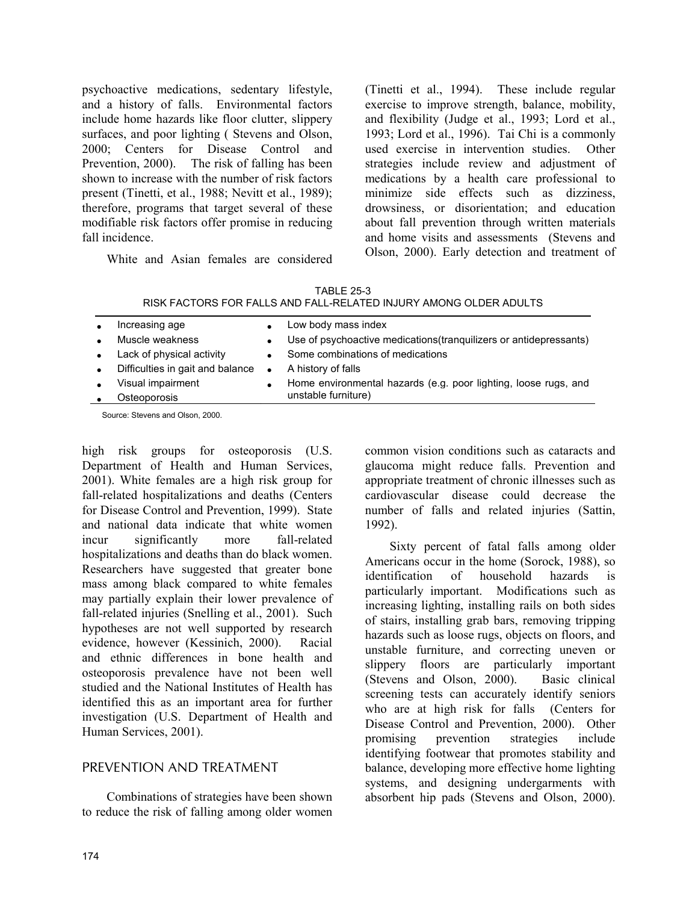psychoactive medications, sedentary lifestyle, and a history of falls. Environmental factors include home hazards like floor clutter, slippery surfaces, and poor lighting ( Stevens and Olson, 2000; Centers for Disease Control and Prevention, 2000). The risk of falling has been shown to increase with the number of risk factors present (Tinetti, et al., 1988; Nevitt et al., 1989); therefore, programs that target several of these modifiable risk factors offer promise in reducing fall incidence.

White and Asian females are considered high risk groups for osteoporosis (U.S. Department of Health and Human Services, 2001). White females are a high risk group for fall-related hospitalizations and deaths (Centers for Disease Control and Prevention, 1999). State and national data indicate that white women incur significantly more fall-related hospitalizations and deaths than do black women. Researchers have suggested that greater bone mass among black compared to white females may partially explain their lower prevalence of fall-related injuries (Snelling et al., 2001). Such hypotheses are not well supported by research evidence, however (Kessinich, 2000). Racial and ethnic differences in bone health and osteoporosis prevalence have not been well studied and the National Institutes of Health has identified this as an important area for further investigation (U.S. Department of Health and Human Services, 2001).

TABLE 25-3
RISK FACTORS FOR FALLS AND FALL-RELATED INJURY AMONG OLDER ADULTS

| | |
|---|---|
| • Increasing age | • Low body mass index |
| • Muscle weakness | • Use of psychoactive medications(tranquilizers or antidepressants) |
| • Lack of physical activity | • Some combinations of medications |
| • Difficulties in gait and balance | • A history of falls |
| • Visual impairment | • Home environmental hazards (e.g. poor lighting, loose rugs, and unstable furniture) |
| • Osteoporosis | |

Source: Stevens and Olson, 2000.

## PREVENTION AND TREATMENT

Combinations of strategies have been shown to reduce the risk of falling among older women (Tinetti et al., 1994). These include regular exercise to improve strength, balance, mobility, and flexibility (Judge et al., 1993; Lord et al., 1993; Lord et al., 1996). Tai Chi is a commonly used exercise in intervention studies. Other strategies include review and adjustment of medications by a health care professional to minimize side effects such as dizziness, drowsiness, or disorientation; and education about fall prevention through written materials and home visits and assessments (Stevens and Olson, 2000). Early detection and treatment of common vision conditions such as cataracts and glaucoma might reduce falls. Prevention and appropriate treatment of chronic illnesses such as cardiovascular disease could decrease the number of falls and related injuries (Sattin, 1992).

Sixty percent of fatal falls among older Americans occur in the home (Sorock, 1988), so identification of household hazards is particularly important. Modifications such as increasing lighting, installing rails on both sides of stairs, installing grab bars, removing tripping hazards such as loose rugs, objects on floors, and unstable furniture, and correcting uneven or slippery floors are particularly important (Stevens and Olson, 2000). Basic clinical screening tests can accurately identify seniors who are at high risk for falls (Centers for Disease Control and Prevention, 2000). Other promising prevention strategies include identifying footwear that promotes stability and balance, developing more effective home lighting systems, and designing undergarments with absorbent hip pads (Stevens and Olson, 2000).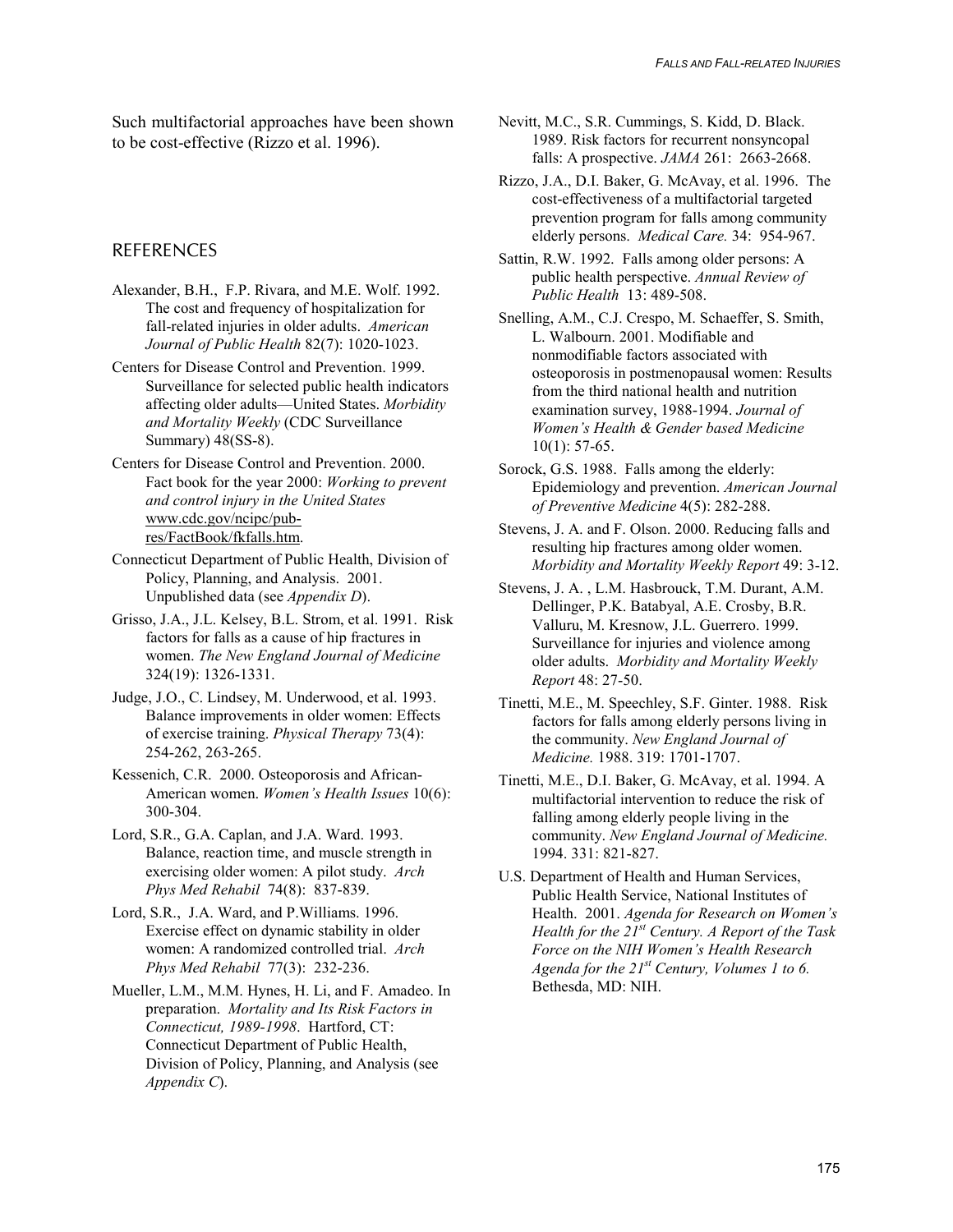Such multifactorial approaches have been shown to be cost-effective (Rizzo et al. 1996).

## REFERENCES

Alexander, B.H., F.P. Rivara, and M.E. Wolf. 1992. The cost and frequency of hospitalization for fall-related injuries in older adults. *American Journal of Public Health* 82(7): 1020-1023.

Centers for Disease Control and Prevention. 1999. Surveillance for selected public health indicators affecting older adults—United States. *Morbidity and Mortality Weekly* (CDC Surveillance Summary) 48(SS-8).

Centers for Disease Control and Prevention. 2000. Fact book for the year 2000: *Working to prevent and control injury in the United States* www.cdc.gov/ncipc/pub-res/FactBook/fkfalls.htm.

Connecticut Department of Public Health, Division of Policy, Planning, and Analysis. 2001. Unpublished data (see *Appendix D*).

Grisso, J.A., J.L. Kelsey, B.L. Strom, et al. 1991. Risk factors for falls as a cause of hip fractures in women. *The New England Journal of Medicine* 324(19): 1326-1331.

Judge, J.O., C. Lindsey, M. Underwood, et al. 1993. Balance improvements in older women: Effects of exercise training. *Physical Therapy* 73(4): 254-262, 263-265.

Kessenich, C.R. 2000. Osteoporosis and African-American women. *Women's Health Issues* 10(6): 300-304.

Lord, S.R., G.A. Caplan, and J.A. Ward. 1993. Balance, reaction time, and muscle strength in exercising older women: A pilot study. *Arch Phys Med Rehabil* 74(8): 837-839.

Lord, S.R., J.A. Ward, and P.Williams. 1996. Exercise effect on dynamic stability in older women: A randomized controlled trial. *Arch Phys Med Rehabil* 77(3): 232-236.

Mueller, L.M., M.M. Hynes, H. Li, and F. Amadeo. In preparation. *Mortality and Its Risk Factors in Connecticut, 1989-1998*. Hartford, CT: Connecticut Department of Public Health, Division of Policy, Planning, and Analysis (see *Appendix C*).

Nevitt, M.C., S.R. Cummings, S. Kidd, D. Black. 1989. Risk factors for recurrent nonsyncopal falls: A prospective. *JAMA* 261: 2663-2668.

Rizzo, J.A., D.I. Baker, G. McAvay, et al. 1996. The cost-effectiveness of a multifactorial targeted prevention program for falls among community elderly persons. *Medical Care.* 34: 954-967.

Sattin, R.W. 1992. Falls among older persons: A public health perspective. *Annual Review of Public Health* 13: 489-508.

Snelling, A.M., C.J. Crespo, M. Schaeffer, S. Smith, L. Walbourn. 2001. Modifiable and nonmodifiable factors associated with osteoporosis in postmenopausal women: Results from the third national health and nutrition examination survey, 1988-1994. *Journal of Women's Health & Gender based Medicine* 10(1): 57-65.

Sorock, G.S. 1988. Falls among the elderly: Epidemiology and prevention. *American Journal of Preventive Medicine* 4(5): 282-288.

Stevens, J. A. and F. Olson. 2000. Reducing falls and resulting hip fractures among older women. *Morbidity and Mortality Weekly Report* 49: 3-12.

Stevens, J. A. , L.M. Hasbrouck, T.M. Durant, A.M. Dellinger, P.K. Batabyal, A.E. Crosby, B.R. Valluru, M. Kresnow, J.L. Guerrero. 1999. Surveillance for injuries and violence among older adults. *Morbidity and Mortality Weekly Report* 48: 27-50.

Tinetti, M.E., M. Speechley, S.F. Ginter. 1988. Risk factors for falls among elderly persons living in the community. *New England Journal of Medicine.* 1988. 319: 1701-1707.

Tinetti, M.E., D.I. Baker, G. McAvay, et al. 1994. A multifactorial intervention to reduce the risk of falling among elderly people living in the community. *New England Journal of Medicine.* 1994. 331: 821-827.

U.S. Department of Health and Human Services, Public Health Service, National Institutes of Health. 2001. *Agenda for Research on Women's Health for the 21st Century. A Report of the Task Force on the NIH Women's Health Research Agenda for the 21st Century, Volumes 1 to 6.* Bethesda, MD: NIH.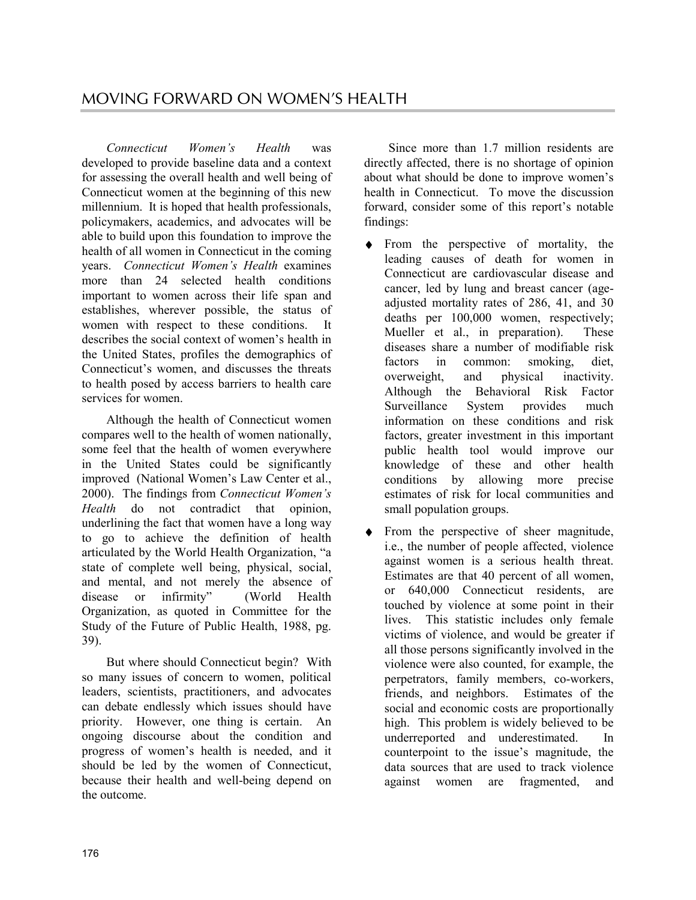# MOVING FORWARD ON WOMEN'S HEALTH

*Connecticut Women's Health* was developed to provide baseline data and a context for assessing the overall health and well being of Connecticut women at the beginning of this new millennium. It is hoped that health professionals, policymakers, academics, and advocates will be able to build upon this foundation to improve the health of all women in Connecticut in the coming years. *Connecticut Women's Health* examines more than 24 selected health conditions important to women across their life span and establishes, wherever possible, the status of women with respect to these conditions. It describes the social context of women's health in the United States, profiles the demographics of Connecticut's women, and discusses the threats to health posed by access barriers to health care services for women.

Although the health of Connecticut women compares well to the health of women nationally, some feel that the health of women everywhere in the United States could be significantly improved (National Women's Law Center et al., 2000). The findings from *Connecticut Women's Health* do not contradict that opinion, underlining the fact that women have a long way to go to achieve the definition of health articulated by the World Health Organization, "a state of complete well being, physical, social, and mental, and not merely the absence of disease or infirmity" (World Health Organization, as quoted in Committee for the Study of the Future of Public Health, 1988, pg. 39).

But where should Connecticut begin? With so many issues of concern to women, political leaders, scientists, practitioners, and advocates can debate endlessly which issues should have priority. However, one thing is certain. An ongoing discourse about the condition and progress of women's health is needed, and it should be led by the women of Connecticut, because their health and well-being depend on the outcome.

Since more than 1.7 million residents are directly affected, there is no shortage of opinion about what should be done to improve women's health in Connecticut. To move the discussion forward, consider some of this report's notable findings:

- From the perspective of mortality, the leading causes of death for women in Connecticut are cardiovascular disease and cancer, led by lung and breast cancer (age-adjusted mortality rates of 286, 41, and 30 deaths per 100,000 women, respectively; Mueller et al., in preparation). These diseases share a number of modifiable risk factors in common: smoking, diet, overweight, and physical inactivity. Although the Behavioral Risk Factor Surveillance System provides much information on these conditions and risk factors, greater investment in this important public health tool would improve our knowledge of these and other health conditions by allowing more precise estimates of risk for local communities and small population groups.
- From the perspective of sheer magnitude, i.e., the number of people affected, violence against women is a serious health threat. Estimates are that 40 percent of all women, or 640,000 Connecticut residents, are touched by violence at some point in their lives. This statistic includes only female victims of violence, and would be greater if all those persons significantly involved in the violence were also counted, for example, the perpetrators, family members, co-workers, friends, and neighbors. Estimates of the social and economic costs are proportionally high. This problem is widely believed to be underreported and underestimated. In counterpoint to the issue's magnitude, the data sources that are used to track violence against women are fragmented, and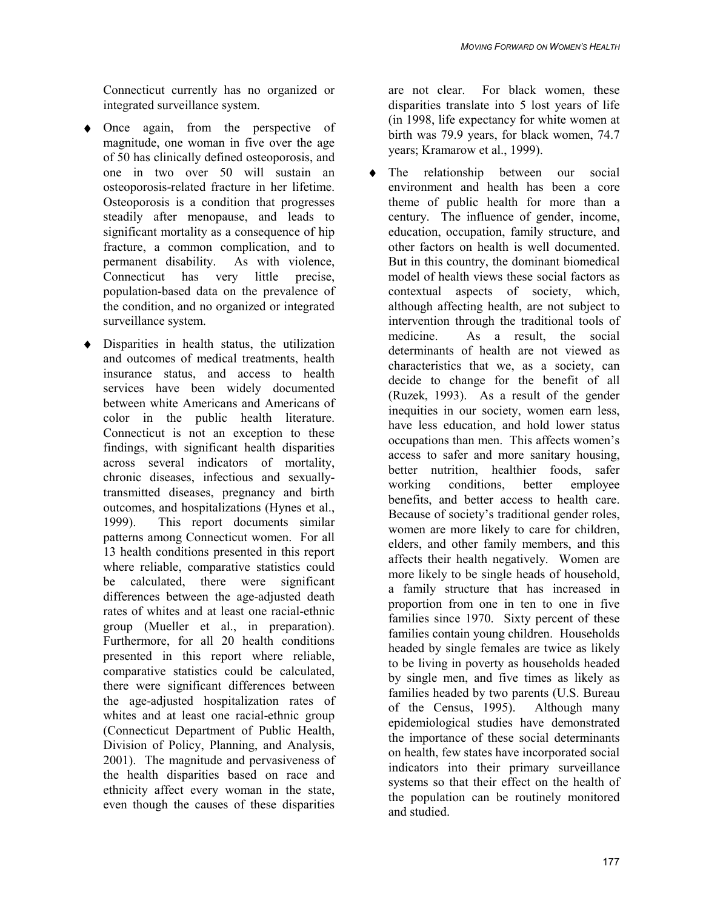Connecticut currently has no organized or integrated surveillance system.

- Once again, from the perspective of magnitude, one woman in five over the age of 50 has clinically defined osteoporosis, and one in two over 50 will sustain an osteoporosis-related fracture in her lifetime. Osteoporosis is a condition that progresses steadily after menopause, and leads to significant mortality as a consequence of hip fracture, a common complication, and to permanent disability. As with violence, Connecticut has very little precise, population-based data on the prevalence of the condition, and no organized or integrated surveillance system.

- Disparities in health status, the utilization and outcomes of medical treatments, health insurance status, and access to health services have been widely documented between white Americans and Americans of color in the public health literature. Connecticut is not an exception to these findings, with significant health disparities across several indicators of mortality, chronic diseases, infectious and sexually-transmitted diseases, pregnancy and birth outcomes, and hospitalizations (Hynes et al., 1999). This report documents similar patterns among Connecticut women. For all 13 health conditions presented in this report where reliable, comparative statistics could be calculated, there were significant differences between the age-adjusted death rates of whites and at least one racial-ethnic group (Mueller et al., in preparation). Furthermore, for all 20 health conditions presented in this report where reliable, comparative statistics could be calculated, there were significant differences between the age-adjusted hospitalization rates of whites and at least one racial-ethnic group (Connecticut Department of Public Health, Division of Policy, Planning, and Analysis, 2001). The magnitude and pervasiveness of the health disparities based on race and ethnicity affect every woman in the state, even though the causes of these disparities are not clear. For black women, these disparities translate into 5 lost years of life (in 1998, life expectancy for white women at birth was 79.9 years, for black women, 74.7 years; Kramarow et al., 1999).

- The relationship between our social environment and health has been a core theme of public health for more than a century. The influence of gender, income, education, occupation, family structure, and other factors on health is well documented. But in this country, the dominant biomedical model of health views these social factors as contextual aspects of society, which, although affecting health, are not subject to intervention through the traditional tools of medicine. As a result, the social determinants of health are not viewed as characteristics that we, as a society, can decide to change for the benefit of all (Ruzek, 1993). As a result of the gender inequities in our society, women earn less, have less education, and hold lower status occupations than men. This affects women's access to safer and more sanitary housing, better nutrition, healthier foods, safer working conditions, better employee benefits, and better access to health care. Because of society's traditional gender roles, women are more likely to care for children, elders, and other family members, and this affects their health negatively. Women are more likely to be single heads of household, a family structure that has increased in proportion from one in ten to one in five families since 1970. Sixty percent of these families contain young children. Households headed by single females are twice as likely to be living in poverty as households headed by single men, and five times as likely as families headed by two parents (U.S. Bureau of the Census, 1995). Although many epidemiological studies have demonstrated the importance of these social determinants on health, few states have incorporated social indicators into their primary surveillance systems so that their effect on the health of the population can be routinely monitored and studied.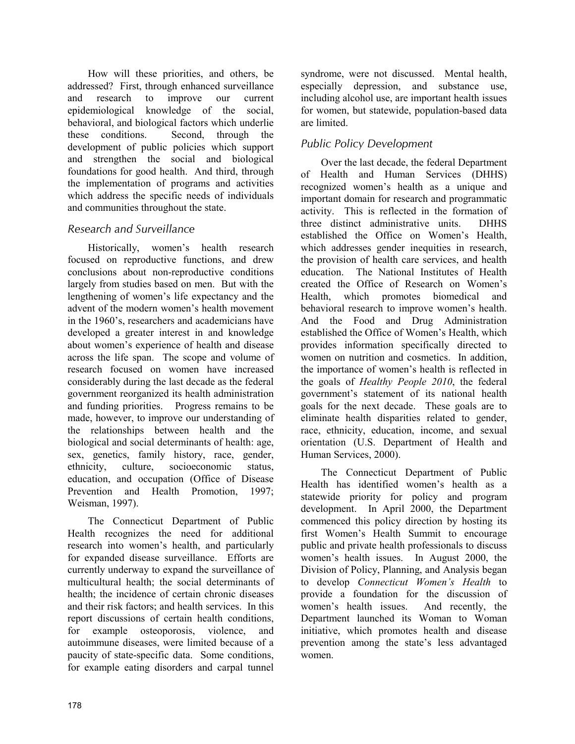How will these priorities, and others, be addressed? First, through enhanced surveillance and research to improve our current epidemiological knowledge of the social, behavioral, and biological factors which underlie these conditions. Second, through the development of public policies which support and strengthen the social and biological foundations for good health. And third, through the implementation of programs and activities which address the specific needs of individuals and communities throughout the state.

### Research and Surveillance

Historically, women's health research focused on reproductive functions, and drew conclusions about non-reproductive conditions largely from studies based on men. But with the lengthening of women's life expectancy and the advent of the modern women's health movement in the 1960's, researchers and academicians have developed a greater interest in and knowledge about women's experience of health and disease across the life span. The scope and volume of research focused on women have increased considerably during the last decade as the federal government reorganized its health administration and funding priorities. Progress remains to be made, however, to improve our understanding of the relationships between health and the biological and social determinants of health: age, sex, genetics, family history, race, gender, ethnicity, culture, socioeconomic status, education, and occupation (Office of Disease Prevention and Health Promotion, 1997; Weisman, 1997).

The Connecticut Department of Public Health recognizes the need for additional research into women's health, and particularly for expanded disease surveillance. Efforts are currently underway to expand the surveillance of multicultural health; the social determinants of health; the incidence of certain chronic diseases and their risk factors; and health services. In this report discussions of certain health conditions, for example osteoporosis, violence, and autoimmune diseases, were limited because of a paucity of state-specific data. Some conditions, for example eating disorders and carpal tunnel syndrome, were not discussed. Mental health, especially depression, and substance use, including alcohol use, are important health issues for women, but statewide, population-based data are limited.

### Public Policy Development

Over the last decade, the federal Department of Health and Human Services (DHHS) recognized women's health as a unique and important domain for research and programmatic activity. This is reflected in the formation of three distinct administrative units. DHHS established the Office on Women's Health, which addresses gender inequities in research, the provision of health care services, and health education. The National Institutes of Health created the Office of Research on Women's Health, which promotes biomedical and behavioral research to improve women's health. And the Food and Drug Administration established the Office of Women's Health, which provides information specifically directed to women on nutrition and cosmetics. In addition, the importance of women's health is reflected in the goals of *Healthy People 2010*, the federal government's statement of its national health goals for the next decade. These goals are to eliminate health disparities related to gender, race, ethnicity, education, income, and sexual orientation (U.S. Department of Health and Human Services, 2000).

The Connecticut Department of Public Health has identified women's health as a statewide priority for policy and program development. In April 2000, the Department commenced this policy direction by hosting its first Women's Health Summit to encourage public and private health professionals to discuss women's health issues. In August 2000, the Division of Policy, Planning, and Analysis began to develop *Connecticut Women's Health* to provide a foundation for the discussion of women's health issues. And recently, the Department launched its Woman to Woman initiative, which promotes health and disease prevention among the state's less advantaged women.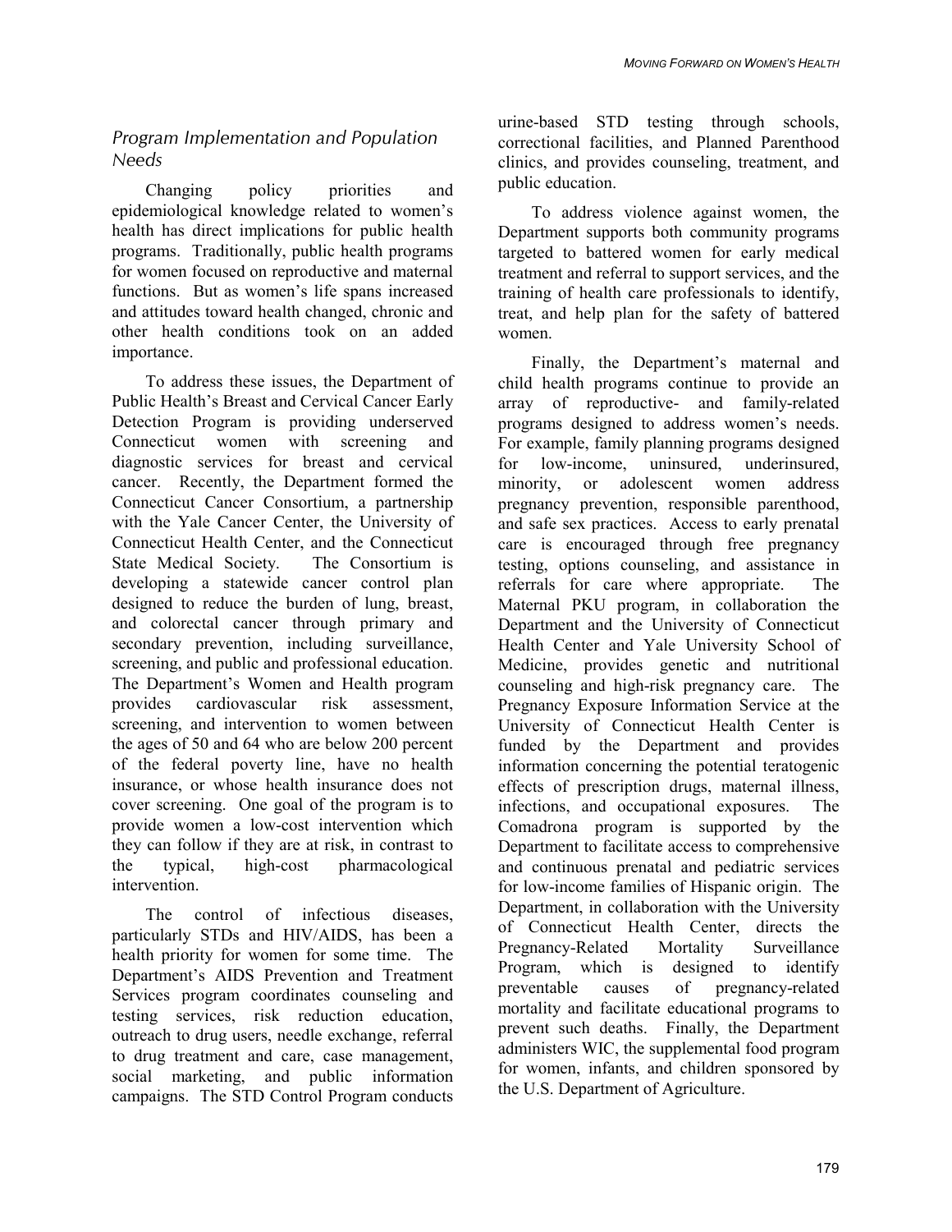### *Program Implementation and Population Needs*

Changing policy priorities and epidemiological knowledge related to women's health has direct implications for public health programs. Traditionally, public health programs for women focused on reproductive and maternal functions. But as women's life spans increased and attitudes toward health changed, chronic and other health conditions took on an added importance.

To address these issues, the Department of Public Health's Breast and Cervical Cancer Early Detection Program is providing underserved Connecticut women with screening and diagnostic services for breast and cervical cancer. Recently, the Department formed the Connecticut Cancer Consortium, a partnership with the Yale Cancer Center, the University of Connecticut Health Center, and the Connecticut State Medical Society. The Consortium is developing a statewide cancer control plan designed to reduce the burden of lung, breast, and colorectal cancer through primary and secondary prevention, including surveillance, screening, and public and professional education. The Department's Women and Health program provides cardiovascular risk assessment, screening, and intervention to women between the ages of 50 and 64 who are below 200 percent of the federal poverty line, have no health insurance, or whose health insurance does not cover screening. One goal of the program is to provide women a low-cost intervention which they can follow if they are at risk, in contrast to the typical, high-cost pharmacological intervention.

The control of infectious diseases, particularly STDs and HIV/AIDS, has been a health priority for women for some time. The Department's AIDS Prevention and Treatment Services program coordinates counseling and testing services, risk reduction education, outreach to drug users, needle exchange, referral to drug treatment and care, case management, social marketing, and public information campaigns. The STD Control Program conducts urine-based STD testing through schools, correctional facilities, and Planned Parenthood clinics, and provides counseling, treatment, and public education.

To address violence against women, the Department supports both community programs targeted to battered women for early medical treatment and referral to support services, and the training of health care professionals to identify, treat, and help plan for the safety of battered women.

Finally, the Department's maternal and child health programs continue to provide an array of reproductive- and family-related programs designed to address women's needs. For example, family planning programs designed for low-income, uninsured, underinsured, minority, or adolescent women address pregnancy prevention, responsible parenthood, and safe sex practices. Access to early prenatal care is encouraged through free pregnancy testing, options counseling, and assistance in referrals for care where appropriate. The Maternal PKU program, in collaboration the Department and the University of Connecticut Health Center and Yale University School of Medicine, provides genetic and nutritional counseling and high-risk pregnancy care. The Pregnancy Exposure Information Service at the University of Connecticut Health Center is funded by the Department and provides information concerning the potential teratogenic effects of prescription drugs, maternal illness, infections, and occupational exposures. The Comadrona program is supported by the Department to facilitate access to comprehensive and continuous prenatal and pediatric services for low-income families of Hispanic origin. The Department, in collaboration with the University of Connecticut Health Center, directs the Pregnancy-Related Mortality Surveillance Program, which is designed to identify preventable causes of pregnancy-related mortality and facilitate educational programs to prevent such deaths. Finally, the Department administers WIC, the supplemental food program for women, infants, and children sponsored by the U.S. Department of Agriculture.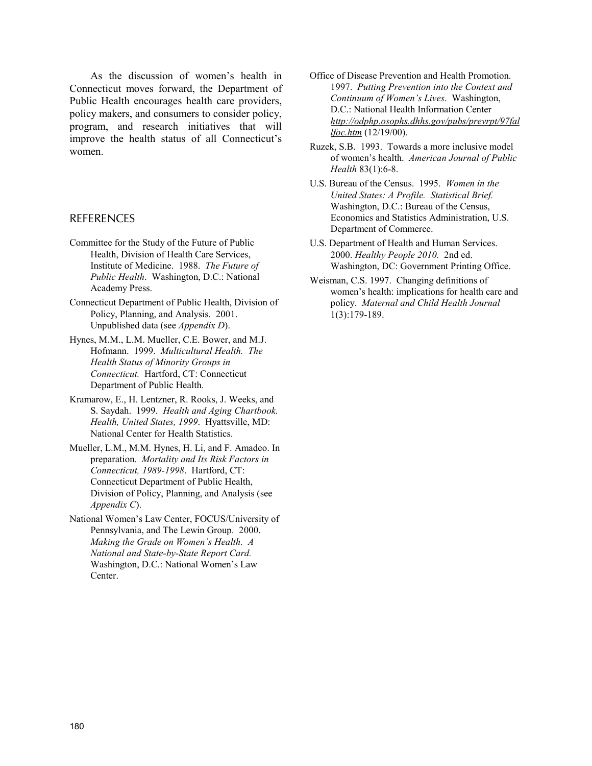As the discussion of women's health in Connecticut moves forward, the Department of Public Health encourages health care providers, policy makers, and consumers to consider policy, program, and research initiatives that will improve the health status of all Connecticut's women.

## REFERENCES

Committee for the Study of the Future of Public Health, Division of Health Care Services, Institute of Medicine. 1988. *The Future of Public Health*. Washington, D.C.: National Academy Press.

Connecticut Department of Public Health, Division of Policy, Planning, and Analysis. 2001. Unpublished data (see *Appendix D*).

Hynes, M.M., L.M. Mueller, C.E. Bower, and M.J. Hofmann. 1999. *Multicultural Health. The Health Status of Minority Groups in Connecticut.* Hartford, CT: Connecticut Department of Public Health.

Kramarow, E., H. Lentzner, R. Rooks, J. Weeks, and S. Saydah. 1999. *Health and Aging Chartbook. Health, United States, 1999*. Hyattsville, MD: National Center for Health Statistics.

Mueller, L.M., M.M. Hynes, H. Li, and F. Amadeo. In preparation. *Mortality and Its Risk Factors in Connecticut, 1989-1998*. Hartford, CT: Connecticut Department of Public Health, Division of Policy, Planning, and Analysis (see *Appendix C*).

National Women's Law Center, FOCUS/University of Pennsylvania, and The Lewin Group. 2000. *Making the Grade on Women's Health. A National and State-by-State Report Card.* Washington, D.C.: National Women's Law Center.

Office of Disease Prevention and Health Promotion. 1997. *Putting Prevention into the Context and Continuum of Women's Lives*. Washington, D.C.: National Health Information Center *http://odphp.osophs.dhhs.gov/pubs/prevrpt/97fallfoc.htm* (12/19/00).

Ruzek, S.B. 1993. Towards a more inclusive model of women's health. *American Journal of Public Health* 83(1):6-8.

U.S. Bureau of the Census. 1995. *Women in the United States: A Profile. Statistical Brief.* Washington, D.C.: Bureau of the Census, Economics and Statistics Administration, U.S. Department of Commerce.

U.S. Department of Health and Human Services. 2000. *Healthy People 2010.* 2nd ed. Washington, DC: Government Printing Office.

Weisman, C.S. 1997. Changing definitions of women's health: implications for health care and policy. *Maternal and Child Health Journal* 1(3):179-189.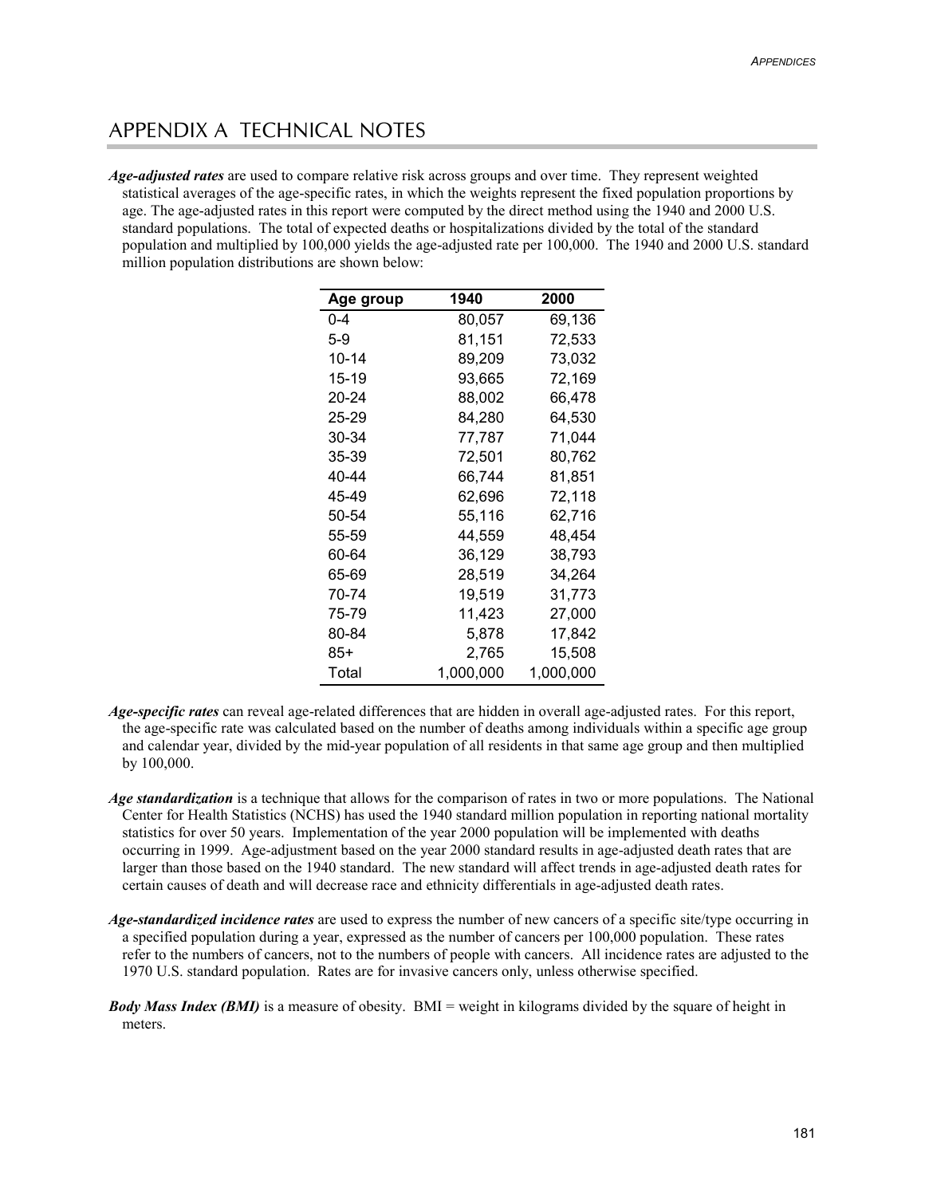# APPENDIX A TECHNICAL NOTES

***Age-adjusted rates*** are used to compare relative risk across groups and over time. They represent weighted statistical averages of the age-specific rates, in which the weights represent the fixed population proportions by age. The age-adjusted rates in this report were computed by the direct method using the 1940 and 2000 U.S. standard populations. The total of expected deaths or hospitalizations divided by the total of the standard population and multiplied by 100,000 yields the age-adjusted rate per 100,000. The 1940 and 2000 U.S. standard million population distributions are shown below:

| Age group | 1940 | 2000 |
|---|---|---|
| 0-4 | 80,057 | 69,136 |
| 5-9 | 81,151 | 72,533 |
| 10-14 | 89,209 | 73,032 |
| 15-19 | 93,665 | 72,169 |
| 20-24 | 88,002 | 66,478 |
| 25-29 | 84,280 | 64,530 |
| 30-34 | 77,787 | 71,044 |
| 35-39 | 72,501 | 80,762 |
| 40-44 | 66,744 | 81,851 |
| 45-49 | 62,696 | 72,118 |
| 50-54 | 55,116 | 62,716 |
| 55-59 | 44,559 | 48,454 |
| 60-64 | 36,129 | 38,793 |
| 65-69 | 28,519 | 34,264 |
| 70-74 | 19,519 | 31,773 |
| 75-79 | 11,423 | 27,000 |
| 80-84 | 5,878 | 17,842 |
| 85+ | 2,765 | 15,508 |
| Total | 1,000,000 | 1,000,000 |

***Age-specific rates*** can reveal age-related differences that are hidden in overall age-adjusted rates. For this report, the age-specific rate was calculated based on the number of deaths among individuals within a specific age group and calendar year, divided by the mid-year population of all residents in that same age group and then multiplied by 100,000.

***Age standardization*** is a technique that allows for the comparison of rates in two or more populations. The National Center for Health Statistics (NCHS) has used the 1940 standard million population in reporting national mortality statistics for over 50 years. Implementation of the year 2000 population will be implemented with deaths occurring in 1999. Age-adjustment based on the year 2000 standard results in age-adjusted death rates that are larger than those based on the 1940 standard. The new standard will affect trends in age-adjusted death rates for certain causes of death and will decrease race and ethnicity differentials in age-adjusted death rates.

***Age-standardized incidence rates*** are used to express the number of new cancers of a specific site/type occurring in a specified population during a year, expressed as the number of cancers per 100,000 population. These rates refer to the numbers of cancers, not to the numbers of people with cancers. All incidence rates are adjusted to the 1970 U.S. standard population. Rates are for invasive cancers only, unless otherwise specified.

***Body Mass Index (BMI)*** is a measure of obesity. BMI = weight in kilograms divided by the square of height in meters.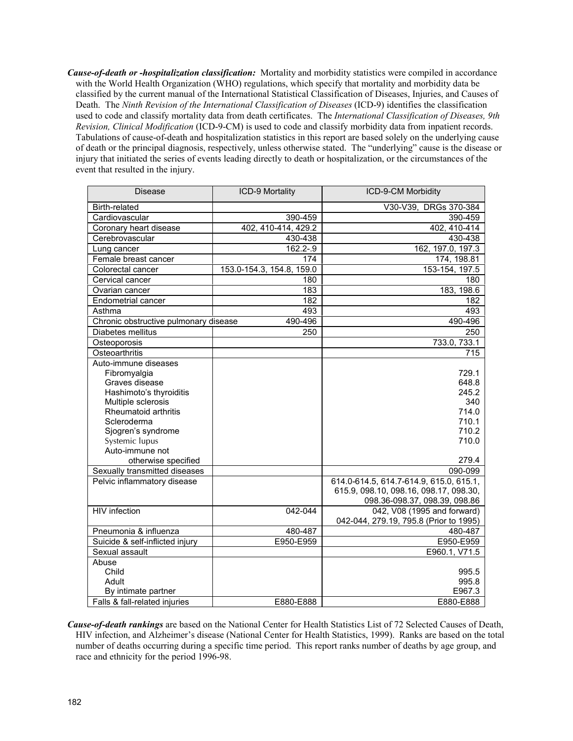***Cause-of-death or -hospitalization classification:*** Mortality and morbidity statistics were compiled in accordance with the World Health Organization (WHO) regulations, which specify that mortality and morbidity data be classified by the current manual of the International Statistical Classification of Diseases, Injuries, and Causes of Death. The *Ninth Revision of the International Classification of Diseases* (ICD-9) identifies the classification used to code and classify mortality data from death certificates. The *International Classification of Diseases, 9th Revision, Clinical Modification* (ICD-9-CM) is used to code and classify morbidity data from inpatient records. Tabulations of cause-of-death and hospitalization statistics in this report are based solely on the underlying cause of death or the principal diagnosis, respectively, unless otherwise stated. The "underlying" cause is the disease or injury that initiated the series of events leading directly to death or hospitalization, or the circumstances of the event that resulted in the injury.

| Disease | ICD-9 Mortality | ICD-9-CM Morbidity |
|---|---|---|
| Birth-related | | V30-V39, DRGs 370-384 |
| Cardiovascular | 390-459 | 390-459 |
| Coronary heart disease | 402, 410-414, 429.2 | 402, 410-414 |
| Cerebrovascular | 430-438 | 430-438 |
| Lung cancer | 162.2-.9 | 162, 197.0, 197.3 |
| Female breast cancer | 174 | 174, 198.81 |
| Colorectal cancer | 153.0-154.3, 154.8, 159.0 | 153-154, 197.5 |
| Cervical cancer | 180 | 180 |
| Ovarian cancer | 183 | 183, 198.6 |
| Endometrial cancer | 182 | 182 |
| Asthma | 493 | 493 |
| Chronic obstructive pulmonary disease | 490-496 | 490-496 |
| Diabetes mellitus | 250 | 250 |
| Osteoporosis | | 733.0, 733.1 |
| Osteoarthritis | | 715 |
| Auto-immune diseases | | |
| Fibromyalgia | | 729.1 |
| Graves disease | | 648.8 |
| Hashimoto's thyroiditis | | 245.2 |
| Multiple sclerosis | | 340 |
| Rheumatoid arthritis | | 714.0 |
| Scleroderma | | 710.1 |
| Sjogren's syndrome | | 710.2 |
| Systemic lupus | | 710.0 |
| Auto-immune not otherwise specified | | 279.4 |
| Sexually transmitted diseases | | 090-099 |
| Pelvic inflammatory disease | | 614.0-614.5, 614.7-614.9, 615.0, 615.1, 615.9, 098.10, 098.16, 098.17, 098.30, 098.36-098.37, 098.39, 098.86 |
| HIV infection | 042-044 | 042, V08 (1995 and forward) 042-044, 279.19, 795.8 (Prior to 1995) |
| Pneumonia & influenza | 480-487 | 480-487 |
| Suicide & self-inflicted injury | E950-E959 | E950-E959 |
| Sexual assault | | E960.1, V71.5 |
| Abuse | | |
| Child | | 995.5 |
| Adult | | 995.8 |
| By intimate partner | | E967.3 |
| Falls & fall-related injuries | E880-E888 | E880-E888 |

***Cause-of-death rankings*** are based on the National Center for Health Statistics List of 72 Selected Causes of Death, HIV infection, and Alzheimer's disease (National Center for Health Statistics, 1999). Ranks are based on the total number of deaths occurring during a specific time period. This report ranks number of deaths by age group, and race and ethnicity for the period 1996-98.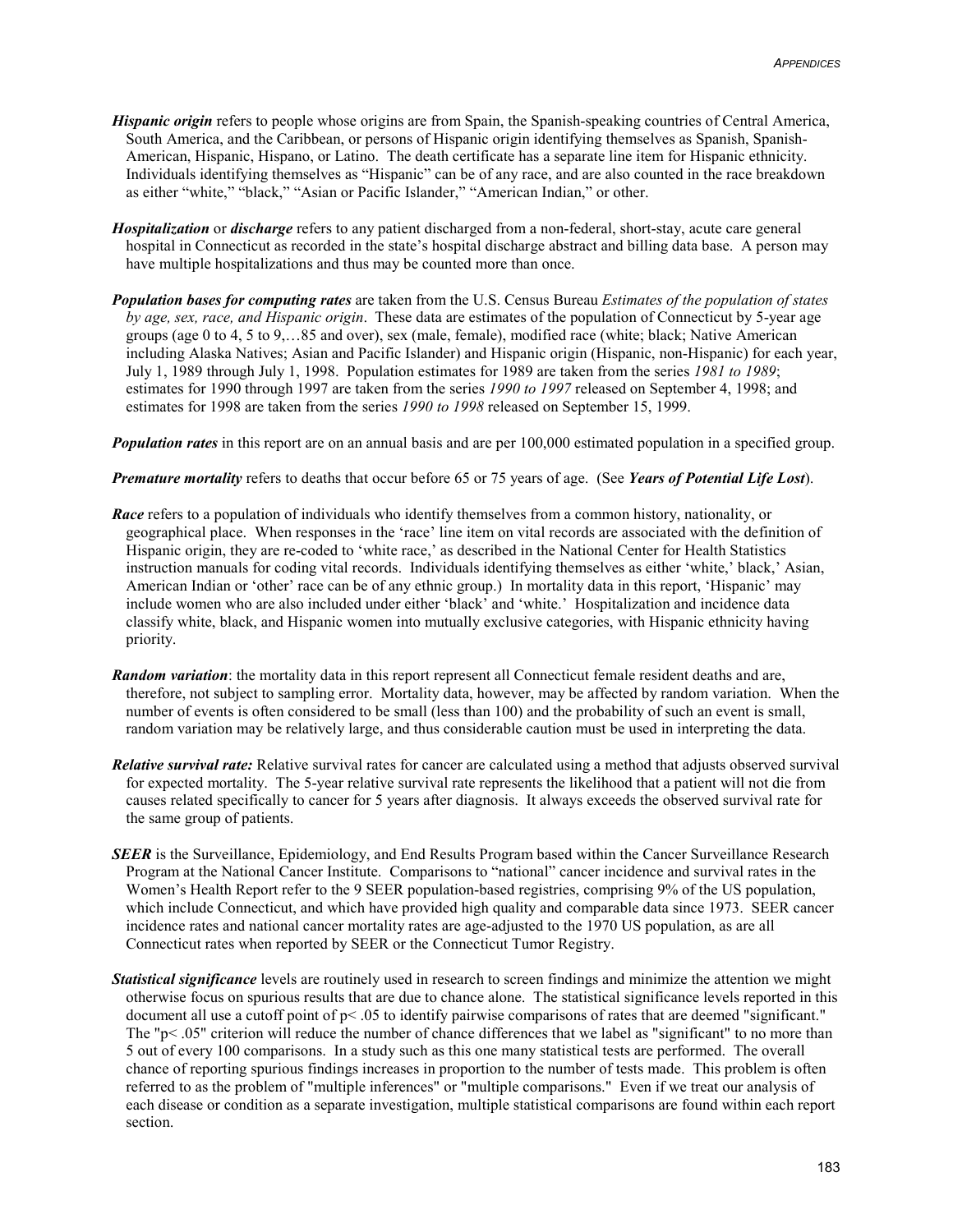***Hispanic origin*** refers to people whose origins are from Spain, the Spanish-speaking countries of Central America, South America, and the Caribbean, or persons of Hispanic origin identifying themselves as Spanish, Spanish-American, Hispanic, Hispano, or Latino. The death certificate has a separate line item for Hispanic ethnicity. Individuals identifying themselves as "Hispanic" can be of any race, and are also counted in the race breakdown as either "white," "black," "Asian or Pacific Islander," "American Indian," or other.

***Hospitalization*** or ***discharge*** refers to any patient discharged from a non-federal, short-stay, acute care general hospital in Connecticut as recorded in the state's hospital discharge abstract and billing data base. A person may have multiple hospitalizations and thus may be counted more than once.

***Population bases for computing rates*** are taken from the U.S. Census Bureau *Estimates of the population of states by age, sex, race, and Hispanic origin*. These data are estimates of the population of Connecticut by 5-year age groups (age 0 to 4, 5 to 9,…85 and over), sex (male, female), modified race (white; black; Native American including Alaska Natives; Asian and Pacific Islander) and Hispanic origin (Hispanic, non-Hispanic) for each year, July 1, 1989 through July 1, 1998. Population estimates for 1989 are taken from the series *1981 to 1989*; estimates for 1990 through 1997 are taken from the series *1990 to 1997* released on September 4, 1998; and estimates for 1998 are taken from the series *1990 to 1998* released on September 15, 1999.

***Population rates*** in this report are on an annual basis and are per 100,000 estimated population in a specified group.

***Premature mortality*** refers to deaths that occur before 65 or 75 years of age. (See ***Years of Potential Life Lost***).

***Race*** refers to a population of individuals who identify themselves from a common history, nationality, or geographical place. When responses in the 'race' line item on vital records are associated with the definition of Hispanic origin, they are re-coded to 'white race,' as described in the National Center for Health Statistics instruction manuals for coding vital records. Individuals identifying themselves as either 'white,' black,' Asian, American Indian or 'other' race can be of any ethnic group.) In mortality data in this report, 'Hispanic' may include women who are also included under either 'black' and 'white.' Hospitalization and incidence data classify white, black, and Hispanic women into mutually exclusive categories, with Hispanic ethnicity having priority.

***Random variation***: the mortality data in this report represent all Connecticut female resident deaths and are, therefore, not subject to sampling error. Mortality data, however, may be affected by random variation. When the number of events is often considered to be small (less than 100) and the probability of such an event is small, random variation may be relatively large, and thus considerable caution must be used in interpreting the data.

***Relative survival rate:*** Relative survival rates for cancer are calculated using a method that adjusts observed survival for expected mortality. The 5-year relative survival rate represents the likelihood that a patient will not die from causes related specifically to cancer for 5 years after diagnosis. It always exceeds the observed survival rate for the same group of patients.

***SEER*** is the Surveillance, Epidemiology, and End Results Program based within the Cancer Surveillance Research Program at the National Cancer Institute. Comparisons to "national" cancer incidence and survival rates in the Women's Health Report refer to the 9 SEER population-based registries, comprising 9% of the US population, which include Connecticut, and which have provided high quality and comparable data since 1973. SEER cancer incidence rates and national cancer mortality rates are age-adjusted to the 1970 US population, as are all Connecticut rates when reported by SEER or the Connecticut Tumor Registry.

***Statistical significance*** levels are routinely used in research to screen findings and minimize the attention we might otherwise focus on spurious results that are due to chance alone. The statistical significance levels reported in this document all use a cutoff point of $p < .05$ to identify pairwise comparisons of rates that are deemed "significant." The "$p < .05$" criterion will reduce the number of chance differences that we label as "significant" to no more than 5 out of every 100 comparisons. In a study such as this one many statistical tests are performed. The overall chance of reporting spurious findings increases in proportion to the number of tests made. This problem is often referred to as the problem of "multiple inferences" or "multiple comparisons." Even if we treat our analysis of each disease or condition as a separate investigation, multiple statistical comparisons are found within each report section.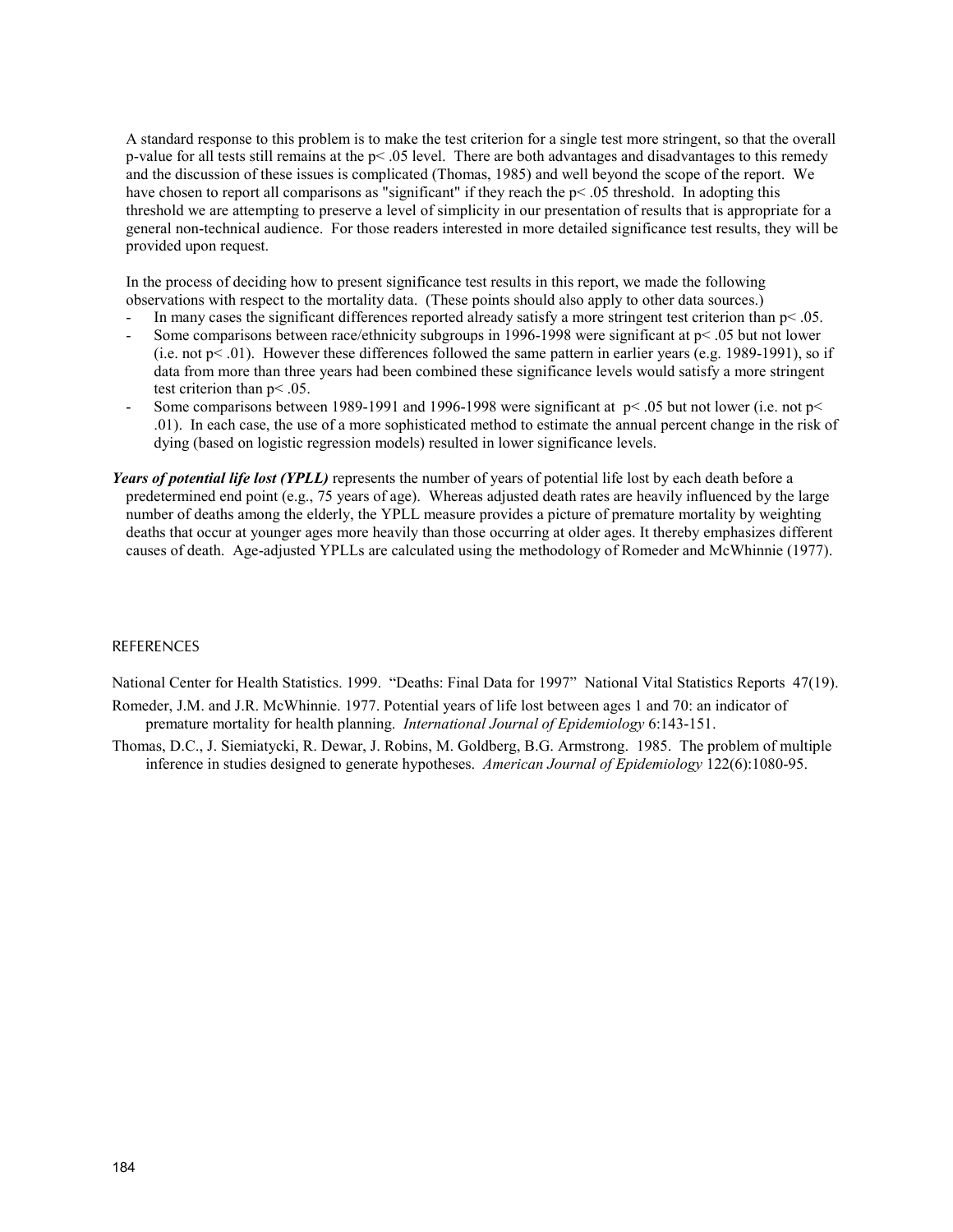A standard response to this problem is to make the test criterion for a single test more stringent, so that the overall p-value for all tests still remains at the $p < .05$ level. There are both advantages and disadvantages to this remedy and the discussion of these issues is complicated (Thomas, 1985) and well beyond the scope of the report. We have chosen to report all comparisons as "significant" if they reach the $p < .05$ threshold. In adopting this threshold we are attempting to preserve a level of simplicity in our presentation of results that is appropriate for a general non-technical audience. For those readers interested in more detailed significance test results, they will be provided upon request.

In the process of deciding how to present significance test results in this report, we made the following observations with respect to the mortality data. (These points should also apply to other data sources.)

- In many cases the significant differences reported already satisfy a more stringent test criterion than $p < .05$.
- Some comparisons between race/ethnicity subgroups in 1996-1998 were significant at $p < .05$ but not lower (i.e. not $p < .01$). However these differences followed the same pattern in earlier years (e.g. 1989-1991), so if data from more than three years had been combined these significance levels would satisfy a more stringent test criterion than $p < .05$.
- Some comparisons between 1989-1991 and 1996-1998 were significant at $p < .05$ but not lower (i.e. not $p < .01$). In each case, the use of a more sophisticated method to estimate the annual percent change in the risk of dying (based on logistic regression models) resulted in lower significance levels.

***Years of potential life lost (YPLL)*** represents the number of years of potential life lost by each death before a predetermined end point (e.g., 75 years of age). Whereas adjusted death rates are heavily influenced by the large number of deaths among the elderly, the YPLL measure provides a picture of premature mortality by weighting deaths that occur at younger ages more heavily than those occurring at older ages. It thereby emphasizes different causes of death. Age-adjusted YPLLs are calculated using the methodology of Romeder and McWhinnie (1977).

## REFERENCES

National Center for Health Statistics. 1999. "Deaths: Final Data for 1997" National Vital Statistics Reports 47(19).

Romeder, J.M. and J.R. McWhinnie. 1977. Potential years of life lost between ages 1 and 70: an indicator of premature mortality for health planning. *International Journal of Epidemiology* 6:143-151.

Thomas, D.C., J. Siemiatycki, R. Dewar, J. Robins, M. Goldberg, B.G. Armstrong. 1985. The problem of multiple inference in studies designed to generate hypotheses. *American Journal of Epidemiology* 122(6):1080-95.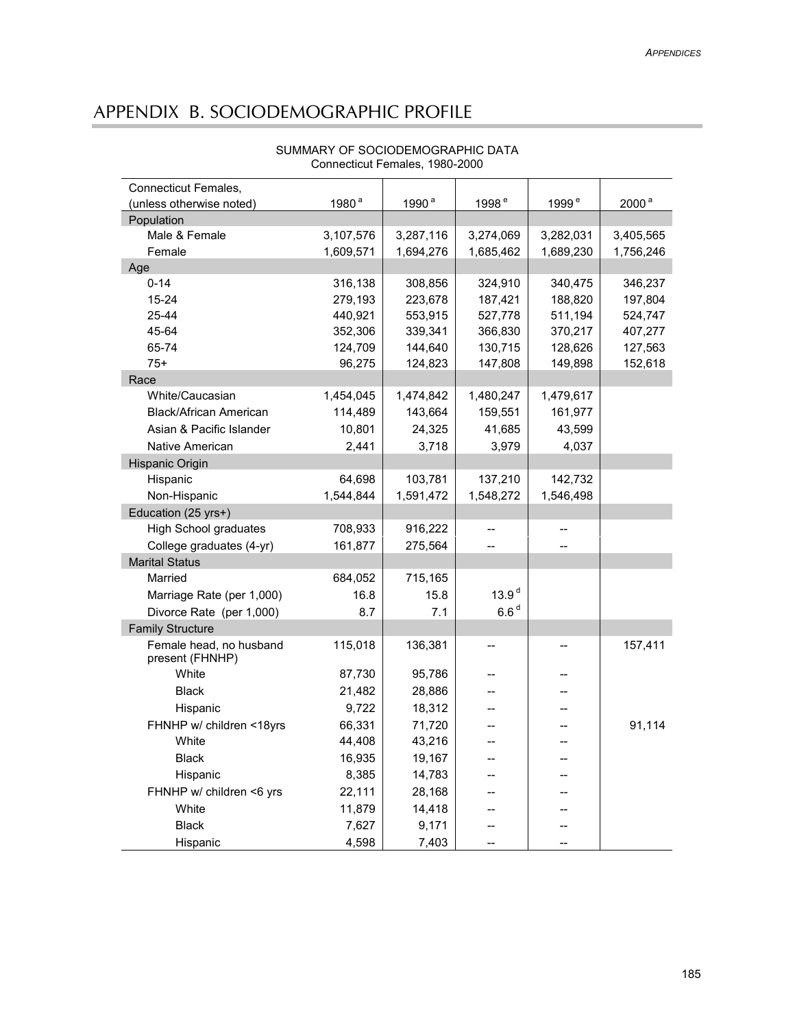# APPENDIX B. SOCIODEMOGRAPHIC PROFILE

SUMMARY OF SOCIODEMOGRAPHIC DATA
Connecticut Females, 1980-2000

| Connecticut Females, (unless otherwise noted) | 1980 [a] | 1990 [a] | 1998 [e] | 1999 [e] | 2000 [a] |
|---|---|---|---|---|---|
| **Population** | | | | | |
| Male & Female | 3,107,576 | 3,287,116 | 3,274,069 | 3,282,031 | 3,405,565 |
| Female | 1,609,571 | 1,694,276 | 1,685,462 | 1,689,230 | 1,756,246 |
| **Age** | | | | | |
| 0-14 | 316,138 | 308,856 | 324,910 | 340,475 | 346,237 |
| 15-24 | 279,193 | 223,678 | 187,421 | 188,820 | 197,804 |
| 25-44 | 440,921 | 553,915 | 527,778 | 511,194 | 524,747 |
| 45-64 | 352,306 | 339,341 | 366,830 | 370,217 | 407,277 |
| 65-74 | 124,709 | 144,640 | 130,715 | 128,626 | 127,563 |
| 75+ | 96,275 | 124,823 | 147,808 | 149,898 | 152,618 |
| **Race** | | | | | |
| White/Caucasian | 1,454,045 | 1,474,842 | 1,480,247 | 1,479,617 | |
| Black/African American | 114,489 | 143,664 | 159,551 | 161,977 | |
| Asian & Pacific Islander | 10,801 | 24,325 | 41,685 | 43,599 | |
| Native American | 2,441 | 3,718 | 3,979 | 4,037 | |
| **Hispanic Origin** | | | | | |
| Hispanic | 64,698 | 103,781 | 137,210 | 142,732 | |
| Non-Hispanic | 1,544,844 | 1,591,472 | 1,548,272 | 1,546,498 | |
| **Education (25 yrs+)** | | | | | |
| High School graduates | 708,933 | 916,222 | -- | -- | |
| College graduates (4-yr) | 161,877 | 275,564 | -- | -- | |
| **Marital Status** | | | | | |
| Married | 684,052 | 715,165 | | | |
| Marriage Rate (per 1,000) | 16.8 | 15.8 | 13.9 [d] | | |
| Divorce Rate (per 1,000) | 8.7 | 7.1 | 6.6 [d] | | |
| **Family Structure** | | | | | |
| Female head, no husband present (FHNHP) | 115,018 | 136,381 | -- | -- | 157,411 |
| White | 87,730 | 95,786 | -- | -- | |
| Black | 21,482 | 28,886 | -- | -- | |
| Hispanic | 9,722 | 18,312 | -- | -- | |
| FHNHP w/ children <18yrs | 66,331 | 71,720 | -- | -- | 91,114 |
| White | 44,408 | 43,216 | -- | -- | |
| Black | 16,935 | 19,167 | -- | -- | |
| Hispanic | 8,385 | 14,783 | -- | -- | |
| FHNHP w/ children <6 yrs | 22,111 | 28,168 | -- | -- | |
| White | 11,879 | 14,418 | -- | -- | |
| Black | 7,627 | 9,171 | -- | -- | |
| Hispanic | 4,598 | 7,403 | -- | -- | |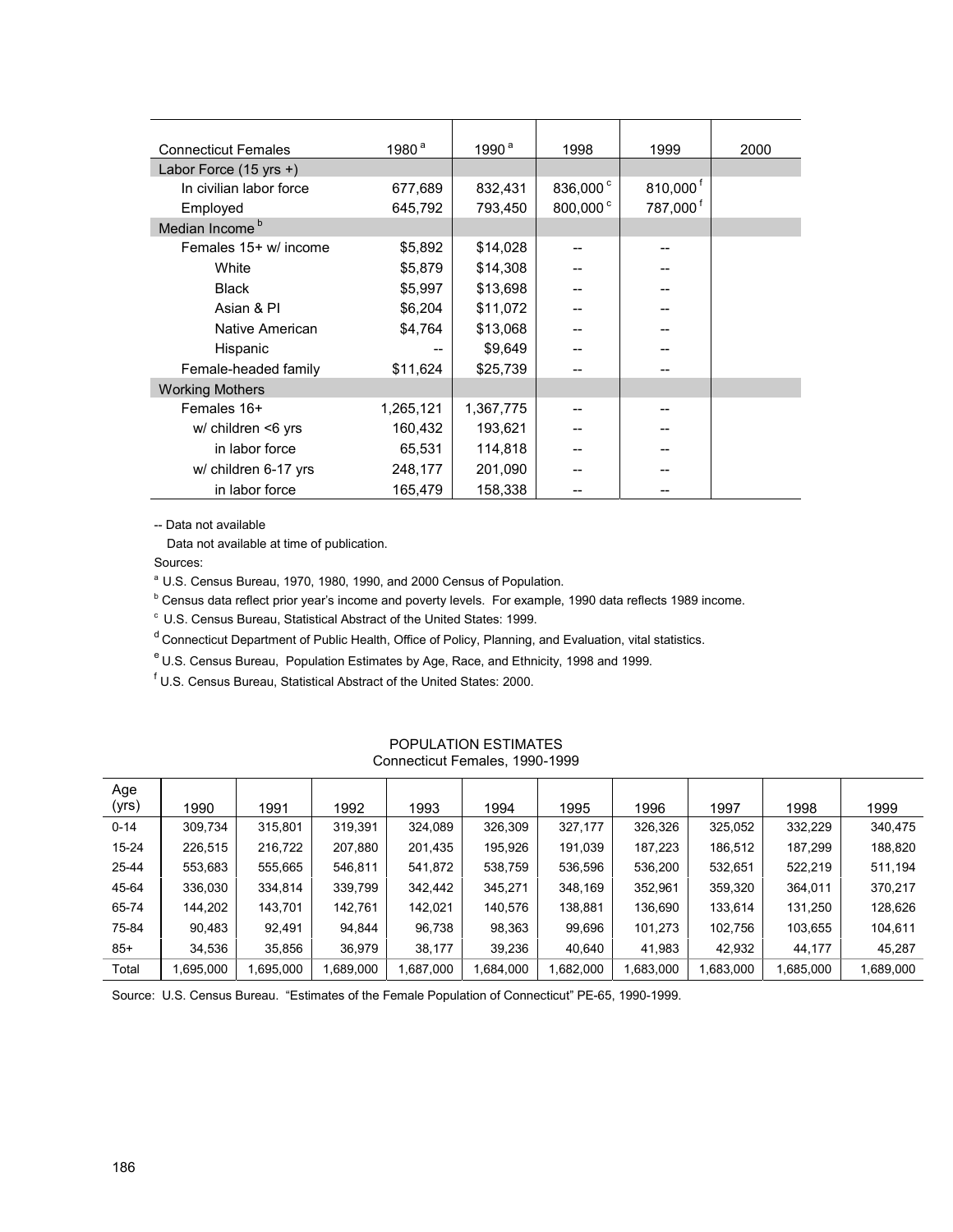| Connecticut Females | 1980 [a] | 1990 [a] | 1998 | 1999 | 2000 |
|---|---|---|---|---|---|
| **Labor Force (15 yrs +)** | | | | | |
| In civilian labor force | 677,689 | 832,431 | 836,000 [c] | 810,000 [f] | |
| Employed | 645,792 | 793,450 | 800,000 [c] | 787,000 [f] | |
| **Median Income [b]** | | | | | |
| Females 15+ w/ income | $5,892 | $14,028 | -- | -- | |
| White | $5,879 | $14,308 | -- | -- | |
| Black | $5,997 | $13,698 | -- | -- | |
| Asian & PI | $6,204 | $11,072 | -- | -- | |
| Native American | $4,764 | $13,068 | -- | -- | |
| Hispanic | -- | $9,649 | -- | -- | |
| Female-headed family | $11,624 | $25,739 | -- | -- | |
| **Working Mothers** | | | | | |
| Females 16+ | 1,265,121 | 1,367,775 | -- | -- | |
| w/ children <6 yrs | 160,432 | 193,621 | -- | -- | |
| in labor force | 65,531 | 114,818 | -- | -- | |
| w/ children 6-17 yrs | 248,177 | 201,090 | -- | -- | |
| in labor force | 165,479 | 158,338 | -- | -- | |

-- Data not available

Data not available at time of publication.

Sources:

[a] U.S. Census Bureau, 1970, 1980, 1990, and 2000 Census of Population.

[b] Census data reflect prior year's income and poverty levels. For example, 1990 data reflects 1989 income.

[c] U.S. Census Bureau, Statistical Abstract of the United States: 1999.

[d] Connecticut Department of Public Health, Office of Policy, Planning, and Evaluation, vital statistics.

[e] U.S. Census Bureau, Population Estimates by Age, Race, and Ethnicity, 1998 and 1999.

[f] U.S. Census Bureau, Statistical Abstract of the United States: 2000.

POPULATION ESTIMATES
Connecticut Females, 1990-1999

| Age (yrs) | 1990 | 1991 | 1992 | 1993 | 1994 | 1995 | 1996 | 1997 | 1998 | 1999 |
|---|---|---|---|---|---|---|---|---|---|---|
| 0-14 | 309,734 | 315,801 | 319,391 | 324,089 | 326,309 | 327,177 | 326,326 | 325,052 | 332,229 | 340,475 |
| 15-24 | 226,515 | 216,722 | 207,880 | 201,435 | 195,926 | 191,039 | 187,223 | 186,512 | 187,299 | 188,820 |
| 25-44 | 553,683 | 555,665 | 546,811 | 541,872 | 538,759 | 536,596 | 536,200 | 532,651 | 522,219 | 511,194 |
| 45-64 | 336,030 | 334,814 | 339,799 | 342,442 | 345,271 | 348,169 | 352,961 | 359,320 | 364,011 | 370,217 |
| 65-74 | 144,202 | 143,701 | 142,761 | 142,021 | 140,576 | 138,881 | 136,690 | 133,614 | 131,250 | 128,626 |
| 75-84 | 90,483 | 92,491 | 94,844 | 96,738 | 98,363 | 99,696 | 101,273 | 102,756 | 103,655 | 104,611 |
| 85+ | 34,536 | 35,856 | 36,979 | 38,177 | 39,236 | 40,640 | 41,983 | 42,932 | 44,177 | 45,287 |
| Total | 1,695,000 | 1,695,000 | 1,689,000 | 1,687,000 | 1,684,000 | 1,682,000 | 1,683,000 | 1,683,000 | 1,685,000 | 1,689,000 |

Source: U.S. Census Bureau. "Estimates of the Female Population of Connecticut" PE-65, 1990-1999.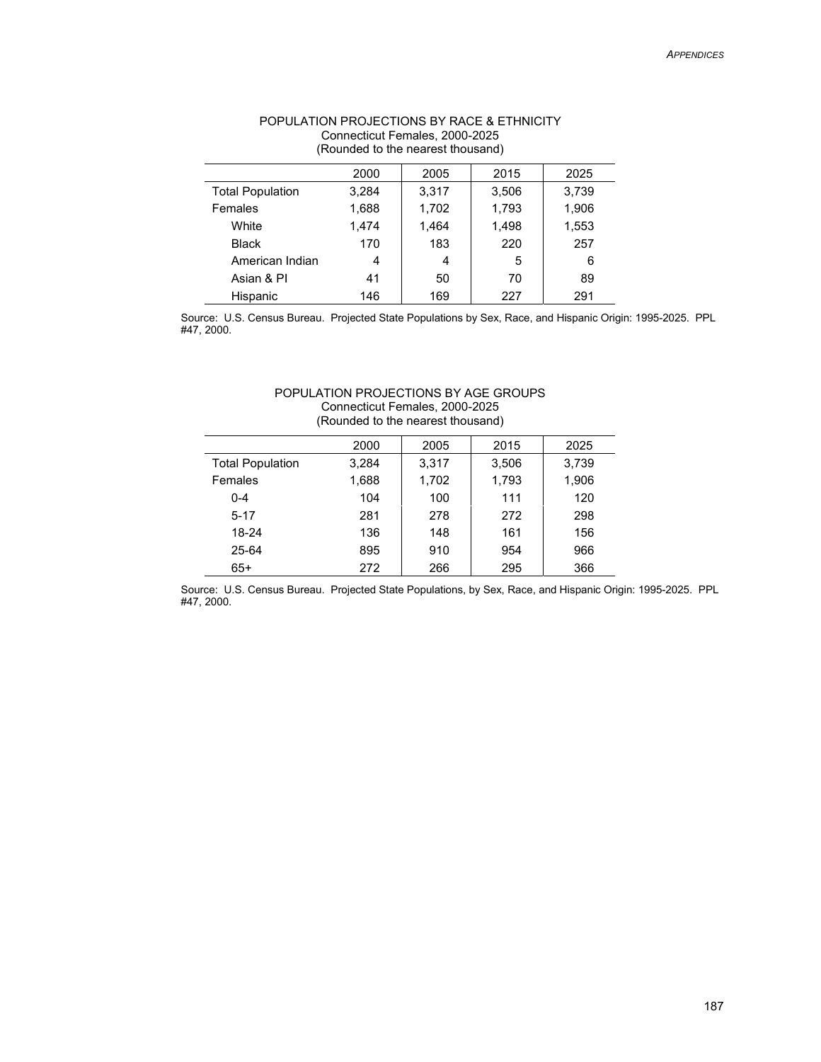POPULATION PROJECTIONS BY RACE & ETHNICITY
Connecticut Females, 2000-2025
(Rounded to the nearest thousand)

| | 2000 | 2005 | 2015 | 2025 |
|---|---|---|---|---|
| Total Population | 3,284 | 3,317 | 3,506 | 3,739 |
| Females | 1,688 | 1,702 | 1,793 | 1,906 |
| White | 1,474 | 1,464 | 1,498 | 1,553 |
| Black | 170 | 183 | 220 | 257 |
| American Indian | 4 | 4 | 5 | 6 |
| Asian & PI | 41 | 50 | 70 | 89 |
| Hispanic | 146 | 169 | 227 | 291 |

Source: U.S. Census Bureau. Projected State Populations by Sex, Race, and Hispanic Origin: 1995-2025. PPL #47, 2000.

POPULATION PROJECTIONS BY AGE GROUPS
Connecticut Females, 2000-2025
(Rounded to the nearest thousand)

| | 2000 | 2005 | 2015 | 2025 |
|---|---|---|---|---|
| Total Population | 3,284 | 3,317 | 3,506 | 3,739 |
| Females | 1,688 | 1,702 | 1,793 | 1,906 |
| 0-4 | 104 | 100 | 111 | 120 |
| 5-17 | 281 | 278 | 272 | 298 |
| 18-24 | 136 | 148 | 161 | 156 |
| 25-64 | 895 | 910 | 954 | 966 |
| 65+ | 272 | 266 | 295 | 366 |

Source: U.S. Census Bureau. Projected State Populations, by Sex, Race, and Hispanic Origin: 1995-2025. PPL #47, 2000.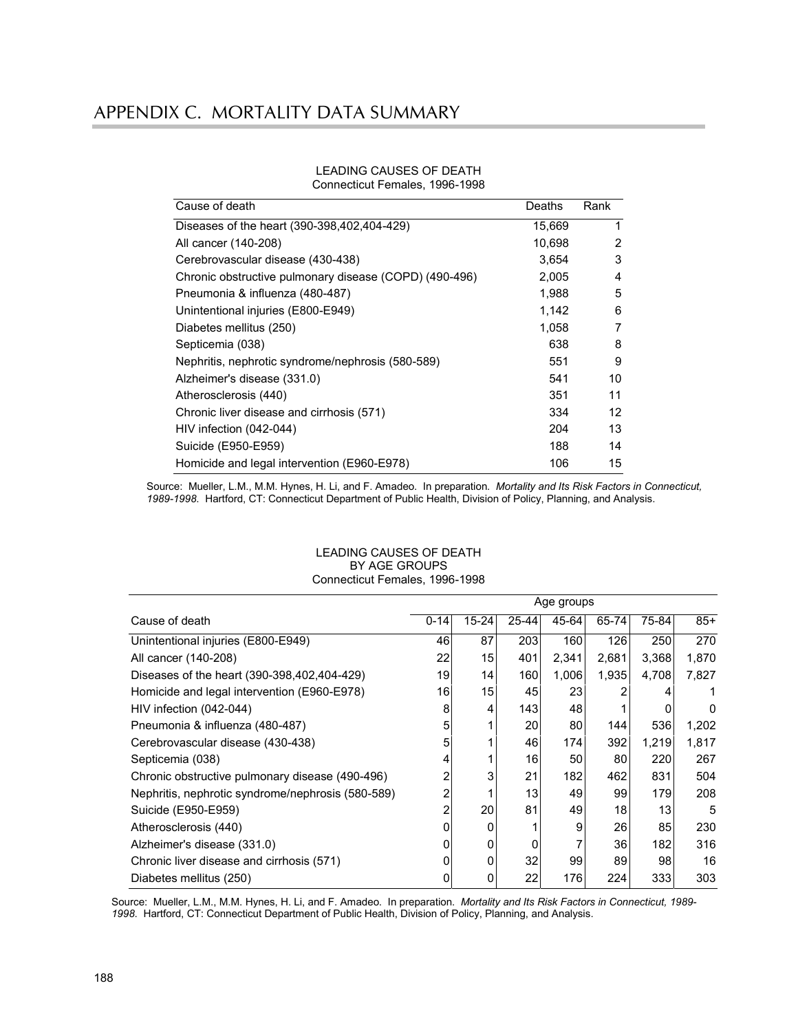# APPENDIX C. MORTALITY DATA SUMMARY

LEADING CAUSES OF DEATH
Connecticut Females, 1996-1998

| Cause of death | Deaths | Rank |
|---|---|---|
| Diseases of the heart (390-398,402,404-429) | 15,669 | 1 |
| All cancer (140-208) | 10,698 | 2 |
| Cerebrovascular disease (430-438) | 3,654 | 3 |
| Chronic obstructive pulmonary disease (COPD) (490-496) | 2,005 | 4 |
| Pneumonia & influenza (480-487) | 1,988 | 5 |
| Unintentional injuries (E800-E949) | 1,142 | 6 |
| Diabetes mellitus (250) | 1,058 | 7 |
| Septicemia (038) | 638 | 8 |
| Nephritis, nephrotic syndrome/nephrosis (580-589) | 551 | 9 |
| Alzheimer's disease (331.0) | 541 | 10 |
| Atherosclerosis (440) | 351 | 11 |
| Chronic liver disease and cirrhosis (571) | 334 | 12 |
| HIV infection (042-044) | 204 | 13 |
| Suicide (E950-E959) | 188 | 14 |
| Homicide and legal intervention (E960-E978) | 106 | 15 |

Source: Mueller, L.M., M.M. Hynes, H. Li, and F. Amadeo. In preparation. *Mortality and Its Risk Factors in Connecticut, 1989-1998.* Hartford, CT: Connecticut Department of Public Health, Division of Policy, Planning, and Analysis.

LEADING CAUSES OF DEATH
BY AGE GROUPS
Connecticut Females, 1996-1998

| Cause of death | Age groups | | | | | | |
|---|---|---|---|---|---|---|---|
| | 0-14 | 15-24 | 25-44 | 45-64 | 65-74 | 75-84 | 85+ |
| Unintentional injuries (E800-E949) | 46 | 87 | 203 | 160 | 126 | 250 | 270 |
| All cancer (140-208) | 22 | 15 | 401 | 2,341 | 2,681 | 3,368 | 1,870 |
| Diseases of the heart (390-398,402,404-429) | 19 | 14 | 160 | 1,006 | 1,935 | 4,708 | 7,827 |
| Homicide and legal intervention (E960-E978) | 16 | 15 | 45 | 23 | 2 | 4 | 1 |
| HIV infection (042-044) | 8 | 4 | 143 | 48 | 1 | 0 | 0 |
| Pneumonia & influenza (480-487) | 5 | 1 | 20 | 80 | 144 | 536 | 1,202 |
| Cerebrovascular disease (430-438) | 5 | 1 | 46 | 174 | 392 | 1,219 | 1,817 |
| Septicemia (038) | 4 | 1 | 16 | 50 | 80 | 220 | 267 |
| Chronic obstructive pulmonary disease (490-496) | 2 | 3 | 21 | 182 | 462 | 831 | 504 |
| Nephritis, nephrotic syndrome/nephrosis (580-589) | 2 | 1 | 13 | 49 | 99 | 179 | 208 |
| Suicide (E950-E959) | 2 | 20 | 81 | 49 | 18 | 13 | 5 |
| Atherosclerosis (440) | 0 | 0 | 1 | 9 | 26 | 85 | 230 |
| Alzheimer's disease (331.0) | 0 | 0 | 0 | 7 | 36 | 182 | 316 |
| Chronic liver disease and cirrhosis (571) | 0 | 0 | 32 | 99 | 89 | 98 | 16 |
| Diabetes mellitus (250) | 0 | 0 | 22 | 176 | 224 | 333 | 303 |

Source: Mueller, L.M., M.M. Hynes, H. Li, and F. Amadeo. In preparation. *Mortality and Its Risk Factors in Connecticut, 1989-1998.* Hartford, CT: Connecticut Department of Public Health, Division of Policy, Planning, and Analysis.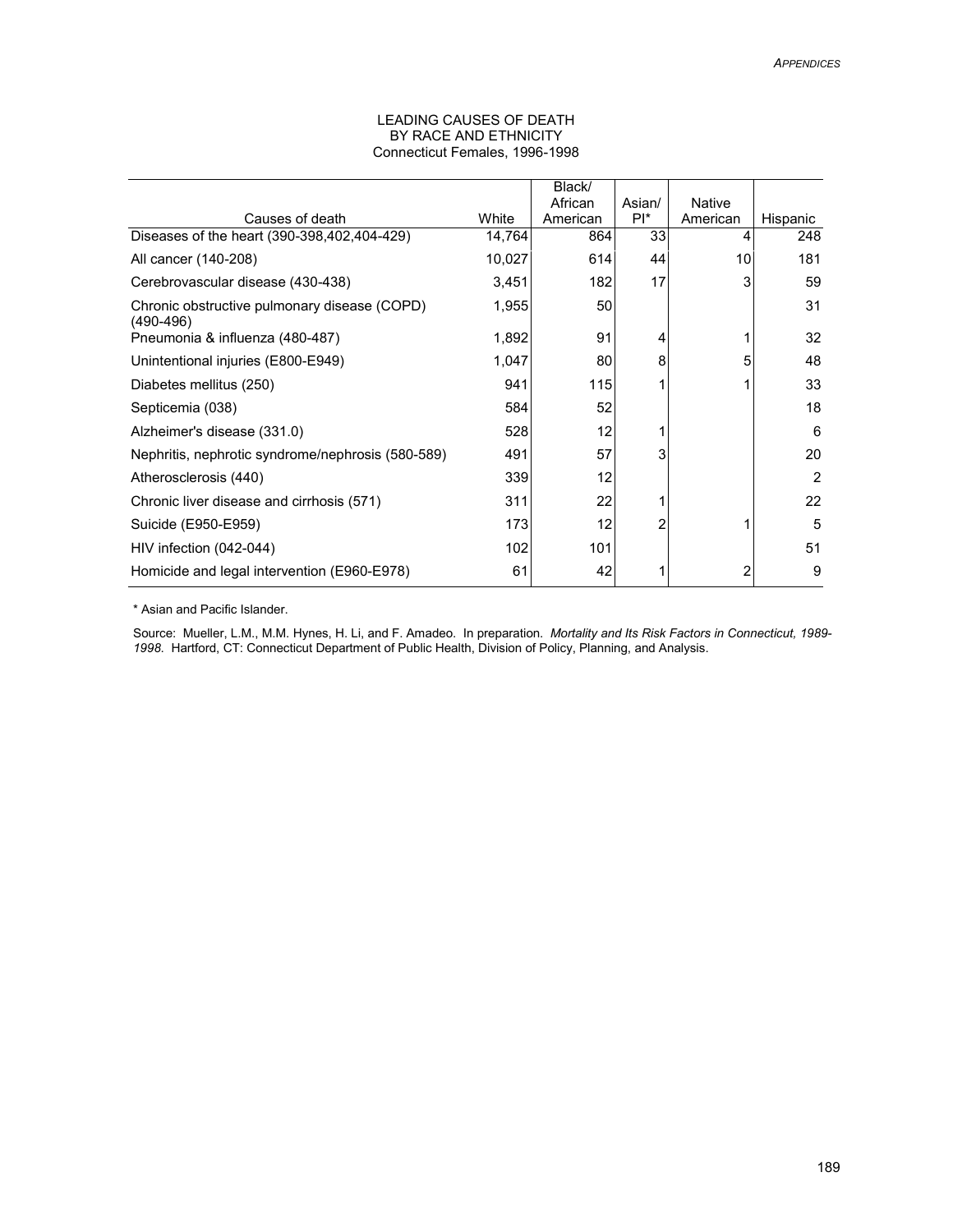LEADING CAUSES OF DEATH
BY RACE AND ETHNICITY
Connecticut Females, 1996-1998

| Causes of death | White | Black/ African American | Asian/ PI* | Native American | Hispanic |
|---|---|---|---|---|---|
| Diseases of the heart (390-398,402,404-429) | 14,764 | 864 | 33 | 4 | 248 |
| All cancer (140-208) | 10,027 | 614 | 44 | 10 | 181 |
| Cerebrovascular disease (430-438) | 3,451 | 182 | 17 | 3 | 59 |
| Chronic obstructive pulmonary disease (COPD) (490-496) | 1,955 | 50 | | | 31 |
| Pneumonia & influenza (480-487) | 1,892 | 91 | 4 | 1 | 32 |
| Unintentional injuries (E800-E949) | 1,047 | 80 | 8 | 5 | 48 |
| Diabetes mellitus (250) | 941 | 115 | 1 | 1 | 33 |
| Septicemia (038) | 584 | 52 | | | 18 |
| Alzheimer's disease (331.0) | 528 | 12 | 1 | | 6 |
| Nephritis, nephrotic syndrome/nephrosis (580-589) | 491 | 57 | 3 | | 20 |
| Atherosclerosis (440) | 339 | 12 | | | 2 |
| Chronic liver disease and cirrhosis (571) | 311 | 22 | 1 | | 22 |
| Suicide (E950-E959) | 173 | 12 | 2 | 1 | 5 |
| HIV infection (042-044) | 102 | 101 | | | 51 |
| Homicide and legal intervention (E960-E978) | 61 | 42 | 1 | 2 | 9 |

\* Asian and Pacific Islander.

Source: Mueller, L.M., M.M. Hynes, H. Li, and F. Amadeo. In preparation. *Mortality and Its Risk Factors in Connecticut, 1989-1998*. Hartford, CT: Connecticut Department of Public Health, Division of Policy, Planning, and Analysis.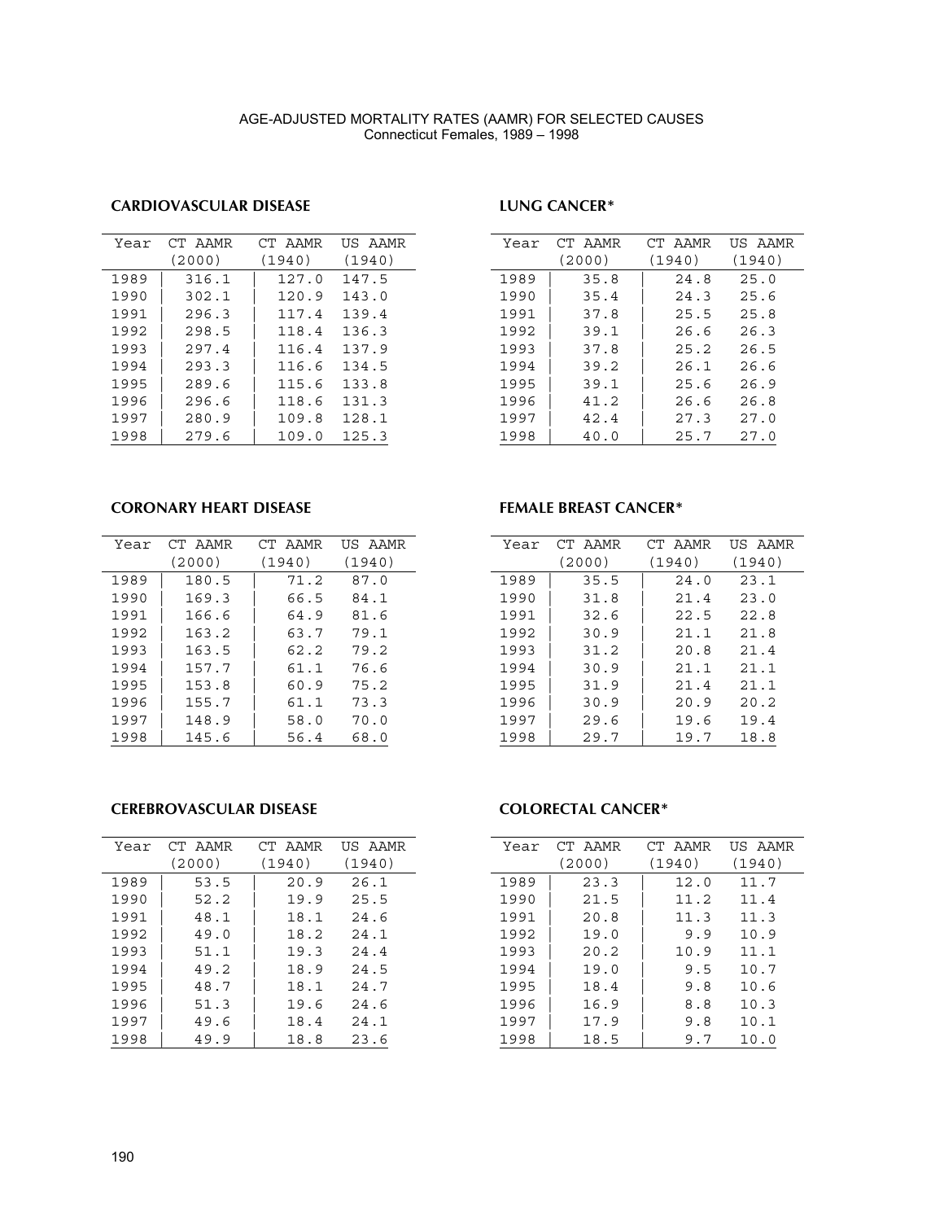# AGE-ADJUSTED MORTALITY RATES (AAMR) FOR SELECTED CAUSES

Connecticut Females, 1989 – 1998

## CARDIOVASCULAR DISEASE

| Year | CT AAMR (2000) | CT AAMR (1940) | US AAMR (1940) |
|---|---|---|---|
| 1989 | 316.1 | 127.0 | 147.5 |
| 1990 | 302.1 | 120.9 | 143.0 |
| 1991 | 296.3 | 117.4 | 139.4 |
| 1992 | 298.5 | 118.4 | 136.3 |
| 1993 | 297.4 | 116.4 | 137.9 |
| 1994 | 293.3 | 116.6 | 134.5 |
| 1995 | 289.6 | 115.6 | 133.8 |
| 1996 | 296.6 | 118.6 | 131.3 |
| 1997 | 280.9 | 109.8 | 128.1 |
| 1998 | 279.6 | 109.0 | 125.3 |

## LUNG CANCER*

| Year | CT AAMR (2000) | CT AAMR (1940) | US AAMR (1940) |
|---|---|---|---|
| 1989 | 35.8 | 24.8 | 25.0 |
| 1990 | 35.4 | 24.3 | 25.6 |
| 1991 | 37.8 | 25.5 | 25.8 |
| 1992 | 39.1 | 26.6 | 26.3 |
| 1993 | 37.8 | 25.2 | 26.5 |
| 1994 | 39.2 | 26.1 | 26.6 |
| 1995 | 39.1 | 25.6 | 26.9 |
| 1996 | 41.2 | 26.6 | 26.8 |
| 1997 | 42.4 | 27.3 | 27.0 |
| 1998 | 40.0 | 25.7 | 27.0 |

## CORONARY HEART DISEASE

| Year | CT AAMR (2000) | CT AAMR (1940) | US AAMR (1940) |
|---|---|---|---|
| 1989 | 180.5 | 71.2 | 87.0 |
| 1990 | 169.3 | 66.5 | 84.1 |
| 1991 | 166.6 | 64.9 | 81.6 |
| 1992 | 163.2 | 63.7 | 79.1 |
| 1993 | 163.5 | 62.2 | 79.2 |
| 1994 | 157.7 | 61.1 | 76.6 |
| 1995 | 153.8 | 60.9 | 75.2 |
| 1996 | 155.7 | 61.1 | 73.3 |
| 1997 | 148.9 | 58.0 | 70.0 |
| 1998 | 145.6 | 56.4 | 68.0 |

## FEMALE BREAST CANCER*

| Year | CT AAMR (2000) | CT AAMR (1940) | US AAMR (1940) |
|---|---|---|---|
| 1989 | 35.5 | 24.0 | 23.1 |
| 1990 | 31.8 | 21.4 | 23.0 |
| 1991 | 32.6 | 22.5 | 22.8 |
| 1992 | 30.9 | 21.1 | 21.8 |
| 1993 | 31.2 | 20.8 | 21.4 |
| 1994 | 30.9 | 21.1 | 21.1 |
| 1995 | 31.9 | 21.4 | 21.1 |
| 1996 | 30.9 | 20.9 | 20.2 |
| 1997 | 29.6 | 19.6 | 19.4 |
| 1998 | 29.7 | 19.7 | 18.8 |

## CEREBROVASCULAR DISEASE

| Year | CT AAMR (2000) | CT AAMR (1940) | US AAMR (1940) |
|---|---|---|---|
| 1989 | 53.5 | 20.9 | 26.1 |
| 1990 | 52.2 | 19.9 | 25.5 |
| 1991 | 48.1 | 18.1 | 24.6 |
| 1992 | 49.0 | 18.2 | 24.1 |
| 1993 | 51.1 | 19.3 | 24.4 |
| 1994 | 49.2 | 18.9 | 24.5 |
| 1995 | 48.7 | 18.1 | 24.7 |
| 1996 | 51.3 | 19.6 | 24.6 |
| 1997 | 49.6 | 18.4 | 24.1 |
| 1998 | 49.9 | 18.8 | 23.6 |

## COLORECTAL CANCER*

| Year | CT AAMR (2000) | CT AAMR (1940) | US AAMR (1940) |
|---|---|---|---|
| 1989 | 23.3 | 12.0 | 11.7 |
| 1990 | 21.5 | 11.2 | 11.4 |
| 1991 | 20.8 | 11.3 | 11.3 |
| 1992 | 19.0 | 9.9 | 10.9 |
| 1993 | 20.2 | 10.9 | 11.1 |
| 1994 | 19.0 | 9.5 | 10.7 |
| 1995 | 18.4 | 9.8 | 10.6 |
| 1996 | 16.9 | 8.8 | 10.3 |
| 1997 | 17.9 | 9.8 | 10.1 |
| 1998 | 18.5 | 9.7 | 10.0 |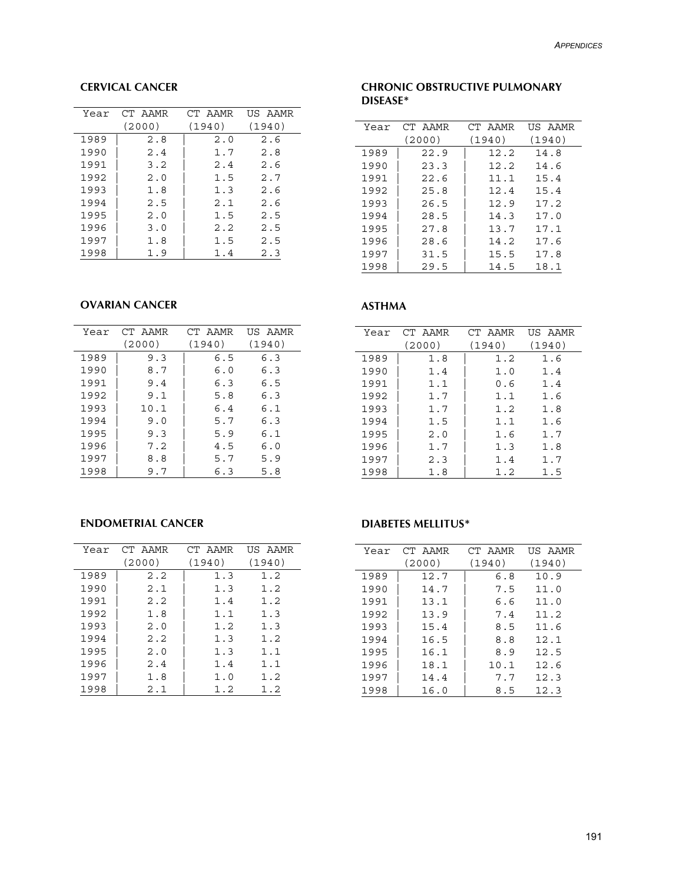### CERVICAL CANCER

| Year | CT AAMR (2000) | CT AAMR (1940) | US AAMR (1940) |
|---|---|---|---|
| 1989 | 2.8 | 2.0 | 2.6 |
| 1990 | 2.4 | 1.7 | 2.8 |
| 1991 | 3.2 | 2.4 | 2.6 |
| 1992 | 2.0 | 1.5 | 2.7 |
| 1993 | 1.8 | 1.3 | 2.6 |
| 1994 | 2.5 | 2.1 | 2.6 |
| 1995 | 2.0 | 1.5 | 2.5 |
| 1996 | 3.0 | 2.2 | 2.5 |
| 1997 | 1.8 | 1.5 | 2.5 |
| 1998 | 1.9 | 1.4 | 2.3 |

### OVARIAN CANCER

| Year | CT AAMR (2000) | CT AAMR (1940) | US AAMR (1940) |
|---|---|---|---|
| 1989 | 9.3 | 6.5 | 6.3 |
| 1990 | 8.7 | 6.0 | 6.3 |
| 1991 | 9.4 | 6.3 | 6.5 |
| 1992 | 9.1 | 5.8 | 6.3 |
| 1993 | 10.1 | 6.4 | 6.1 |
| 1994 | 9.0 | 5.7 | 6.3 |
| 1995 | 9.3 | 5.9 | 6.1 |
| 1996 | 7.2 | 4.5 | 6.0 |
| 1997 | 8.8 | 5.7 | 5.9 |
| 1998 | 9.7 | 6.3 | 5.8 |

### ENDOMETRIAL CANCER

| Year | CT AAMR (2000) | CT AAMR (1940) | US AAMR (1940) |
|---|---|---|---|
| 1989 | 2.2 | 1.3 | 1.2 |
| 1990 | 2.1 | 1.3 | 1.2 |
| 1991 | 2.2 | 1.4 | 1.2 |
| 1992 | 1.8 | 1.1 | 1.3 |
| 1993 | 2.0 | 1.2 | 1.3 |
| 1994 | 2.2 | 1.3 | 1.2 |
| 1995 | 2.0 | 1.3 | 1.1 |
| 1996 | 2.4 | 1.4 | 1.1 |
| 1997 | 1.8 | 1.0 | 1.2 |
| 1998 | 2.1 | 1.2 | 1.2 |

### CHRONIC OBSTRUCTIVE PULMONARY DISEASE*

| Year | CT AAMR (2000) | CT AAMR (1940) | US AAMR (1940) |
|---|---|---|---|
| 1989 | 22.9 | 12.2 | 14.8 |
| 1990 | 23.3 | 12.2 | 14.6 |
| 1991 | 22.6 | 11.1 | 15.4 |
| 1992 | 25.8 | 12.4 | 15.4 |
| 1993 | 26.5 | 12.9 | 17.2 |
| 1994 | 28.5 | 14.3 | 17.0 |
| 1995 | 27.8 | 13.7 | 17.1 |
| 1996 | 28.6 | 14.2 | 17.6 |
| 1997 | 31.5 | 15.5 | 17.8 |
| 1998 | 29.5 | 14.5 | 18.1 |

### ASTHMA

| Year | CT AAMR (2000) | CT AAMR (1940) | US AAMR (1940) |
|---|---|---|---|
| 1989 | 1.8 | 1.2 | 1.6 |
| 1990 | 1.4 | 1.0 | 1.4 |
| 1991 | 1.1 | 0.6 | 1.4 |
| 1992 | 1.7 | 1.1 | 1.6 |
| 1993 | 1.7 | 1.2 | 1.8 |
| 1994 | 1.5 | 1.1 | 1.6 |
| 1995 | 2.0 | 1.6 | 1.7 |
| 1996 | 1.7 | 1.3 | 1.8 |
| 1997 | 2.3 | 1.4 | 1.7 |
| 1998 | 1.8 | 1.2 | 1.5 |

### DIABETES MELLITUS*

| Year | CT AAMR (2000) | CT AAMR (1940) | US AAMR (1940) |
|---|---|---|---|
| 1989 | 12.7 | 6.8 | 10.9 |
| 1990 | 14.7 | 7.5 | 11.0 |
| 1991 | 13.1 | 6.6 | 11.0 |
| 1992 | 13.9 | 7.4 | 11.2 |
| 1993 | 15.4 | 8.5 | 11.6 |
| 1994 | 16.5 | 8.8 | 12.1 |
| 1995 | 16.1 | 8.9 | 12.5 |
| 1996 | 18.1 | 10.1 | 12.6 |
| 1997 | 14.4 | 7.7 | 12.3 |
| 1998 | 16.0 | 8.5 | 12.3 |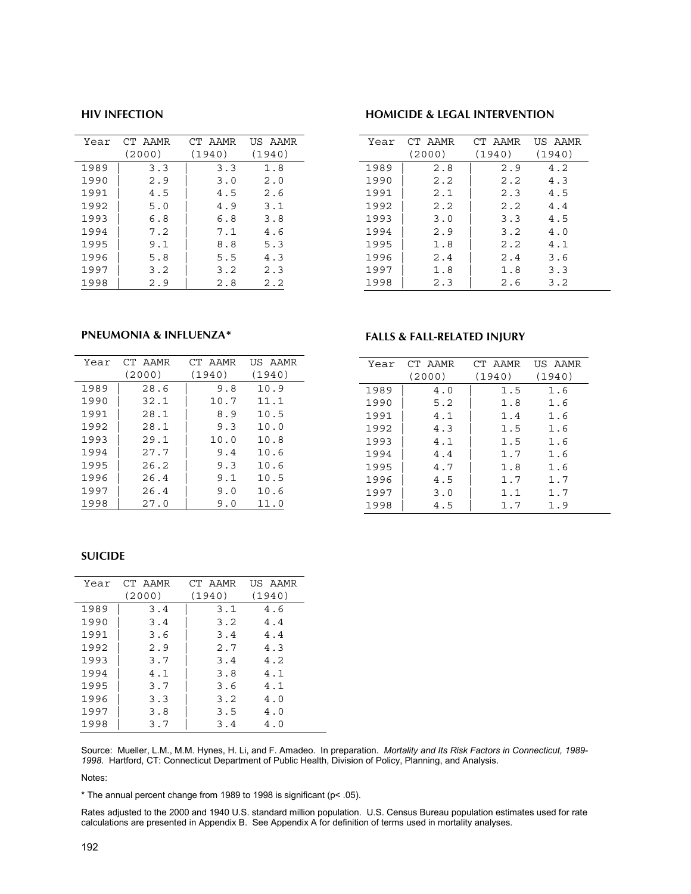### HIV INFECTION

| Year | CT AAMR (2000) | CT AAMR (1940) | US AAMR (1940) |
|---|---|---|---|
| 1989 | 3.3 | 3.3 | 1.8 |
| 1990 | 2.9 | 3.0 | 2.0 |
| 1991 | 4.5 | 4.5 | 2.6 |
| 1992 | 5.0 | 4.9 | 3.1 |
| 1993 | 6.8 | 6.8 | 3.8 |
| 1994 | 7.2 | 7.1 | 4.6 |
| 1995 | 9.1 | 8.8 | 5.3 |
| 1996 | 5.8 | 5.5 | 4.3 |
| 1997 | 3.2 | 3.2 | 2.3 |
| 1998 | 2.9 | 2.8 | 2.2 |

### HOMICIDE & LEGAL INTERVENTION

| Year | CT AAMR (2000) | CT AAMR (1940) | US AAMR (1940) |
|---|---|---|---|
| 1989 | 2.8 | 2.9 | 4.2 |
| 1990 | 2.2 | 2.2 | 4.3 |
| 1991 | 2.1 | 2.3 | 4.5 |
| 1992 | 2.2 | 2.2 | 4.4 |
| 1993 | 3.0 | 3.3 | 4.5 |
| 1994 | 2.9 | 3.2 | 4.0 |
| 1995 | 1.8 | 2.2 | 4.1 |
| 1996 | 2.4 | 2.4 | 3.6 |
| 1997 | 1.8 | 1.8 | 3.3 |
| 1998 | 2.3 | 2.6 | 3.2 |

### PNEUMONIA & INFLUENZA*

| Year | CT AAMR (2000) | CT AAMR (1940) | US AAMR (1940) |
|---|---|---|---|
| 1989 | 28.6 | 9.8 | 10.9 |
| 1990 | 32.1 | 10.7 | 11.1 |
| 1991 | 28.1 | 8.9 | 10.5 |
| 1992 | 28.1 | 9.3 | 10.0 |
| 1993 | 29.1 | 10.0 | 10.8 |
| 1994 | 27.7 | 9.4 | 10.6 |
| 1995 | 26.2 | 9.3 | 10.6 |
| 1996 | 26.4 | 9.1 | 10.5 |
| 1997 | 26.4 | 9.0 | 10.6 |
| 1998 | 27.0 | 9.0 | 11.0 |

### FALLS & FALL-RELATED INJURY

| Year | CT AAMR (2000) | CT AAMR (1940) | US AAMR (1940) |
|---|---|---|---|
| 1989 | 4.0 | 1.5 | 1.6 |
| 1990 | 5.2 | 1.8 | 1.6 |
| 1991 | 4.1 | 1.4 | 1.6 |
| 1992 | 4.3 | 1.5 | 1.6 |
| 1993 | 4.1 | 1.5 | 1.6 |
| 1994 | 4.4 | 1.7 | 1.6 |
| 1995 | 4.7 | 1.8 | 1.6 |
| 1996 | 4.5 | 1.7 | 1.7 |
| 1997 | 3.0 | 1.1 | 1.7 |
| 1998 | 4.5 | 1.7 | 1.9 |

### SUICIDE

| Year | CT AAMR (2000) | CT AAMR (1940) | US AAMR (1940) |
|---|---|---|---|
| 1989 | 3.4 | 3.1 | 4.6 |
| 1990 | 3.4 | 3.2 | 4.4 |
| 1991 | 3.6 | 3.4 | 4.4 |
| 1992 | 2.9 | 2.7 | 4.3 |
| 1993 | 3.7 | 3.4 | 4.2 |
| 1994 | 4.1 | 3.8 | 4.1 |
| 1995 | 3.7 | 3.6 | 4.1 |
| 1996 | 3.3 | 3.2 | 4.0 |
| 1997 | 3.8 | 3.5 | 4.0 |
| 1998 | 3.7 | 3.4 | 4.0 |

Source: Mueller, L.M., M.M. Hynes, H. Li, and F. Amadeo. In preparation. *Mortality and Its Risk Factors in Connecticut, 1989-1998*. Hartford, CT: Connecticut Department of Public Health, Division of Policy, Planning, and Analysis.

Notes:

* The annual percent change from 1989 to 1998 is significant ($p < .05$).

Rates adjusted to the 2000 and 1940 U.S. standard million population. U.S. Census Bureau population estimates used for rate calculations are presented in Appendix B. See Appendix A for definition of terms used in mortality analyses.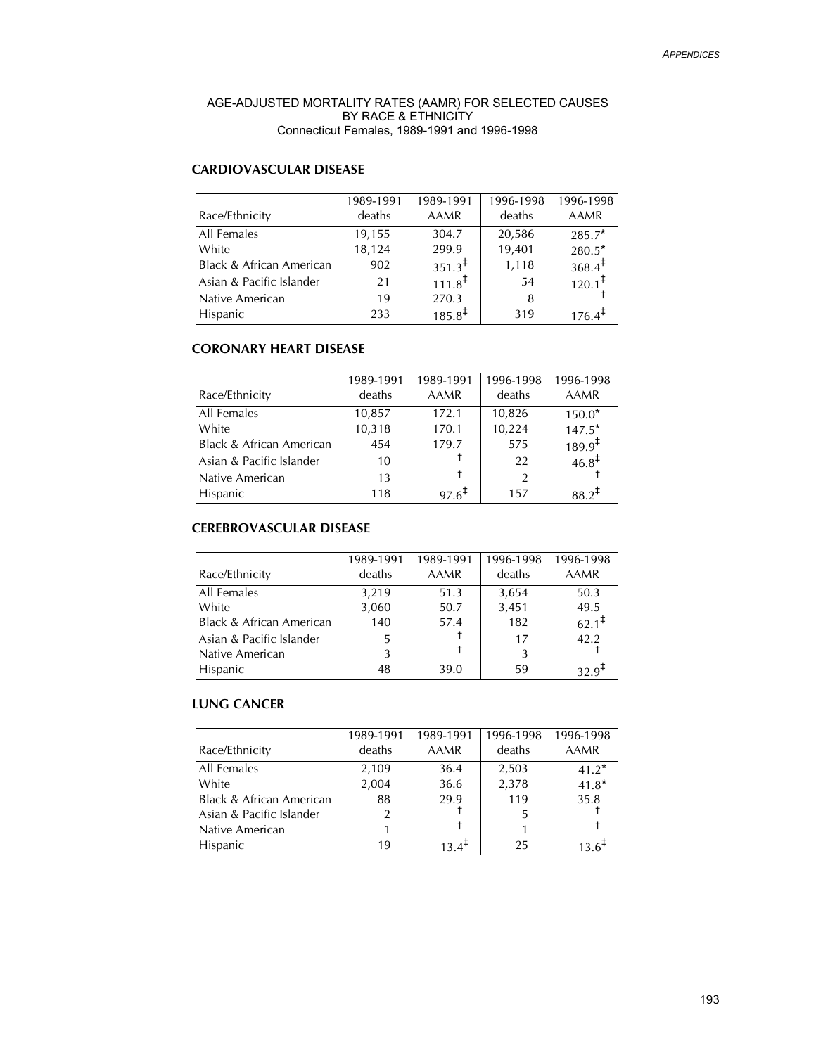AGE-ADJUSTED MORTALITY RATES (AAMR) FOR SELECTED CAUSES
BY RACE & ETHNICITY
Connecticut Females, 1989-1991 and 1996-1998

## CARDIOVASCULAR DISEASE

| Race/Ethnicity | 1989-1991 deaths | 1989-1991 AAMR | 1996-1998 deaths | 1996-1998 AAMR |
|---|---|---|---|---|
| All Females | 19,155 | 304.7 | 20,586 | 285.7* |
| White | 18,124 | 299.9 | 19,401 | 280.5* |
| Black & African American | 902 | 351.3‡ | 1,118 | 368.4‡ |
| Asian & Pacific Islander | 21 | 111.8‡ | 54 | 120.1‡ |
| Native American | 19 | 270.3 | 8 | † |
| Hispanic | 233 | 185.8‡ | 319 | 176.4‡ |

## CORONARY HEART DISEASE

| Race/Ethnicity | 1989-1991 deaths | 1989-1991 AAMR | 1996-1998 deaths | 1996-1998 AAMR |
|---|---|---|---|---|
| All Females | 10,857 | 172.1 | 10,826 | 150.0* |
| White | 10,318 | 170.1 | 10,224 | 147.5* |
| Black & African American | 454 | 179.7 | 575 | 189.9‡ |
| Asian & Pacific Islander | 10 | † | 22 | 46.8‡ |
| Native American | 13 | † | 2 | † |
| Hispanic | 118 | 97.6‡ | 157 | 88.2‡ |

## CEREBROVASCULAR DISEASE

| Race/Ethnicity | 1989-1991 deaths | 1989-1991 AAMR | 1996-1998 deaths | 1996-1998 AAMR |
|---|---|---|---|---|
| All Females | 3,219 | 51.3 | 3,654 | 50.3 |
| White | 3,060 | 50.7 | 3,451 | 49.5 |
| Black & African American | 140 | 57.4 | 182 | 62.1‡ |
| Asian & Pacific Islander | 5 | † | 17 | 42.2 |
| Native American | 3 | † | 3 | † |
| Hispanic | 48 | 39.0 | 59 | 32.9‡ |

## LUNG CANCER

| Race/Ethnicity | 1989-1991 deaths | 1989-1991 AAMR | 1996-1998 deaths | 1996-1998 AAMR |
|---|---|---|---|---|
| All Females | 2,109 | 36.4 | 2,503 | 41.2* |
| White | 2,004 | 36.6 | 2,378 | 41.8* |
| Black & African American | 88 | 29.9 | 119 | 35.8 |
| Asian & Pacific Islander | 2 | † | 5 | † |
| Native American | 1 | † | 1 | † |
| Hispanic | 19 | 13.4‡ | 25 | 13.6‡ |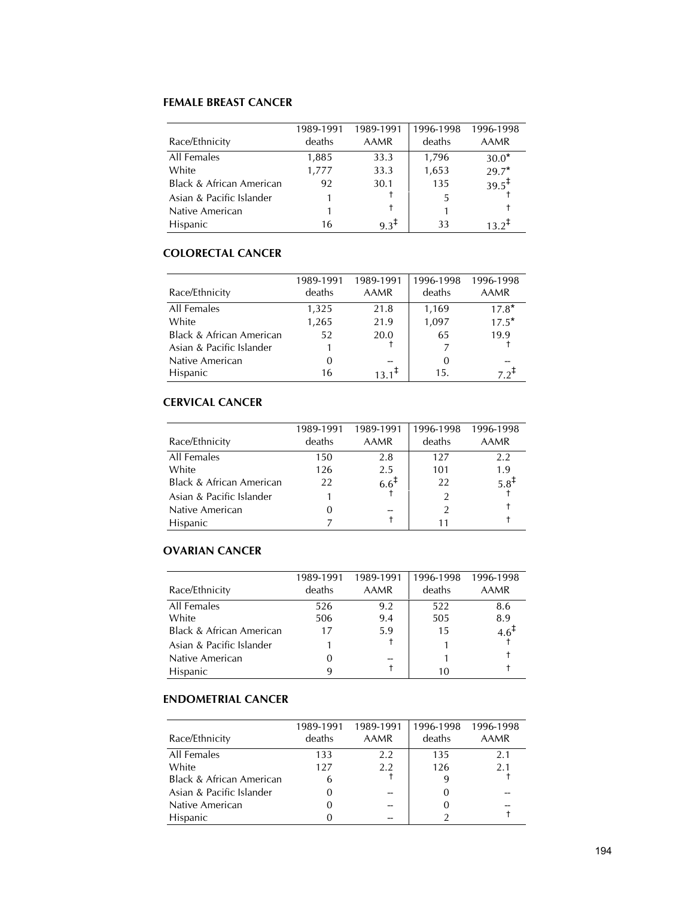**FEMALE BREAST CANCER**

| Race/Ethnicity | 1989-1991 deaths | 1989-1991 AAMR | 1996-1998 deaths | 1996-1998 AAMR |
|---|---|---|---|---|
| All Females | 1,885 | 33.3 | 1,796 | 30.0* |
| White | 1,777 | 33.3 | 1,653 | 29.7* |
| Black & African American | 92 | 30.1 | 135 | 39.5‡ |
| Asian & Pacific Islander | 1 | † | 5 | † |
| Native American | 1 | † | 1 | † |
| Hispanic | 16 | 9.3‡ | 33 | 13.2‡ |

**COLORECTAL CANCER**

| Race/Ethnicity | 1989-1991 deaths | 1989-1991 AAMR | 1996-1998 deaths | 1996-1998 AAMR |
|---|---|---|---|---|
| All Females | 1,325 | 21.8 | 1,169 | 17.8* |
| White | 1,265 | 21.9 | 1,097 | 17.5* |
| Black & African American | 52 | 20.0 | 65 | 19.9 |
| Asian & Pacific Islander | 1 | † | 7 | † |
| Native American | 0 | -- | 0 | -- |
| Hispanic | 16 | 13.1‡ | 15. | 7.2‡ |

**CERVICAL CANCER**

| Race/Ethnicity | 1989-1991 deaths | 1989-1991 AAMR | 1996-1998 deaths | 1996-1998 AAMR |
|---|---|---|---|---|
| All Females | 150 | 2.8 | 127 | 2.2 |
| White | 126 | 2.5 | 101 | 1.9 |
| Black & African American | 22 | 6.6‡ | 22 | 5.8‡ |
| Asian & Pacific Islander | 1 | † | 2 | † |
| Native American | 0 | -- | 2 | † |
| Hispanic | 7 | † | 11 | † |

**OVARIAN CANCER**

| Race/Ethnicity | 1989-1991 deaths | 1989-1991 AAMR | 1996-1998 deaths | 1996-1998 AAMR |
|---|---|---|---|---|
| All Females | 526 | 9.2 | 522 | 8.6 |
| White | 506 | 9.4 | 505 | 8.9 |
| Black & African American | 17 | 5.9 | 15 | 4.6‡ |
| Asian & Pacific Islander | 1 | † | 1 | † |
| Native American | 0 | -- | 1 | † |
| Hispanic | 9 | † | 10 | † |

**ENDOMETRIAL CANCER**

| Race/Ethnicity | 1989-1991 deaths | 1989-1991 AAMR | 1996-1998 deaths | 1996-1998 AAMR |
|---|---|---|---|---|
| All Females | 133 | 2.2 | 135 | 2.1 |
| White | 127 | 2.2 | 126 | 2.1 |
| Black & African American | 6 | † | 9 | † |
| Asian & Pacific Islander | 0 | -- | 0 | -- |
| Native American | 0 | -- | 0 | -- |
| Hispanic | 0 | -- | 2 | † |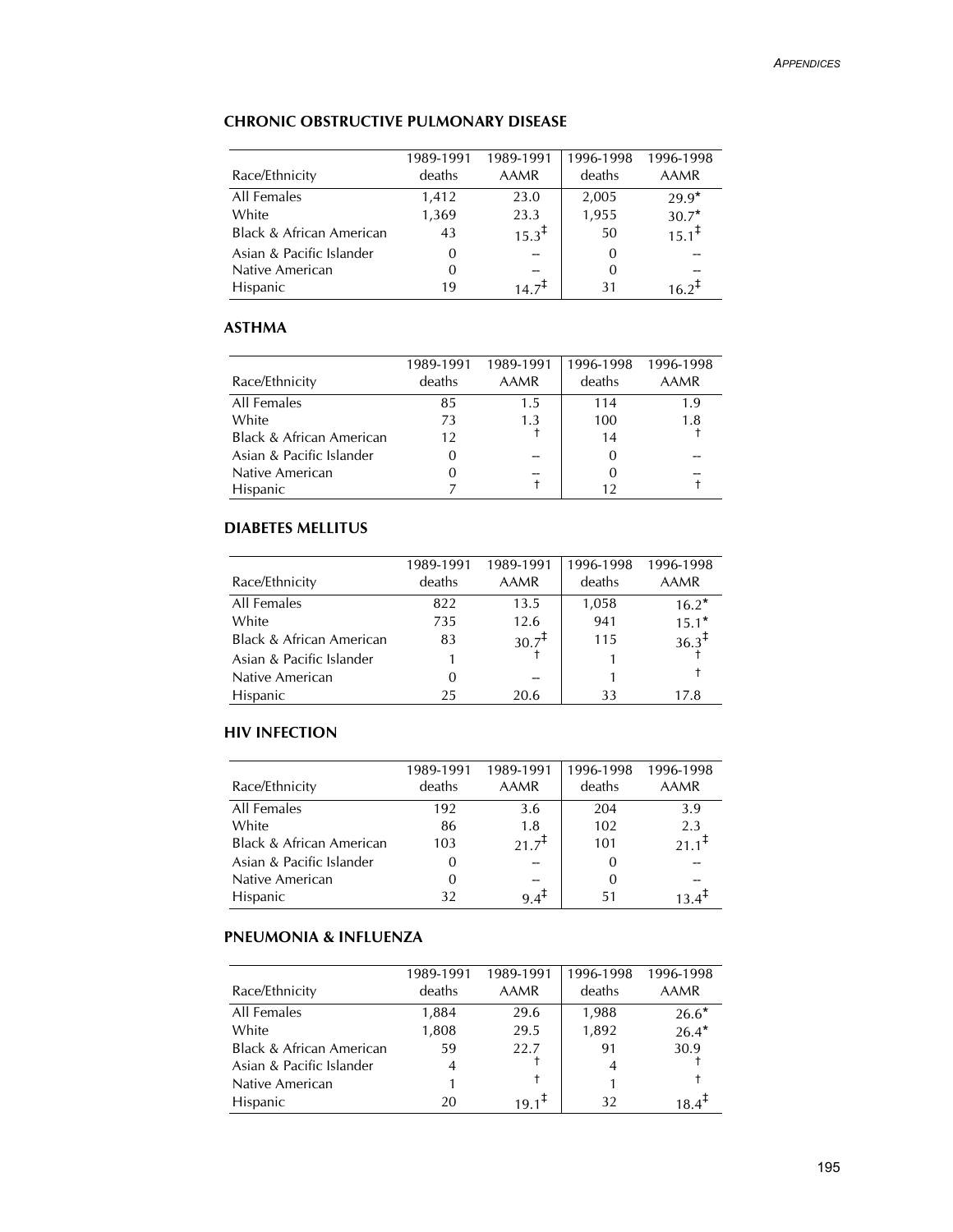## CHRONIC OBSTRUCTIVE PULMONARY DISEASE

| Race/Ethnicity | 1989-1991 deaths | 1989-1991 AAMR | 1996-1998 deaths | 1996-1998 AAMR |
|---|---|---|---|---|
| All Females | 1,412 | 23.0 | 2,005 | 29.9* |
| White | 1,369 | 23.3 | 1,955 | 30.7* |
| Black & African American | 43 | 15.3‡ | 50 | 15.1‡ |
| Asian & Pacific Islander | 0 | -- | 0 | -- |
| Native American | 0 | -- | 0 | -- |
| Hispanic | 19 | 14.7‡ | 31 | 16.2‡ |

## ASTHMA

| Race/Ethnicity | 1989-1991 deaths | 1989-1991 AAMR | 1996-1998 deaths | 1996-1998 AAMR |
|---|---|---|---|---|
| All Females | 85 | 1.5 | 114 | 1.9 |
| White | 73 | 1.3 | 100 | 1.8 |
| Black & African American | 12 | † | 14 | † |
| Asian & Pacific Islander | 0 | -- | 0 | -- |
| Native American | 0 | -- | 0 | -- |
| Hispanic | 7 | † | 12 | † |

## DIABETES MELLITUS

| Race/Ethnicity | 1989-1991 deaths | 1989-1991 AAMR | 1996-1998 deaths | 1996-1998 AAMR |
|---|---|---|---|---|
| All Females | 822 | 13.5 | 1,058 | 16.2* |
| White | 735 | 12.6 | 941 | 15.1* |
| Black & African American | 83 | 30.7‡ | 115 | 36.3‡ |
| Asian & Pacific Islander | 1 | † | 1 | † |
| Native American | 0 | -- | 1 | † |
| Hispanic | 25 | 20.6 | 33 | 17.8 |

## HIV INFECTION

| Race/Ethnicity | 1989-1991 deaths | 1989-1991 AAMR | 1996-1998 deaths | 1996-1998 AAMR |
|---|---|---|---|---|
| All Females | 192 | 3.6 | 204 | 3.9 |
| White | 86 | 1.8 | 102 | 2.3 |
| Black & African American | 103 | 21.7‡ | 101 | 21.1‡ |
| Asian & Pacific Islander | 0 | -- | 0 | -- |
| Native American | 0 | -- | 0 | -- |
| Hispanic | 32 | 9.4‡ | 51 | 13.4‡ |

## PNEUMONIA & INFLUENZA

| Race/Ethnicity | 1989-1991 deaths | 1989-1991 AAMR | 1996-1998 deaths | 1996-1998 AAMR |
|---|---|---|---|---|
| All Females | 1,884 | 29.6 | 1,988 | 26.6* |
| White | 1,808 | 29.5 | 1,892 | 26.4* |
| Black & African American | 59 | 22.7 | 91 | 30.9 |
| Asian & Pacific Islander | 4 | † | 4 | † |
| Native American | 1 | † | 1 | † |
| Hispanic | 20 | 19.1‡ | 32 | 18.4‡ |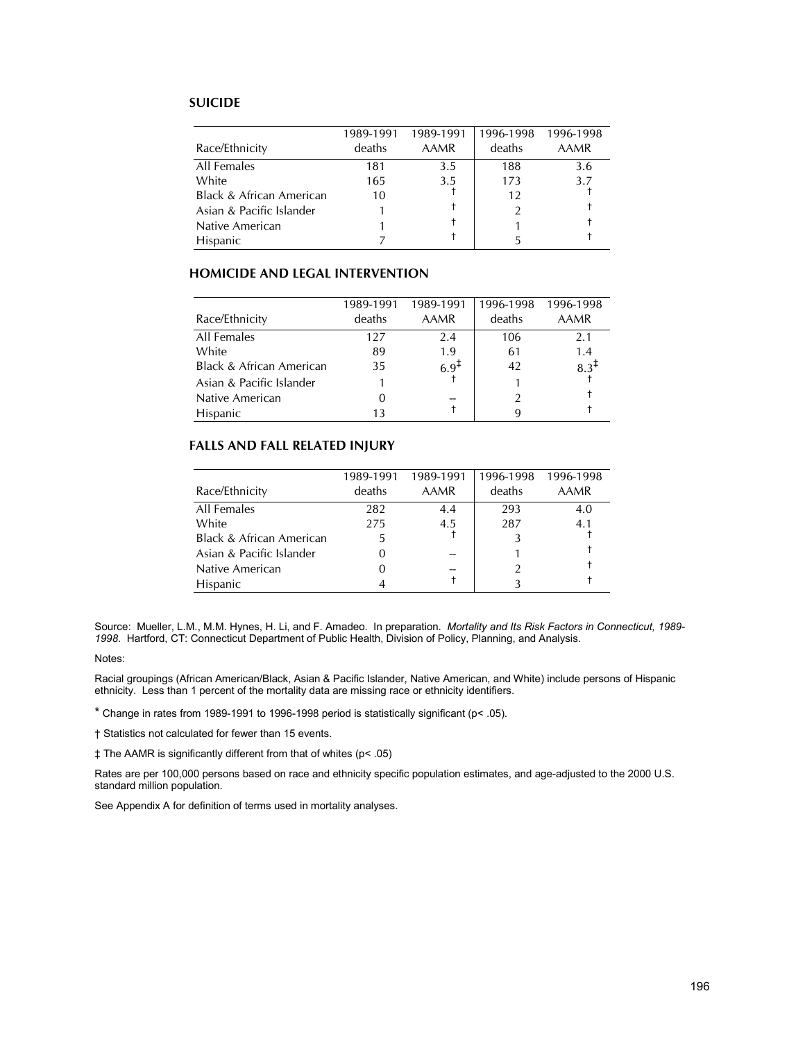### SUICIDE

| Race/Ethnicity | 1989-1991 deaths | 1989-1991 AAMR | 1996-1998 deaths | 1996-1998 AAMR |
|---|---|---|---|---|
| All Females | 181 | 3.5 | 188 | 3.6 |
| White | 165 | 3.5 | 173 | 3.7 |
| Black & African American | 10 | † | 12 | † |
| Asian & Pacific Islander | 1 | † | 2 | † |
| Native American | 1 | † | 1 | † |
| Hispanic | 7 | † | 5 | † |

### HOMICIDE AND LEGAL INTERVENTION

| Race/Ethnicity | 1989-1991 deaths | 1989-1991 AAMR | 1996-1998 deaths | 1996-1998 AAMR |
|---|---|---|---|---|
| All Females | 127 | 2.4 | 106 | 2.1 |
| White | 89 | 1.9 | 61 | 1.4 |
| Black & African American | 35 | 6.9‡ | 42 | 8.3‡ |
| Asian & Pacific Islander | 1 | † | 1 | † |
| Native American | 0 | -- | 2 | † |
| Hispanic | 13 | † | 9 | † |

### FALLS AND FALL RELATED INJURY

| Race/Ethnicity | 1989-1991 deaths | 1989-1991 AAMR | 1996-1998 deaths | 1996-1998 AAMR |
|---|---|---|---|---|
| All Females | 282 | 4.4 | 293 | 4.0 |
| White | 275 | 4.5 | 287 | 4.1 |
| Black & African American | 5 | † | 3 | † |
| Asian & Pacific Islander | 0 | -- | 1 | † |
| Native American | 0 | -- | 2 | † |
| Hispanic | 4 | † | 3 | † |

Source: Mueller, L.M., M.M. Hynes, H. Li, and F. Amadeo. In preparation. *Mortality and Its Risk Factors in Connecticut, 1989-1998*. Hartford, CT: Connecticut Department of Public Health, Division of Policy, Planning, and Analysis.

Notes:

Racial groupings (African American/Black, Asian & Pacific Islander, Native American, and White) include persons of Hispanic ethnicity. Less than 1 percent of the mortality data are missing race or ethnicity identifiers.

* Change in rates from 1989-1991 to 1996-1998 period is statistically significant ($p < .05$).

† Statistics not calculated for fewer than 15 events.

‡ The AAMR is significantly different from that of whites ($p < .05$)

Rates are per 100,000 persons based on race and ethnicity specific population estimates, and age-adjusted to the 2000 U.S. standard million population.

See Appendix A for definition of terms used in mortality analyses.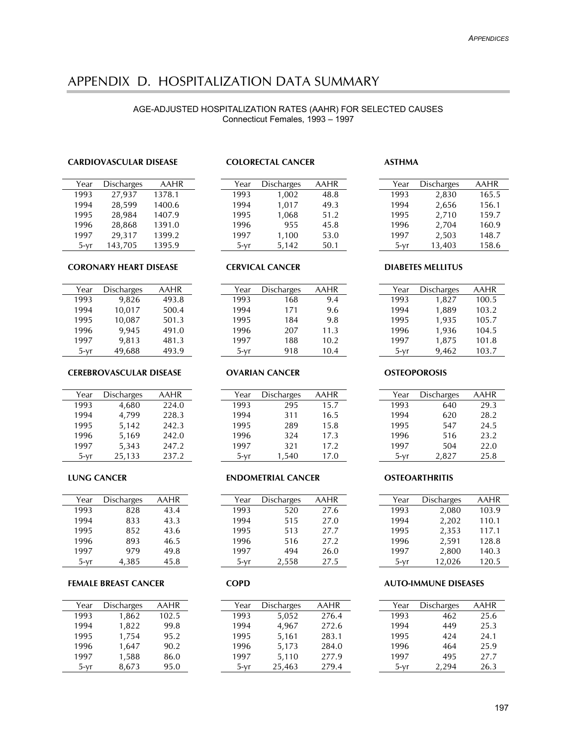# APPENDIX D. HOSPITALIZATION DATA SUMMARY

AGE-ADJUSTED HOSPITALIZATION RATES (AAHR) FOR SELECTED CAUSES
Connecticut Females, 1993 – 1997

**CARDIOVASCULAR DISEASE**

| Year | Discharges | AAHR |
|---|---|---|
| 1993 | 27,937 | 1378.1 |
| 1994 | 28,599 | 1400.6 |
| 1995 | 28,984 | 1407.9 |
| 1996 | 28,868 | 1391.0 |
| 1997 | 29,317 | 1399.2 |
| 5-yr | 143,705 | 1395.9 |

**CORONARY HEART DISEASE**

| Year | Discharges | AAHR |
|---|---|---|
| 1993 | 9,826 | 493.8 |
| 1994 | 10,017 | 500.4 |
| 1995 | 10,087 | 501.3 |
| 1996 | 9,945 | 491.0 |
| 1997 | 9,813 | 481.3 |
| 5-yr | 49,688 | 493.9 |

**CEREBROVASCULAR DISEASE**

| Year | Discharges | AAHR |
|---|---|---|
| 1993 | 4,680 | 224.0 |
| 1994 | 4,799 | 228.3 |
| 1995 | 5,142 | 242.3 |
| 1996 | 5,169 | 242.0 |
| 1997 | 5,343 | 247.2 |
| 5-yr | 25,133 | 237.2 |

**LUNG CANCER**

| Year | Discharges | AAHR |
|---|---|---|
| 1993 | 828 | 43.4 |
| 1994 | 833 | 43.3 |
| 1995 | 852 | 43.6 |
| 1996 | 893 | 46.5 |
| 1997 | 979 | 49.8 |
| 5-yr | 4,385 | 45.8 |

**FEMALE BREAST CANCER**

| Year | Discharges | AAHR |
|---|---|---|
| 1993 | 1,862 | 102.5 |
| 1994 | 1,822 | 99.8 |
| 1995 | 1,754 | 95.2 |
| 1996 | 1,647 | 90.2 |
| 1997 | 1,588 | 86.0 |
| 5-yr | 8,673 | 95.0 |

**COLORECTAL CANCER**

| Year | Discharges | AAHR |
|---|---|---|
| 1993 | 1,002 | 48.8 |
| 1994 | 1,017 | 49.3 |
| 1995 | 1,068 | 51.2 |
| 1996 | 955 | 45.8 |
| 1997 | 1,100 | 53.0 |
| 5-yr | 5,142 | 50.1 |

**CERVICAL CANCER**

| Year | Discharges | AAHR |
|---|---|---|
| 1993 | 168 | 9.4 |
| 1994 | 171 | 9.6 |
| 1995 | 184 | 9.8 |
| 1996 | 207 | 11.3 |
| 1997 | 188 | 10.2 |
| 5-yr | 918 | 10.4 |

**OVARIAN CANCER**

| Year | Discharges | AAHR |
|---|---|---|
| 1993 | 295 | 15.7 |
| 1994 | 311 | 16.5 |
| 1995 | 289 | 15.8 |
| 1996 | 324 | 17.3 |
| 1997 | 321 | 17.2 |
| 5-yr | 1,540 | 17.0 |

**ENDOMETRIAL CANCER**

| Year | Discharges | AAHR |
|---|---|---|
| 1993 | 520 | 27.6 |
| 1994 | 515 | 27.0 |
| 1995 | 513 | 27.7 |
| 1996 | 516 | 27.2 |
| 1997 | 494 | 26.0 |
| 5-yr | 2,558 | 27.5 |

**COPD**

| Year | Discharges | AAHR |
|---|---|---|
| 1993 | 5,052 | 276.4 |
| 1994 | 4,967 | 272.6 |
| 1995 | 5,161 | 283.1 |
| 1996 | 5,173 | 284.0 |
| 1997 | 5,110 | 277.9 |
| 5-yr | 25,463 | 279.4 |

**ASTHMA**

| Year | Discharges | AAHR |
|---|---|---|
| 1993 | 2,830 | 165.5 |
| 1994 | 2,656 | 156.1 |
| 1995 | 2,710 | 159.7 |
| 1996 | 2,704 | 160.9 |
| 1997 | 2,503 | 148.7 |
| 5-yr | 13,403 | 158.6 |

**DIABETES MELLITUS**

| Year | Discharges | AAHR |
|---|---|---|
| 1993 | 1,827 | 100.5 |
| 1994 | 1,889 | 103.2 |
| 1995 | 1,935 | 105.7 |
| 1996 | 1,936 | 104.5 |
| 1997 | 1,875 | 101.8 |
| 5-yr | 9,462 | 103.7 |

**OSTEOPOROSIS**

| Year | Discharges | AAHR |
|---|---|---|
| 1993 | 640 | 29.3 |
| 1994 | 620 | 28.2 |
| 1995 | 547 | 24.5 |
| 1996 | 516 | 23.2 |
| 1997 | 504 | 22.0 |
| 5-yr | 2,827 | 25.8 |

**OSTEOARTHRITIS**

| Year | Discharges | AAHR |
|---|---|---|
| 1993 | 2,080 | 103.9 |
| 1994 | 2,202 | 110.1 |
| 1995 | 2,353 | 117.1 |
| 1996 | 2,591 | 128.8 |
| 1997 | 2,800 | 140.3 |
| 5-yr | 12,026 | 120.5 |

**AUTO-IMMUNE DISEASES**

| Year | Discharges | AAHR |
|---|---|---|
| 1993 | 462 | 25.6 |
| 1994 | 449 | 25.3 |
| 1995 | 424 | 24.1 |
| 1996 | 464 | 25.9 |
| 1997 | 495 | 27.7 |
| 5-yr | 2,294 | 26.3 |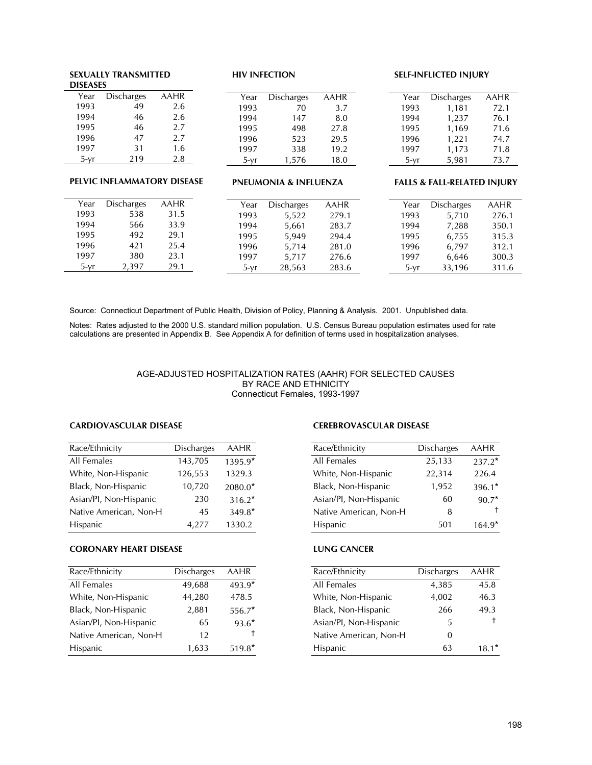**SEXUALLY TRANSMITTED DISEASES**

| Year | Discharges | AAHR |
|---|---|---|
| 1993 | 49 | 2.6 |
| 1994 | 46 | 2.6 |
| 1995 | 46 | 2.7 |
| 1996 | 47 | 2.7 |
| 1997 | 31 | 1.6 |
| 5-yr | 219 | 2.8 |

**HIV INFECTION**

| Year | Discharges | AAHR |
|---|---|---|
| 1993 | 70 | 3.7 |
| 1994 | 147 | 8.0 |
| 1995 | 498 | 27.8 |
| 1996 | 523 | 29.5 |
| 1997 | 338 | 19.2 |
| 5-yr | 1,576 | 18.0 |

**SELF-INFLICTED INJURY**

| Year | Discharges | AAHR |
|---|---|---|
| 1993 | 1,181 | 72.1 |
| 1994 | 1,237 | 76.1 |
| 1995 | 1,169 | 71.6 |
| 1996 | 1,221 | 74.7 |
| 1997 | 1,173 | 71.8 |
| 5-yr | 5,981 | 73.7 |

**PELVIC INFLAMMATORY DISEASE**

| Year | Discharges | AAHR |
|---|---|---|
| 1993 | 538 | 31.5 |
| 1994 | 566 | 33.9 |
| 1995 | 492 | 29.1 |
| 1996 | 421 | 25.4 |
| 1997 | 380 | 23.1 |
| 5-yr | 2,397 | 29.1 |

**PNEUMONIA & INFLUENZA**

| Year | Discharges | AAHR |
|---|---|---|
| 1993 | 5,522 | 279.1 |
| 1994 | 5,661 | 283.7 |
| 1995 | 5,949 | 294.4 |
| 1996 | 5,714 | 281.0 |
| 1997 | 5,717 | 276.6 |
| 5-yr | 28,563 | 283.6 |

**FALLS & FALL-RELATED INJURY**

| Year | Discharges | AAHR |
|---|---|---|
| 1993 | 5,710 | 276.1 |
| 1994 | 7,288 | 350.1 |
| 1995 | 6,755 | 315.3 |
| 1996 | 6,797 | 312.1 |
| 1997 | 6,646 | 300.3 |
| 5-yr | 33,196 | 311.6 |

Source: Connecticut Department of Public Health, Division of Policy, Planning & Analysis. 2001. Unpublished data.

Notes: Rates adjusted to the 2000 U.S. standard million population. U.S. Census Bureau population estimates used for rate calculations are presented in Appendix B. See Appendix A for definition of terms used in hospitalization analyses.

## AGE-ADJUSTED HOSPITALIZATION RATES (AAHR) FOR SELECTED CAUSES BY RACE AND ETHNICITY
Connecticut Females, 1993-1997

**CARDIOVASCULAR DISEASE**

| Race/Ethnicity | Discharges | AAHR |
|---|---|---|
| All Females | 143,705 | 1395.9* |
| White, Non-Hispanic | 126,553 | 1329.3 |
| Black, Non-Hispanic | 10,720 | 2080.0* |
| Asian/PI, Non-Hispanic | 230 | 316.2* |
| Native American, Non-H | 45 | 349.8* |
| Hispanic | 4,277 | 1330.2 |

**CEREBROVASCULAR DISEASE**

| Race/Ethnicity | Discharges | AAHR |
|---|---|---|
| All Females | 25,133 | 237.2* |
| White, Non-Hispanic | 22,314 | 226.4 |
| Black, Non-Hispanic | 1,952 | 396.1* |
| Asian/PI, Non-Hispanic | 60 | 90.7* |
| Native American, Non-H | 8 | † |
| Hispanic | 501 | 164.9* |

**CORONARY HEART DISEASE**

| Race/Ethnicity | Discharges | AAHR |
|---|---|---|
| All Females | 49,688 | 493.9* |
| White, Non-Hispanic | 44,280 | 478.5 |
| Black, Non-Hispanic | 2,881 | 556.7* |
| Asian/PI, Non-Hispanic | 65 | 93.6* |
| Native American, Non-H | 12 | † |
| Hispanic | 1,633 | 519.8* |

**LUNG CANCER**

| Race/Ethnicity | Discharges | AAHR |
|---|---|---|
| All Females | 4,385 | 45.8 |
| White, Non-Hispanic | 4,002 | 46.3 |
| Black, Non-Hispanic | 266 | 49.3 |
| Asian/PI, Non-Hispanic | 5 | † |
| Native American, Non-H | 0 | |
| Hispanic | 63 | 18.1* |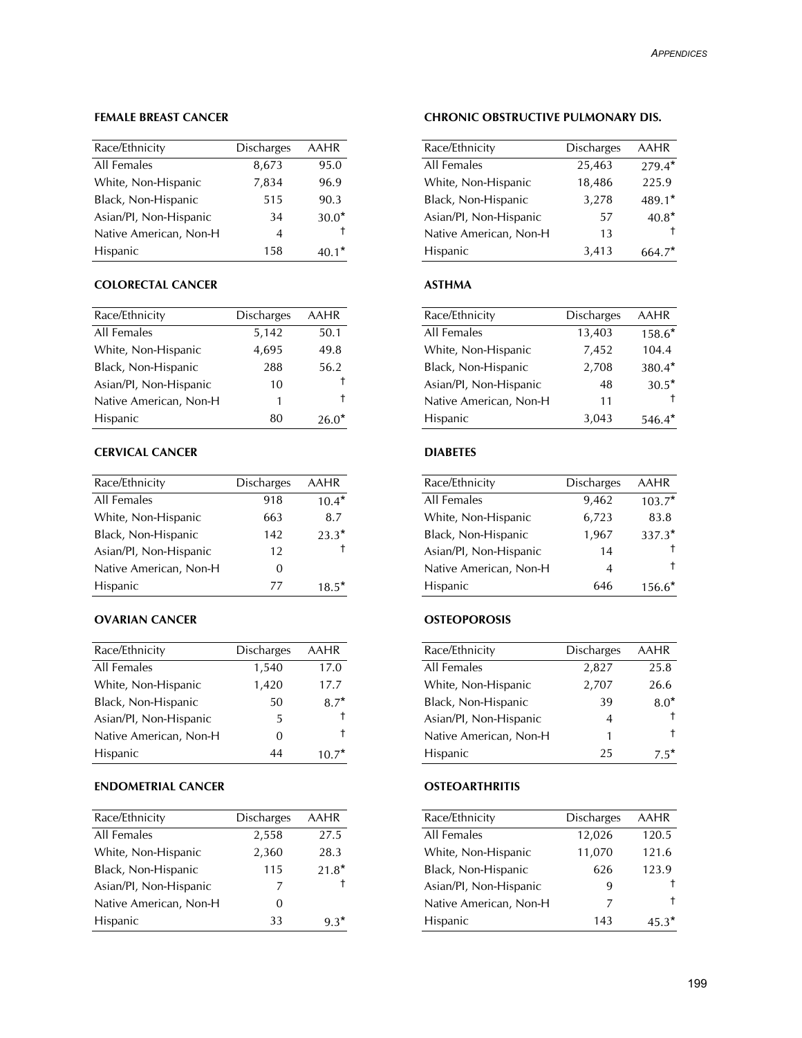### FEMALE BREAST CANCER

| Race/Ethnicity | Discharges | AAHR |
|---|---|---|
| All Females | 8,673 | 95.0 |
| White, Non-Hispanic | 7,834 | 96.9 |
| Black, Non-Hispanic | 515 | 90.3 |
| Asian/PI, Non-Hispanic | 34 | 30.0* |
| Native American, Non-H | 4 | † |
| Hispanic | 158 | 40.1* |

### COLORECTAL CANCER

| Race/Ethnicity | Discharges | AAHR |
|---|---|---|
| All Females | 5,142 | 50.1 |
| White, Non-Hispanic | 4,695 | 49.8 |
| Black, Non-Hispanic | 288 | 56.2 |
| Asian/PI, Non-Hispanic | 10 | † |
| Native American, Non-H | 1 | † |
| Hispanic | 80 | 26.0* |

### CERVICAL CANCER

| Race/Ethnicity | Discharges | AAHR |
|---|---|---|
| All Females | 918 | 10.4* |
| White, Non-Hispanic | 663 | 8.7 |
| Black, Non-Hispanic | 142 | 23.3* |
| Asian/PI, Non-Hispanic | 12 | † |
| Native American, Non-H | 0 | |
| Hispanic | 77 | 18.5* |

### OVARIAN CANCER

| Race/Ethnicity | Discharges | AAHR |
|---|---|---|
| All Females | 1,540 | 17.0 |
| White, Non-Hispanic | 1,420 | 17.7 |
| Black, Non-Hispanic | 50 | 8.7* |
| Asian/PI, Non-Hispanic | 5 | † |
| Native American, Non-H | 0 | † |
| Hispanic | 44 | 10.7* |

### ENDOMETRIAL CANCER

| Race/Ethnicity | Discharges | AAHR |
|---|---|---|
| All Females | 2,558 | 27.5 |
| White, Non-Hispanic | 2,360 | 28.3 |
| Black, Non-Hispanic | 115 | 21.8* |
| Asian/PI, Non-Hispanic | 7 | † |
| Native American, Non-H | 0 | |
| Hispanic | 33 | 9.3* |

### CHRONIC OBSTRUCTIVE PULMONARY DIS.

| Race/Ethnicity | Discharges | AAHR |
|---|---|---|
| All Females | 25,463 | 279.4* |
| White, Non-Hispanic | 18,486 | 225.9 |
| Black, Non-Hispanic | 3,278 | 489.1* |
| Asian/PI, Non-Hispanic | 57 | 40.8* |
| Native American, Non-H | 13 | † |
| Hispanic | 3,413 | 664.7* |

### ASTHMA

| Race/Ethnicity | Discharges | AAHR |
|---|---|---|
| All Females | 13,403 | 158.6* |
| White, Non-Hispanic | 7,452 | 104.4 |
| Black, Non-Hispanic | 2,708 | 380.4* |
| Asian/PI, Non-Hispanic | 48 | 30.5* |
| Native American, Non-H | 11 | † |
| Hispanic | 3,043 | 546.4* |

### DIABETES

| Race/Ethnicity | Discharges | AAHR |
|---|---|---|
| All Females | 9,462 | 103.7* |
| White, Non-Hispanic | 6,723 | 83.8 |
| Black, Non-Hispanic | 1,967 | 337.3* |
| Asian/PI, Non-Hispanic | 14 | † |
| Native American, Non-H | 4 | † |
| Hispanic | 646 | 156.6* |

### OSTEOPOROSIS

| Race/Ethnicity | Discharges | AAHR |
|---|---|---|
| All Females | 2,827 | 25.8 |
| White, Non-Hispanic | 2,707 | 26.6 |
| Black, Non-Hispanic | 39 | 8.0* |
| Asian/PI, Non-Hispanic | 4 | † |
| Native American, Non-H | 1 | † |
| Hispanic | 25 | 7.5* |

### OSTEOARTHRITIS

| Race/Ethnicity | Discharges | AAHR |
|---|---|---|
| All Females | 12,026 | 120.5 |
| White, Non-Hispanic | 11,070 | 121.6 |
| Black, Non-Hispanic | 626 | 123.9 |
| Asian/PI, Non-Hispanic | 9 | † |
| Native American, Non-H | 7 | † |
| Hispanic | 143 | 45.3* |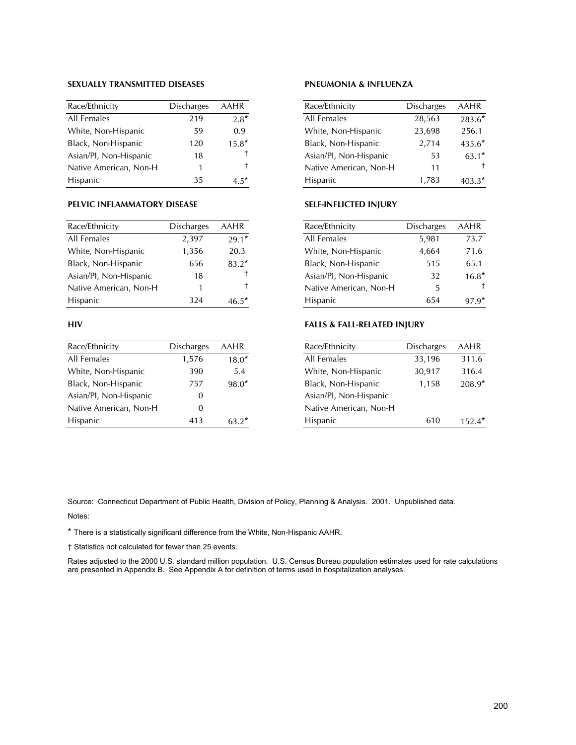### SEXUALLY TRANSMITTED DISEASES

| Race/Ethnicity | Discharges | AAHR |
|---|---|---|
| All Females | 219 | 2.8* |
| White, Non-Hispanic | 59 | 0.9 |
| Black, Non-Hispanic | 120 | 15.8* |
| Asian/PI, Non-Hispanic | 18 | † |
| Native American, Non-H | 1 | † |
| Hispanic | 35 | 4.5* |

### PELVIC INFLAMMATORY DISEASE

| Race/Ethnicity | Discharges | AAHR |
|---|---|---|
| All Females | 2,397 | 29.1* |
| White, Non-Hispanic | 1,356 | 20.3 |
| Black, Non-Hispanic | 656 | 83.2* |
| Asian/PI, Non-Hispanic | 18 | † |
| Native American, Non-H | 1 | † |
| Hispanic | 324 | 46.5* |

### HIV

| Race/Ethnicity | Discharges | AAHR |
|---|---|---|
| All Females | 1,576 | 18.0* |
| White, Non-Hispanic | 390 | 5.4 |
| Black, Non-Hispanic | 757 | 98.0* |
| Asian/PI, Non-Hispanic | 0 | |
| Native American, Non-H | 0 | |
| Hispanic | 413 | 63.2* |

### PNEUMONIA & INFLUENZA

| Race/Ethnicity | Discharges | AAHR |
|---|---|---|
| All Females | 28,563 | 283.6* |
| White, Non-Hispanic | 23,698 | 256.1 |
| Black, Non-Hispanic | 2,714 | 435.6* |
| Asian/PI, Non-Hispanic | 53 | 63.1* |
| Native American, Non-H | 11 | † |
| Hispanic | 1,783 | 403.3* |

### SELF-INFLICTED INJURY

| Race/Ethnicity | Discharges | AAHR |
|---|---|---|
| All Females | 5,981 | 73.7 |
| White, Non-Hispanic | 4,664 | 71.6 |
| Black, Non-Hispanic | 515 | 65.1 |
| Asian/PI, Non-Hispanic | 32 | 16.8* |
| Native American, Non-H | 5 | † |
| Hispanic | 654 | 97.9* |

### FALLS & FALL-RELATED INJURY

| Race/Ethnicity | Discharges | AAHR |
|---|---|---|
| All Females | 33,196 | 311.6 |
| White, Non-Hispanic | 30,917 | 316.4 |
| Black, Non-Hispanic | 1,158 | 208.9* |
| Asian/PI, Non-Hispanic | | |
| Native American, Non-H | | |
| Hispanic | 610 | 152.4* |

Source: Connecticut Department of Public Health, Division of Policy, Planning & Analysis. 2001. Unpublished data.

Notes:

\* There is a statistically significant difference from the White, Non-Hispanic AAHR.

† Statistics not calculated for fewer than 25 events.

Rates adjusted to the 2000 U.S. standard million population. U.S. Census Bureau population estimates used for rate calculations are presented in Appendix B. See Appendix A for definition of terms used in hospitalization analyses.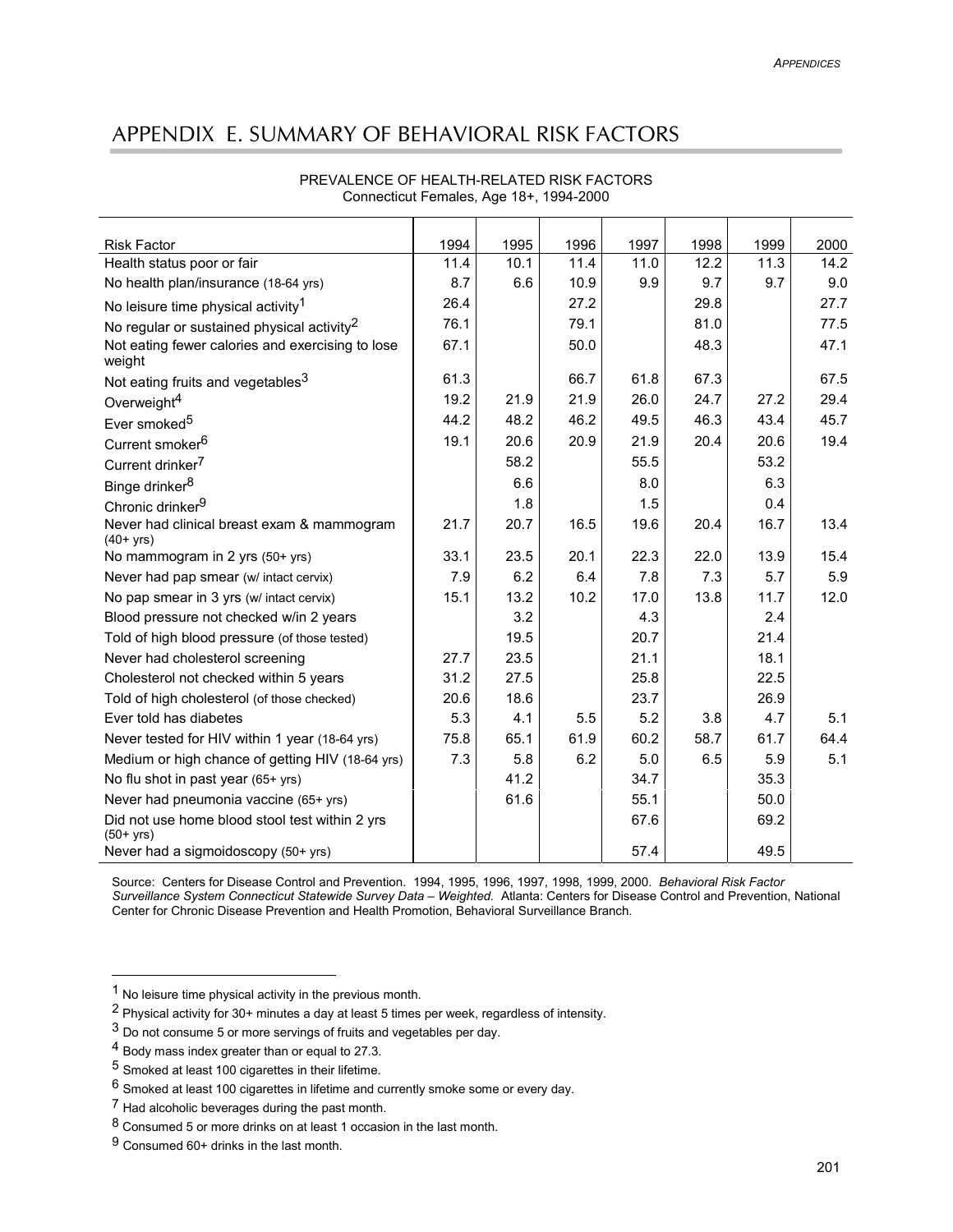# APPENDIX E. SUMMARY OF BEHAVIORAL RISK FACTORS

PREVALENCE OF HEALTH-RELATED RISK FACTORS
Connecticut Females, Age 18+, 1994-2000

| Risk Factor | 1994 | 1995 | 1996 | 1997 | 1998 | 1999 | 2000 |
|---|---|---|---|---|---|---|---|
| Health status poor or fair | 11.4 | 10.1 | 11.4 | 11.0 | 12.2 | 11.3 | 14.2 |
| No health plan/insurance (18-64 yrs) | 8.7 | 6.6 | 10.9 | 9.9 | 9.7 | 9.7 | 9.0 |
| No leisure time physical activity[1] | 26.4 | | 27.2 | | 29.8 | | 27.7 |
| No regular or sustained physical activity[2] | 76.1 | | 79.1 | | 81.0 | | 77.5 |
| Not eating fewer calories and exercising to lose weight | 67.1 | | 50.0 | | 48.3 | | 47.1 |
| Not eating fruits and vegetables[3] | 61.3 | | 66.7 | 61.8 | 67.3 | | 67.5 |
| Overweight[4] | 19.2 | 21.9 | 21.9 | 26.0 | 24.7 | 27.2 | 29.4 |
| Ever smoked[5] | 44.2 | 48.2 | 46.2 | 49.5 | 46.3 | 43.4 | 45.7 |
| Current smoker[6] | 19.1 | 20.6 | 20.9 | 21.9 | 20.4 | 20.6 | 19.4 |
| Current drinker[7] | | 58.2 | | 55.5 | | 53.2 | |
| Binge drinker[8] | | 6.6 | | 8.0 | | 6.3 | |
| Chronic drinker[9] | | 1.8 | | 1.5 | | 0.4 | |
| Never had clinical breast exam & mammogram (40+ yrs) | 21.7 | 20.7 | 16.5 | 19.6 | 20.4 | 16.7 | 13.4 |
| No mammogram in 2 yrs (50+ yrs) | 33.1 | 23.5 | 20.1 | 22.3 | 22.0 | 13.9 | 15.4 |
| Never had pap smear (w/ intact cervix) | 7.9 | 6.2 | 6.4 | 7.8 | 7.3 | 5.7 | 5.9 |
| No pap smear in 3 yrs (w/ intact cervix) | 15.1 | 13.2 | 10.2 | 17.0 | 13.8 | 11.7 | 12.0 |
| Blood pressure not checked w/in 2 years | | 3.2 | | 4.3 | | 2.4 | |
| Told of high blood pressure (of those tested) | | 19.5 | | 20.7 | | 21.4 | |
| Never had cholesterol screening | 27.7 | 23.5 | | 21.1 | | 18.1 | |
| Cholesterol not checked within 5 years | 31.2 | 27.5 | | 25.8 | | 22.5 | |
| Told of high cholesterol (of those checked) | 20.6 | 18.6 | | 23.7 | | 26.9 | |
| Ever told has diabetes | 5.3 | 4.1 | 5.5 | 5.2 | 3.8 | 4.7 | 5.1 |
| Never tested for HIV within 1 year (18-64 yrs) | 75.8 | 65.1 | 61.9 | 60.2 | 58.7 | 61.7 | 64.4 |
| Medium or high chance of getting HIV (18-64 yrs) | 7.3 | 5.8 | 6.2 | 5.0 | 6.5 | 5.9 | 5.1 |
| No flu shot in past year (65+ yrs) | | 41.2 | | 34.7 | | 35.3 | |
| Never had pneumonia vaccine (65+ yrs) | | 61.6 | | 55.1 | | 50.0 | |
| Did not use home blood stool test within 2 yrs (50+ yrs) | | | | 67.6 | | 69.2 | |
| Never had a sigmoidoscopy (50+ yrs) | | | | 57.4 | | 49.5 | |

Source: Centers for Disease Control and Prevention. 1994, 1995, 1996, 1997, 1998, 1999, 2000. *Behavioral Risk Factor Surveillance System Connecticut Statewide Survey Data – Weighted.* Atlanta: Centers for Disease Control and Prevention, National Center for Chronic Disease Prevention and Health Promotion, Behavioral Surveillance Branch.

[1] No leisure time physical activity in the previous month.
[2] Physical activity for 30+ minutes a day at least 5 times per week, regardless of intensity.
[3] Do not consume 5 or more servings of fruits and vegetables per day.
[4] Body mass index greater than or equal to 27.3.
[5] Smoked at least 100 cigarettes in their lifetime.
[6] Smoked at least 100 cigarettes in lifetime and currently smoke some or every day.
[7] Had alcoholic beverages during the past month.
[8] Consumed 5 or more drinks on at least 1 occasion in the last month.
[9] Consumed 60+ drinks in the last month.